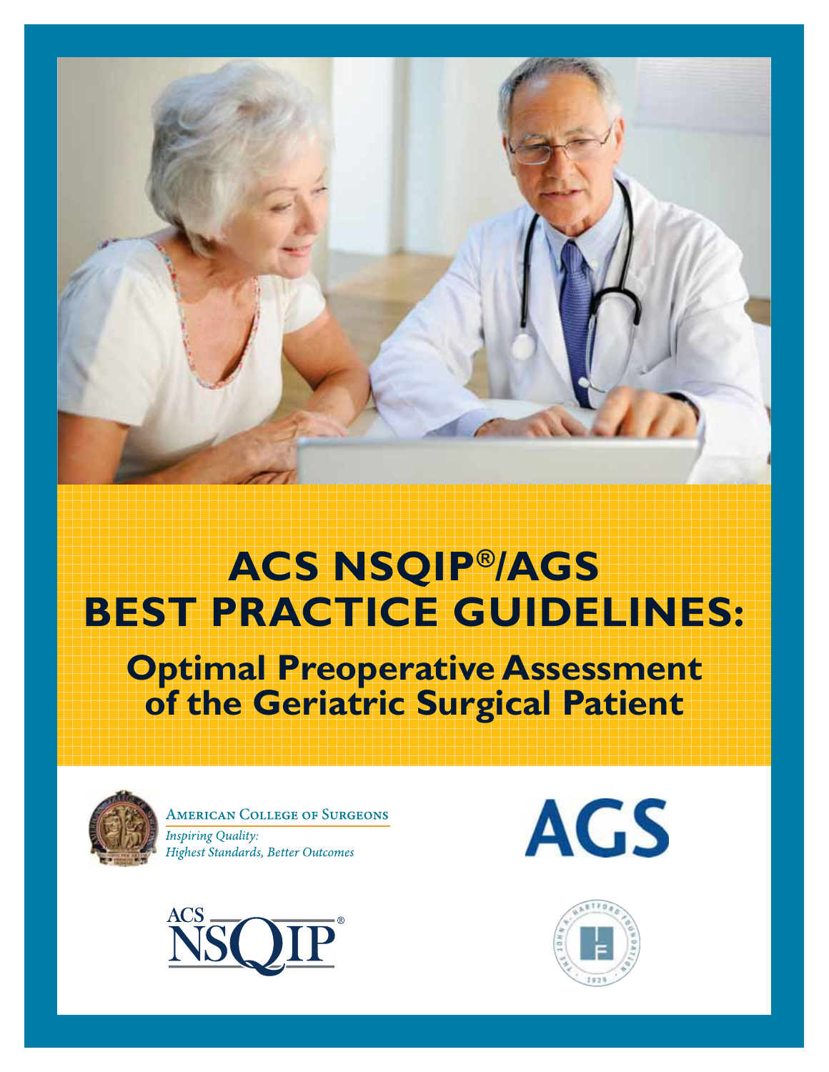# ACS NSQIP®/AGS BEST PRACTICE GUIDELINES:

## Optimal Preoperative Assessment of the Geriatric Surgical Patient

American College of Surgeons

*Inspiring Quality: Highest Standards, Better Outcomes*

AGS

ACS NSQIP®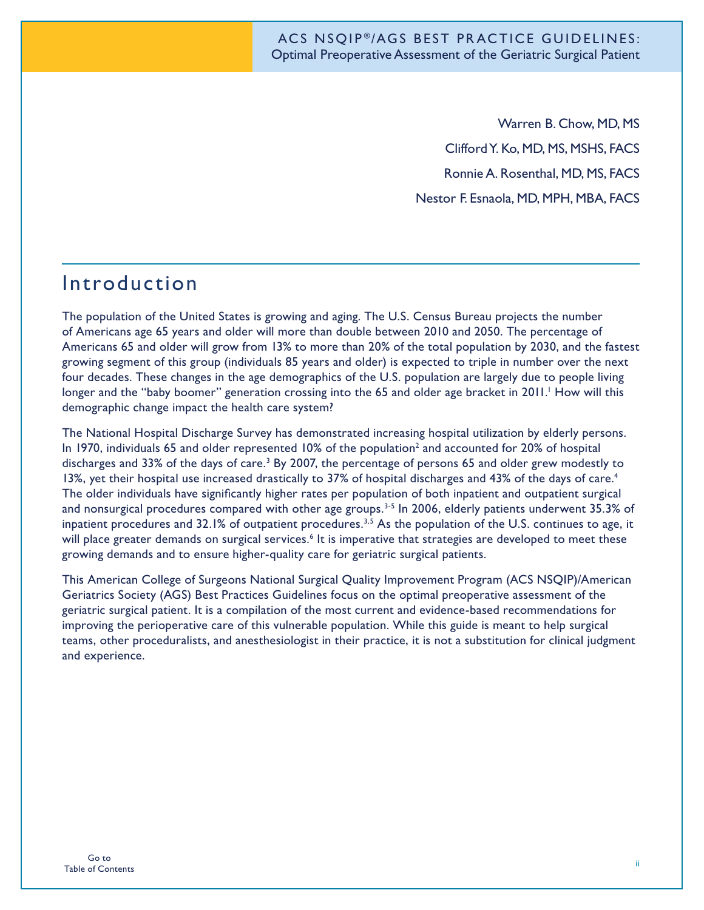Warren B. Chow, MD, MS

Clifford Y. Ko, MD, MS, MSHS, FACS

Ronnie A. Rosenthal, MD, MS, FACS

Nestor F. Esnaola, MD, MPH, MBA, FACS

## Introduction

The population of the United States is growing and aging. The U.S. Census Bureau projects the number of Americans age 65 years and older will more than double between 2010 and 2050. The percentage of Americans 65 and older will grow from 13% to more than 20% of the total population by 2030, and the fastest growing segment of this group (individuals 85 years and older) is expected to triple in number over the next four decades. These changes in the age demographics of the U.S. population are largely due to people living longer and the "baby boomer" generation crossing into the 65 and older age bracket in 2011.[1] How will this demographic change impact the health care system?

The National Hospital Discharge Survey has demonstrated increasing hospital utilization by elderly persons. In 1970, individuals 65 and older represented 10% of the population[2] and accounted for 20% of hospital discharges and 33% of the days of care.[3] By 2007, the percentage of persons 65 and older grew modestly to 13%, yet their hospital use increased drastically to 37% of hospital discharges and 43% of the days of care.[4] The older individuals have significantly higher rates per population of both inpatient and outpatient surgical and nonsurgical procedures compared with other age groups.[3-5] In 2006, elderly patients underwent 35.3% of inpatient procedures and 32.1% of outpatient procedures.[3,5] As the population of the U.S. continues to age, it will place greater demands on surgical services.[6] It is imperative that strategies are developed to meet these growing demands and to ensure higher-quality care for geriatric surgical patients.

This American College of Surgeons National Surgical Quality Improvement Program (ACS NSQIP)/American Geriatrics Society (AGS) Best Practices Guidelines focus on the optimal preoperative assessment of the geriatric surgical patient. It is a compilation of the most current and evidence-based recommendations for improving the perioperative care of this vulnerable population. While this guide is meant to help surgical teams, other proceduralists, and anesthesiologist in their practice, it is not a substitution for clinical judgment and experience.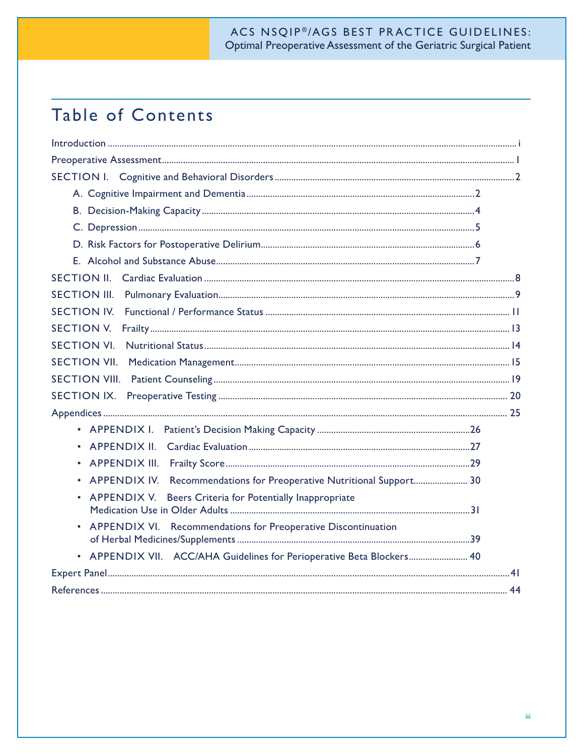# Table of Contents

Introduction .......... i

Preoperative Assessment .......... 1

SECTION I. Cognitive and Behavioral Disorders .......... 2

- A. Cognitive Impairment and Dementia .......... 2
- B. Decision-Making Capacity .......... 4
- C. Depression .......... 5
- D. Risk Factors for Postoperative Delirium .......... 6
- E. Alcohol and Substance Abuse .......... 7

SECTION II. Cardiac Evaluation .......... 8

SECTION III. Pulmonary Evaluation .......... 9

SECTION IV. Functional / Performance Status .......... 11

SECTION V. Frailty .......... 13

SECTION VI. Nutritional Status .......... 14

SECTION VII. Medication Management .......... 15

SECTION VIII. Patient Counseling .......... 19

SECTION IX. Preoperative Testing .......... 20

Appendices .......... 25

- APPENDIX I. Patient's Decision Making Capacity .......... 26
- APPENDIX II. Cardiac Evaluation .......... 27
- APPENDIX III. Frailty Score .......... 29
- APPENDIX IV. Recommendations for Preoperative Nutritional Support .......... 30
- APPENDIX V. Beers Criteria for Potentially Inappropriate Medication Use in Older Adults .......... 31
- APPENDIX VI. Recommendations for Preoperative Discontinuation of Herbal Medicines/Supplements .......... 39
- APPENDIX VII. ACC/AHA Guidelines for Perioperative Beta Blockers .......... 40

Expert Panel .......... 41

References .......... 44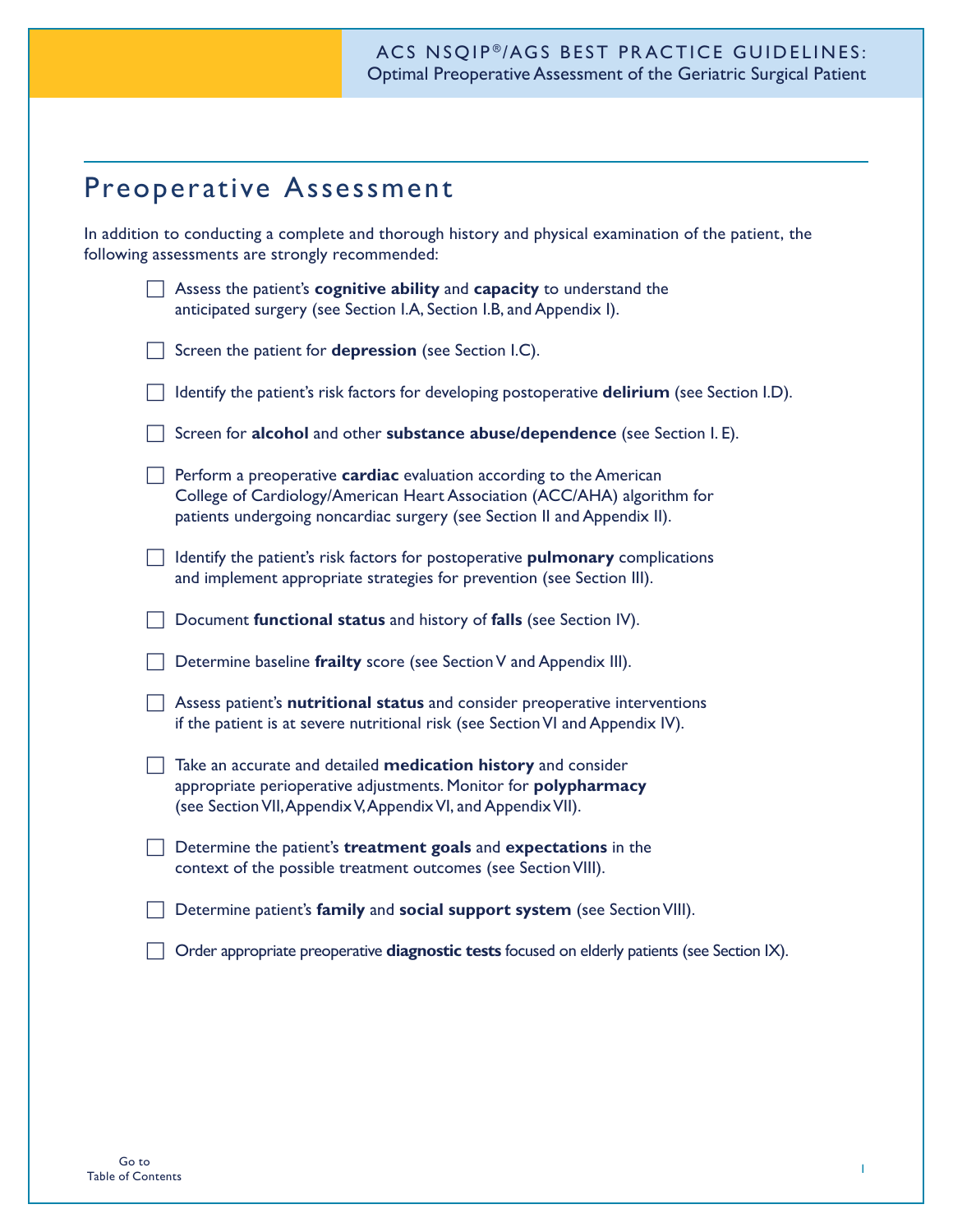## Preoperative Assessment

In addition to conducting a complete and thorough history and physical examination of the patient, the following assessments are strongly recommended:

- [ ] Assess the patient's **cognitive ability** and **capacity** to understand the anticipated surgery (see Section I.A, Section I.B, and Appendix I).
- [ ] Screen the patient for **depression** (see Section I.C).
- [ ] Identify the patient's risk factors for developing postoperative **delirium** (see Section I.D).
- [ ] Screen for **alcohol** and other **substance abuse/dependence** (see Section I. E).
- [ ] Perform a preoperative **cardiac** evaluation according to the American College of Cardiology/American Heart Association (ACC/AHA) algorithm for patients undergoing noncardiac surgery (see Section II and Appendix II).
- [ ] Identify the patient's risk factors for postoperative **pulmonary** complications and implement appropriate strategies for prevention (see Section III).
- [ ] Document **functional status** and history of **falls** (see Section IV).
- [ ] Determine baseline **frailty** score (see Section V and Appendix III).
- [ ] Assess patient's **nutritional status** and consider preoperative interventions if the patient is at severe nutritional risk (see Section VI and Appendix IV).
- [ ] Take an accurate and detailed **medication history** and consider appropriate perioperative adjustments. Monitor for **polypharmacy** (see Section VII, Appendix V, Appendix VI, and Appendix VII).
- [ ] Determine the patient's **treatment goals** and **expectations** in the context of the possible treatment outcomes (see Section VIII).
- [ ] Determine patient's **family** and **social support system** (see Section VIII).
- [ ] Order appropriate preoperative **diagnostic tests** focused on elderly patients (see Section IX).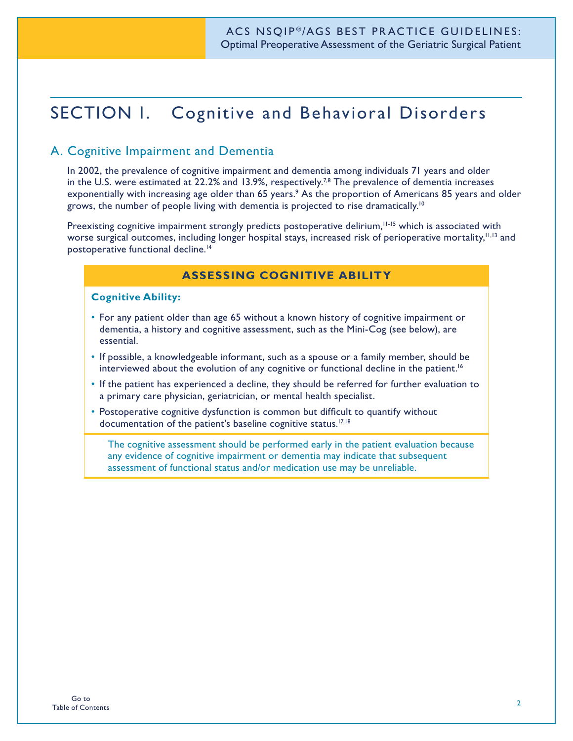# SECTION I. Cognitive and Behavioral Disorders

## A. Cognitive Impairment and Dementia

In 2002, the prevalence of cognitive impairment and dementia among individuals 71 years and older in the U.S. were estimated at 22.2% and 13.9%, respectively.[7,8] The prevalence of dementia increases exponentially with increasing age older than 65 years.[9] As the proportion of Americans 85 years and older grows, the number of people living with dementia is projected to rise dramatically.[10]

Preexisting cognitive impairment strongly predicts postoperative delirium,[11-15] which is associated with worse surgical outcomes, including longer hospital stays, increased risk of perioperative mortality,[11,13] and postoperative functional decline.[14]

### ASSESSING COGNITIVE ABILITY

**Cognitive Ability:**

- For any patient older than age 65 without a known history of cognitive impairment or dementia, a history and cognitive assessment, such as the Mini-Cog (see below), are essential.
- If possible, a knowledgeable informant, such as a spouse or a family member, should be interviewed about the evolution of any cognitive or functional decline in the patient.[16]
- If the patient has experienced a decline, they should be referred for further evaluation to a primary care physician, geriatrician, or mental health specialist.
- Postoperative cognitive dysfunction is common but difficult to quantify without documentation of the patient's baseline cognitive status.[17,18]

The cognitive assessment should be performed early in the patient evaluation because any evidence of cognitive impairment or dementia may indicate that subsequent assessment of functional status and/or medication use may be unreliable.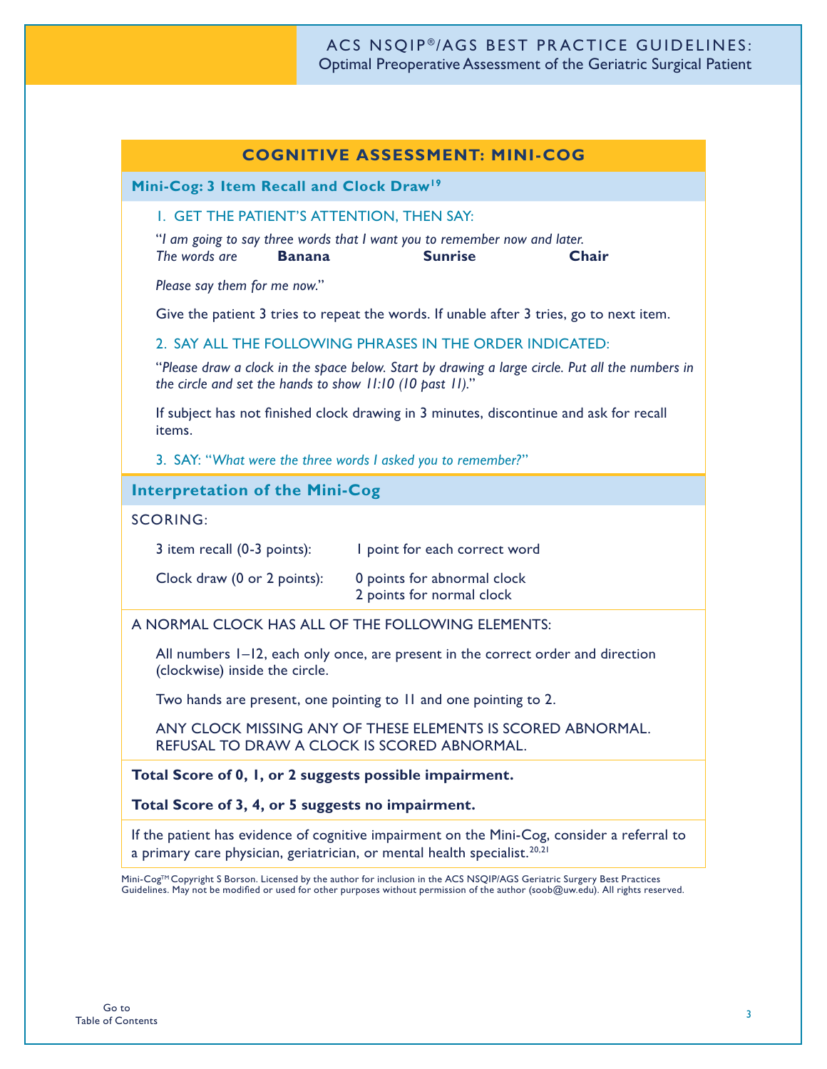## COGNITIVE ASSESSMENT: MINI-COG

### Mini-Cog: 3 Item Recall and Clock Draw[19]

1. GET THE PATIENT'S ATTENTION, THEN SAY:

"*I am going to say three words that I want you to remember now and later.*
*The words are* **Banana** **Sunrise** **Chair**

*Please say them for me now.*"

Give the patient 3 tries to repeat the words. If unable after 3 tries, go to next item.

2. SAY ALL THE FOLLOWING PHRASES IN THE ORDER INDICATED:

"*Please draw a clock in the space below. Start by drawing a large circle. Put all the numbers in the circle and set the hands to show 11:10 (10 past 11).*"

If subject has not finished clock drawing in 3 minutes, discontinue and ask for recall items.

3. SAY: "*What were the three words I asked you to remember?*"

### Interpretation of the Mini-Cog

SCORING:

| | |
|---|---|
| 3 item recall (0-3 points): | 1 point for each correct word |
| Clock draw (0 or 2 points): | 0 points for abnormal clock<br>2 points for normal clock |

A NORMAL CLOCK HAS ALL OF THE FOLLOWING ELEMENTS:

All numbers 1–12, each only once, are present in the correct order and direction (clockwise) inside the circle.

Two hands are present, one pointing to 11 and one pointing to 2.

ANY CLOCK MISSING ANY OF THESE ELEMENTS IS SCORED ABNORMAL.
REFUSAL TO DRAW A CLOCK IS SCORED ABNORMAL.

**Total Score of 0, 1, or 2 suggests possible impairment.**

**Total Score of 3, 4, or 5 suggests no impairment.**

If the patient has evidence of cognitive impairment on the Mini-Cog, consider a referral to a primary care physician, geriatrician, or mental health specialist.[20,21]

Mini-Cog™ Copyright S Borson. Licensed by the author for inclusion in the ACS NSQIP/AGS Geriatric Surgery Best Practices Guidelines. May not be modified or used for other purposes without permission of the author (soob@uw.edu). All rights reserved.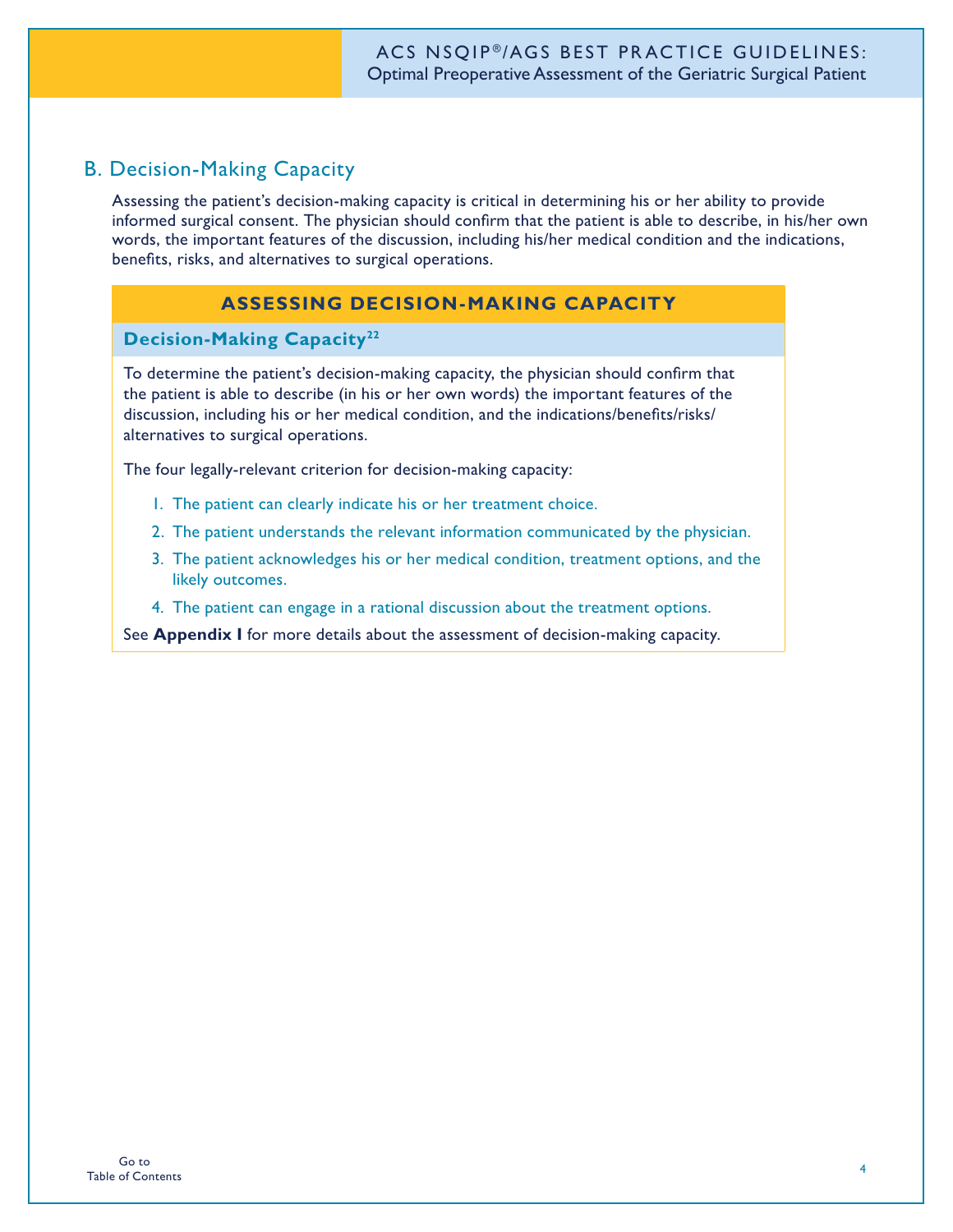## B. Decision-Making Capacity

Assessing the patient's decision-making capacity is critical in determining his or her ability to provide informed surgical consent. The physician should confirm that the patient is able to describe, in his/her own words, the important features of the discussion, including his/her medical condition and the indications, benefits, risks, and alternatives to surgical operations.

### ASSESSING DECISION-MAKING CAPACITY

#### Decision-Making Capacity[22]

To determine the patient's decision-making capacity, the physician should confirm that the patient is able to describe (in his or her own words) the important features of the discussion, including his or her medical condition, and the indications/benefits/risks/alternatives to surgical operations.

The four legally-relevant criterion for decision-making capacity:

1. The patient can clearly indicate his or her treatment choice.
2. The patient understands the relevant information communicated by the physician.
3. The patient acknowledges his or her medical condition, treatment options, and the likely outcomes.
4. The patient can engage in a rational discussion about the treatment options.

See **Appendix I** for more details about the assessment of decision-making capacity.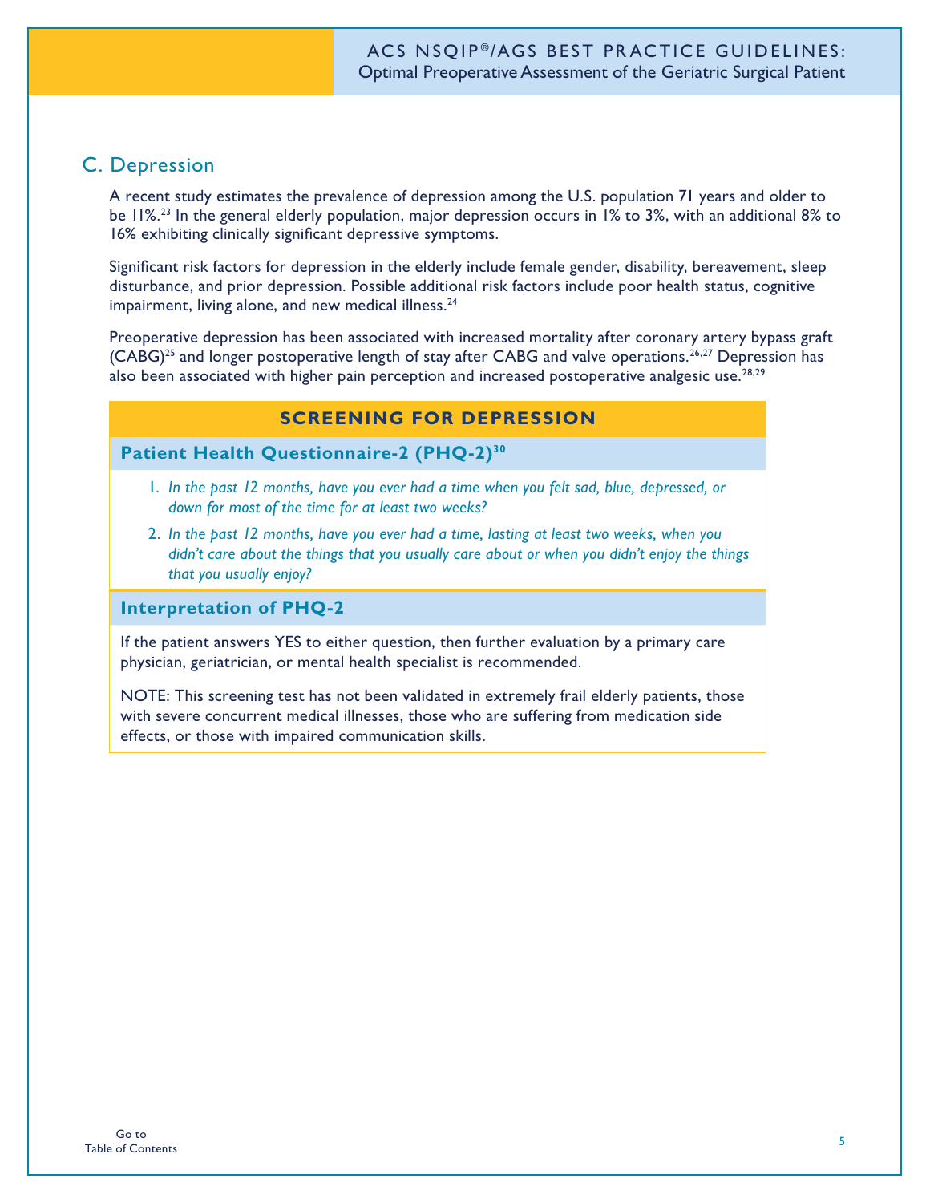## C. Depression

A recent study estimates the prevalence of depression among the U.S. population 71 years and older to be 11%.[23] In the general elderly population, major depression occurs in 1% to 3%, with an additional 8% to 16% exhibiting clinically significant depressive symptoms.

Significant risk factors for depression in the elderly include female gender, disability, bereavement, sleep disturbance, and prior depression. Possible additional risk factors include poor health status, cognitive impairment, living alone, and new medical illness.[24]

Preoperative depression has been associated with increased mortality after coronary artery bypass graft (CABG)[25] and longer postoperative length of stay after CABG and valve operations.[26,27] Depression has also been associated with higher pain perception and increased postoperative analgesic use.[28,29]

### SCREENING FOR DEPRESSION

#### Patient Health Questionnaire-2 (PHQ-2)[30]

1. *In the past 12 months, have you ever had a time when you felt sad, blue, depressed, or down for most of the time for at least two weeks?*
2. *In the past 12 months, have you ever had a time, lasting at least two weeks, when you didn't care about the things that you usually care about or when you didn't enjoy the things that you usually enjoy?*

#### Interpretation of PHQ-2

If the patient answers YES to either question, then further evaluation by a primary care physician, geriatrician, or mental health specialist is recommended.

NOTE: This screening test has not been validated in extremely frail elderly patients, those with severe concurrent medical illnesses, those who are suffering from medication side effects, or those with impaired communication skills.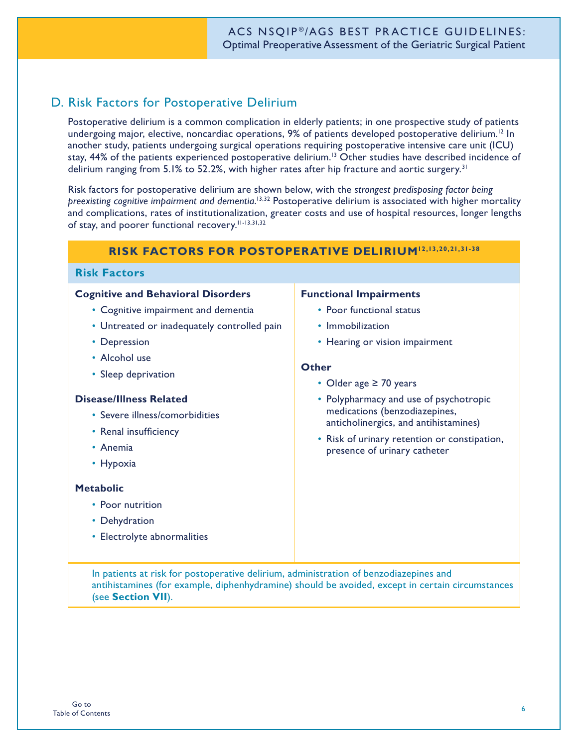## D. Risk Factors for Postoperative Delirium

Postoperative delirium is a common complication in elderly patients; in one prospective study of patients undergoing major, elective, noncardiac operations, 9% of patients developed postoperative delirium.[12] In another study, patients undergoing surgical operations requiring postoperative intensive care unit (ICU) stay, 44% of the patients experienced postoperative delirium.[13] Other studies have described incidence of delirium ranging from 5.1% to 52.2%, with higher rates after hip fracture and aortic surgery.[31]

Risk factors for postoperative delirium are shown below, with the *strongest predisposing factor being preexisting cognitive impairment and dementia*.[13,32] Postoperative delirium is associated with higher mortality and complications, rates of institutionalization, greater costs and use of hospital resources, longer lengths of stay, and poorer functional recovery.[11-13,31,32]

### RISK FACTORS FOR POSTOPERATIVE DELIRIUM[12,13,20,21,31-38]

#### Risk Factors

**Cognitive and Behavioral Disorders**
- Cognitive impairment and dementia
- Untreated or inadequately controlled pain
- Depression
- Alcohol use
- Sleep deprivation

**Disease/Illness Related**
- Severe illness/comorbidities
- Renal insufficiency
- Anemia
- Hypoxia

**Metabolic**
- Poor nutrition
- Dehydration
- Electrolyte abnormalities

**Functional Impairments**
- Poor functional status
- Immobilization
- Hearing or vision impairment

**Other**
- Older age ≥ 70 years
- Polypharmacy and use of psychotropic medications (benzodiazepines, anticholinergics, and antihistamines)
- Risk of urinary retention or constipation, presence of urinary catheter

In patients at risk for postoperative delirium, administration of benzodiazepines and antihistamines (for example, diphenhydramine) should be avoided, except in certain circumstances (see **Section VII**).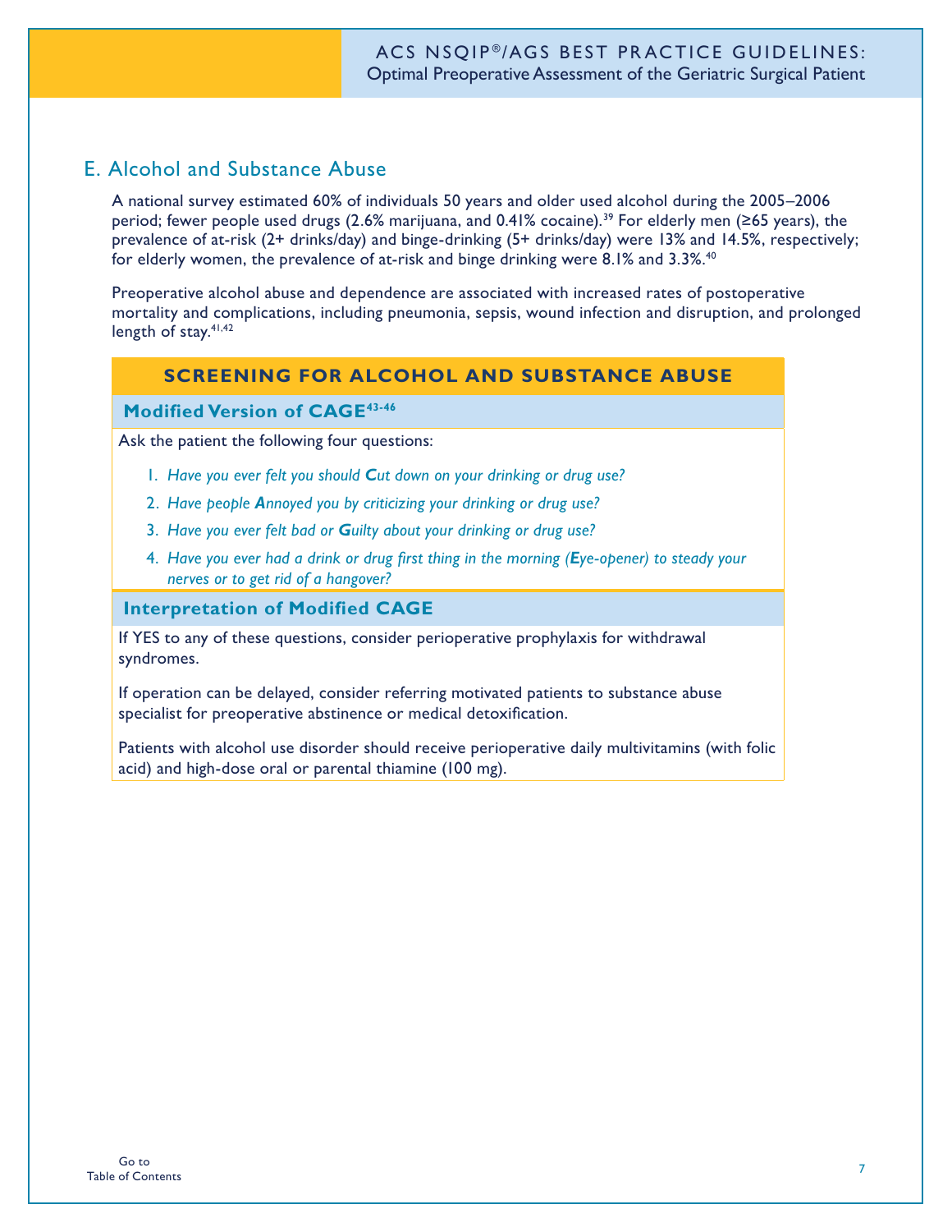## E. Alcohol and Substance Abuse

A national survey estimated 60% of individuals 50 years and older used alcohol during the 2005–2006 period; fewer people used drugs (2.6% marijuana, and 0.41% cocaine).[39] For elderly men (≥65 years), the prevalence of at-risk (2+ drinks/day) and binge-drinking (5+ drinks/day) were 13% and 14.5%, respectively; for elderly women, the prevalence of at-risk and binge drinking were 8.1% and 3.3%.[40]

Preoperative alcohol abuse and dependence are associated with increased rates of postoperative mortality and complications, including pneumonia, sepsis, wound infection and disruption, and prolonged length of stay.[41,42]

### SCREENING FOR ALCOHOL AND SUBSTANCE ABUSE

#### Modified Version of CAGE[43-46]

Ask the patient the following four questions:

1. *Have you ever felt you should **C**ut down on your drinking or drug use?*
2. *Have people **A**nnoyed you by criticizing your drinking or drug use?*
3. *Have you ever felt bad or **G**uilty about your drinking or drug use?*
4. *Have you ever had a drink or drug first thing in the morning (**E**ye-opener) to steady your nerves or to get rid of a hangover?*

#### Interpretation of Modified CAGE

If YES to any of these questions, consider perioperative prophylaxis for withdrawal syndromes.

If operation can be delayed, consider referring motivated patients to substance abuse specialist for preoperative abstinence or medical detoxification.

Patients with alcohol use disorder should receive perioperative daily multivitamins (with folic acid) and high-dose oral or parental thiamine (100 mg).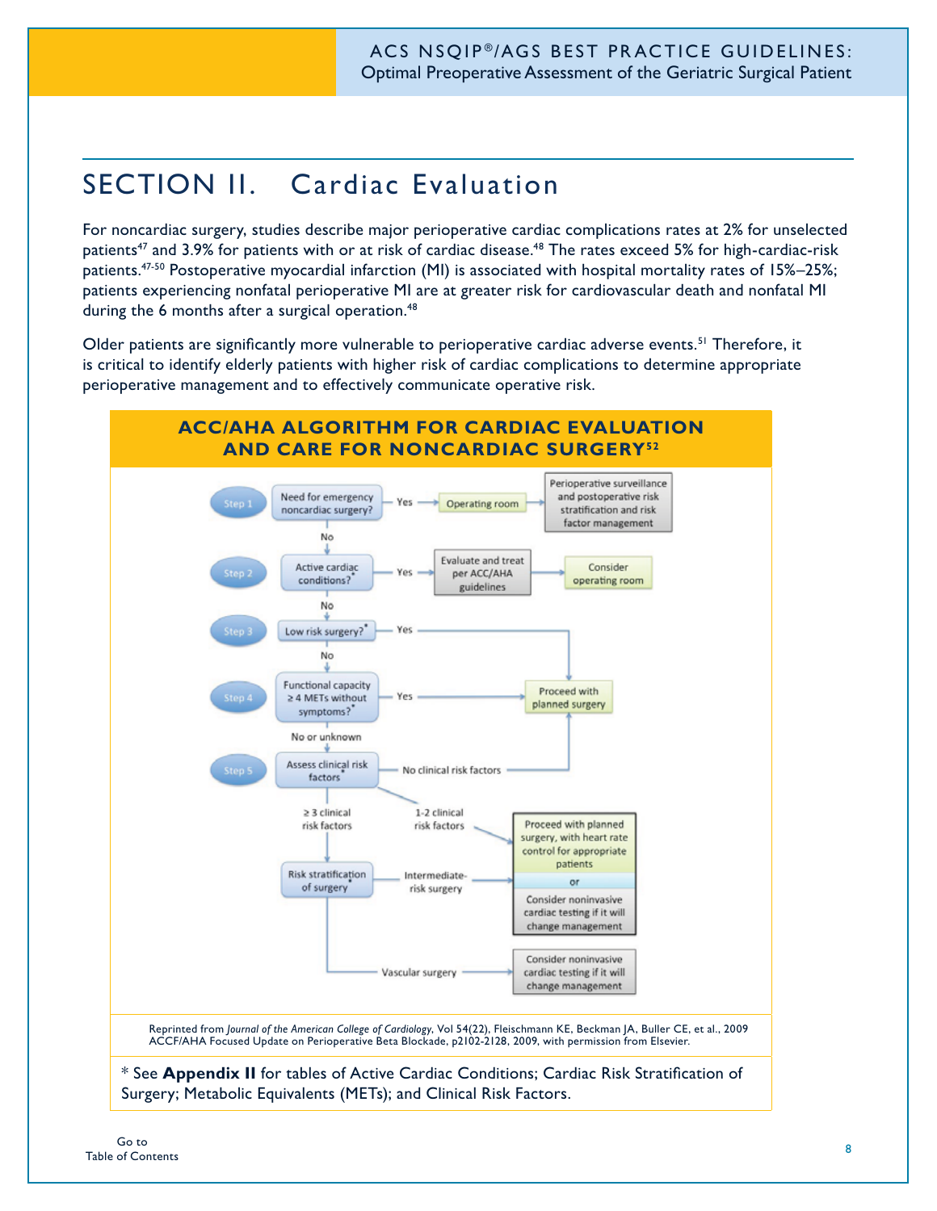# SECTION II. Cardiac Evaluation

For noncardiac surgery, studies describe major perioperative cardiac complications rates at 2% for unselected patients[47] and 3.9% for patients with or at risk of cardiac disease.[48] The rates exceed 5% for high-cardiac-risk patients.[47-50] Postoperative myocardial infarction (MI) is associated with hospital mortality rates of 15%–25%; patients experiencing nonfatal perioperative MI are at greater risk for cardiovascular death and nonfatal MI during the 6 months after a surgical operation.[48]

Older patients are significantly more vulnerable to perioperative cardiac adverse events.[51] Therefore, it is critical to identify elderly patients with higher risk of cardiac complications to determine appropriate perioperative management and to effectively communicate operative risk.

## ACC/AHA ALGORITHM FOR CARDIAC EVALUATION AND CARE FOR NONCARDIAC SURGERY[52]

- **Step 1:** Need for emergency noncardiac surgery?
  - Yes → Operating room → Perioperative surveillance and postoperative risk stratification and risk factor management
  - No → Step 2
- **Step 2:** Active cardiac conditions?*
  - Yes → Evaluate and treat per ACC/AHA guidelines → Consider operating room
  - No → Step 3
- **Step 3:** Low risk surgery?*
  - Yes → Proceed with planned surgery
  - No → Step 4
- **Step 4:** Functional capacity ≥ 4 METs without symptoms?*
  - Yes → Proceed with planned surgery
  - No or unknown → Step 5
- **Step 5:** Assess clinical risk factors*
  - No clinical risk factors → Proceed with planned surgery
  - 1-2 clinical risk factors → Proceed with planned surgery, with heart rate control for appropriate patients **or** Consider noninvasive cardiac testing if it will change management
  - ≥ 3 clinical risk factors → Risk stratification of surgery*
    - Intermediate-risk surgery → Proceed with planned surgery, with heart rate control for appropriate patients **or** Consider noninvasive cardiac testing if it will change management
    - Vascular surgery → Consider noninvasive cardiac testing if it will change management

Reprinted from *Journal of the American College of Cardiology*, Vol 54(22), Fleischmann KE, Beckman JA, Buller CE, et al., 2009 ACCF/AHA Focused Update on Perioperative Beta Blockade, p2102-2128, 2009, with permission from Elsevier.

* See **Appendix II** for tables of Active Cardiac Conditions; Cardiac Risk Stratification of Surgery; Metabolic Equivalents (METs); and Clinical Risk Factors.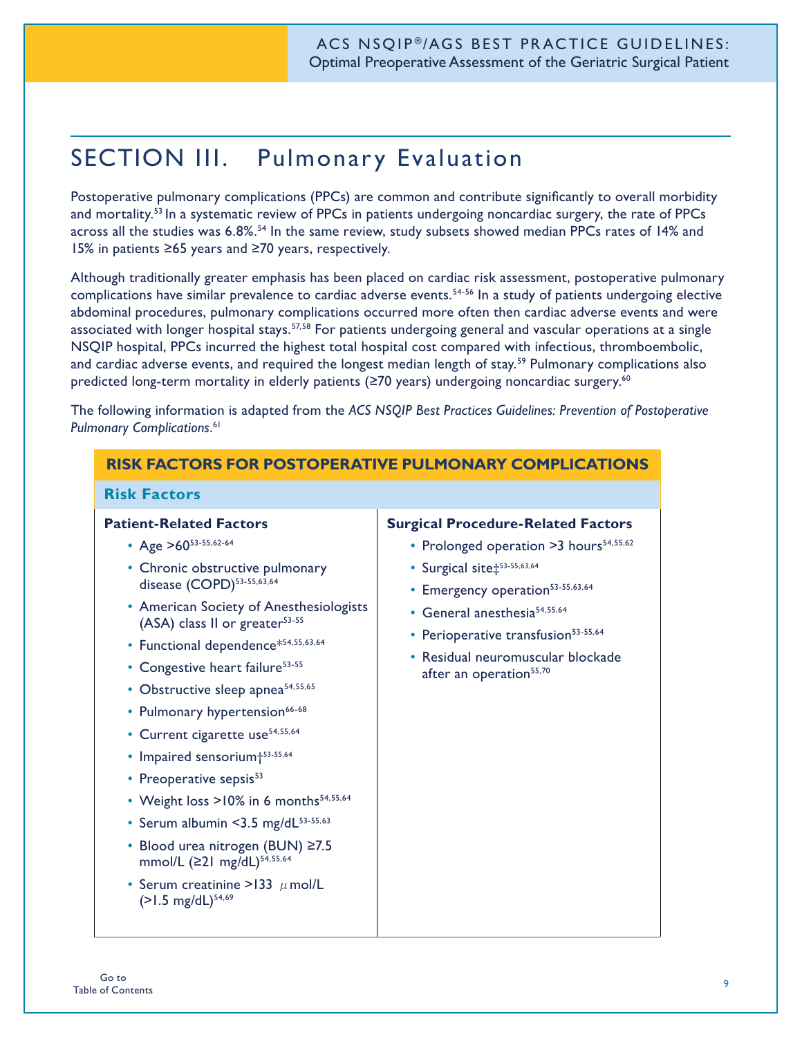# SECTION III. Pulmonary Evaluation

Postoperative pulmonary complications (PPCs) are common and contribute significantly to overall morbidity and mortality.[53] In a systematic review of PPCs in patients undergoing noncardiac surgery, the rate of PPCs across all the studies was 6.8%.[54] In the same review, study subsets showed median PPCs rates of 14% and 15% in patients ≥65 years and ≥70 years, respectively.

Although traditionally greater emphasis has been placed on cardiac risk assessment, postoperative pulmonary complications have similar prevalence to cardiac adverse events.[54-56] In a study of patients undergoing elective abdominal procedures, pulmonary complications occurred more often then cardiac adverse events and were associated with longer hospital stays.[57,58] For patients undergoing general and vascular operations at a single NSQIP hospital, PPCs incurred the highest total hospital cost compared with infectious, thromboembolic, and cardiac adverse events, and required the longest median length of stay.[59] Pulmonary complications also predicted long-term mortality in elderly patients (≥70 years) undergoing noncardiac surgery.[60]

The following information is adapted from the *ACS NSQIP Best Practices Guidelines: Prevention of Postoperative Pulmonary Complications*.[61]

## RISK FACTORS FOR POSTOPERATIVE PULMONARY COMPLICATIONS

### Risk Factors

**Patient-Related Factors**

- Age >60[53-55,62-64]
- Chronic obstructive pulmonary disease (COPD)[53-55,63,64]
- American Society of Anesthesiologists (ASA) class II or greater[53-55]
- Functional dependence*[54,55,63,64]
- Congestive heart failure[53-55]
- Obstructive sleep apnea[54,55,65]
- Pulmonary hypertension[66-68]
- Current cigarette use[54,55,64]
- Impaired sensorium†[53-55,64]
- Preoperative sepsis[53]
- Weight loss >10% in 6 months[54,55,64]
- Serum albumin <3.5 mg/dL[53-55,63]
- Blood urea nitrogen (BUN) ≥7.5 mmol/L (≥21 mg/dL)[54,55,64]
- Serum creatinine >133 μmol/L (>1.5 mg/dL)[54,69]

**Surgical Procedure-Related Factors**

- Prolonged operation >3 hours[54,55,62]
- Surgical site‡[53-55,63,64]
- Emergency operation[53-55,63,64]
- General anesthesia[54,55,64]
- Perioperative transfusion[53-55,64]
- Residual neuromuscular blockade after an operation[55,70]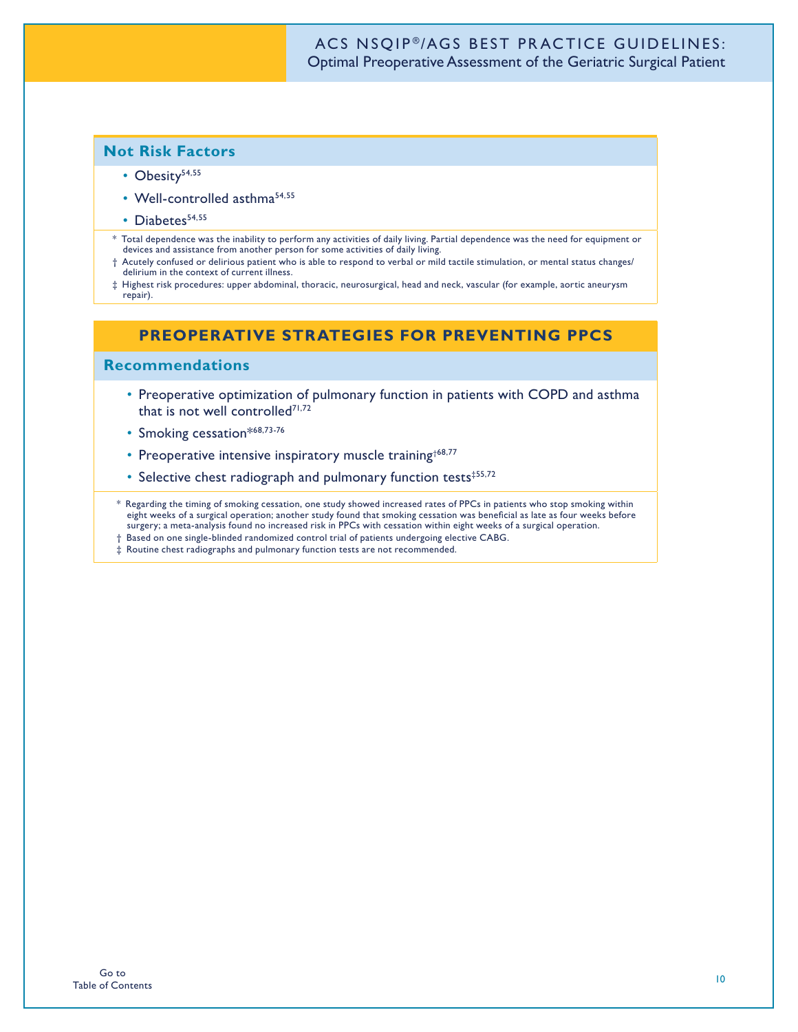## Not Risk Factors

- Obesity[54,55]
- Well-controlled asthma[54,55]
- Diabetes[54,55]

\* Total dependence was the inability to perform any activities of daily living. Partial dependence was the need for equipment or devices and assistance from another person for some activities of daily living.

† Acutely confused or delirious patient who is able to respond to verbal or mild tactile stimulation, or mental status changes/delirium in the context of current illness.

‡ Highest risk procedures: upper abdominal, thoracic, neurosurgical, head and neck, vascular (for example, aortic aneurysm repair).

# PREOPERATIVE STRATEGIES FOR PREVENTING PPCS

## Recommendations

- Preoperative optimization of pulmonary function in patients with COPD and asthma that is not well controlled[71,72]
- Smoking cessation*[68,73-76]
- Preoperative intensive inspiratory muscle training†[68,77]
- Selective chest radiograph and pulmonary function tests‡[55,72]

\* Regarding the timing of smoking cessation, one study showed increased rates of PPCs in patients who stop smoking within eight weeks of a surgical operation; another study found that smoking cessation was beneficial as late as four weeks before surgery; a meta-analysis found no increased risk in PPCs with cessation within eight weeks of a surgical operation.

† Based on one single-blinded randomized control trial of patients undergoing elective CABG.

‡ Routine chest radiographs and pulmonary function tests are not recommended.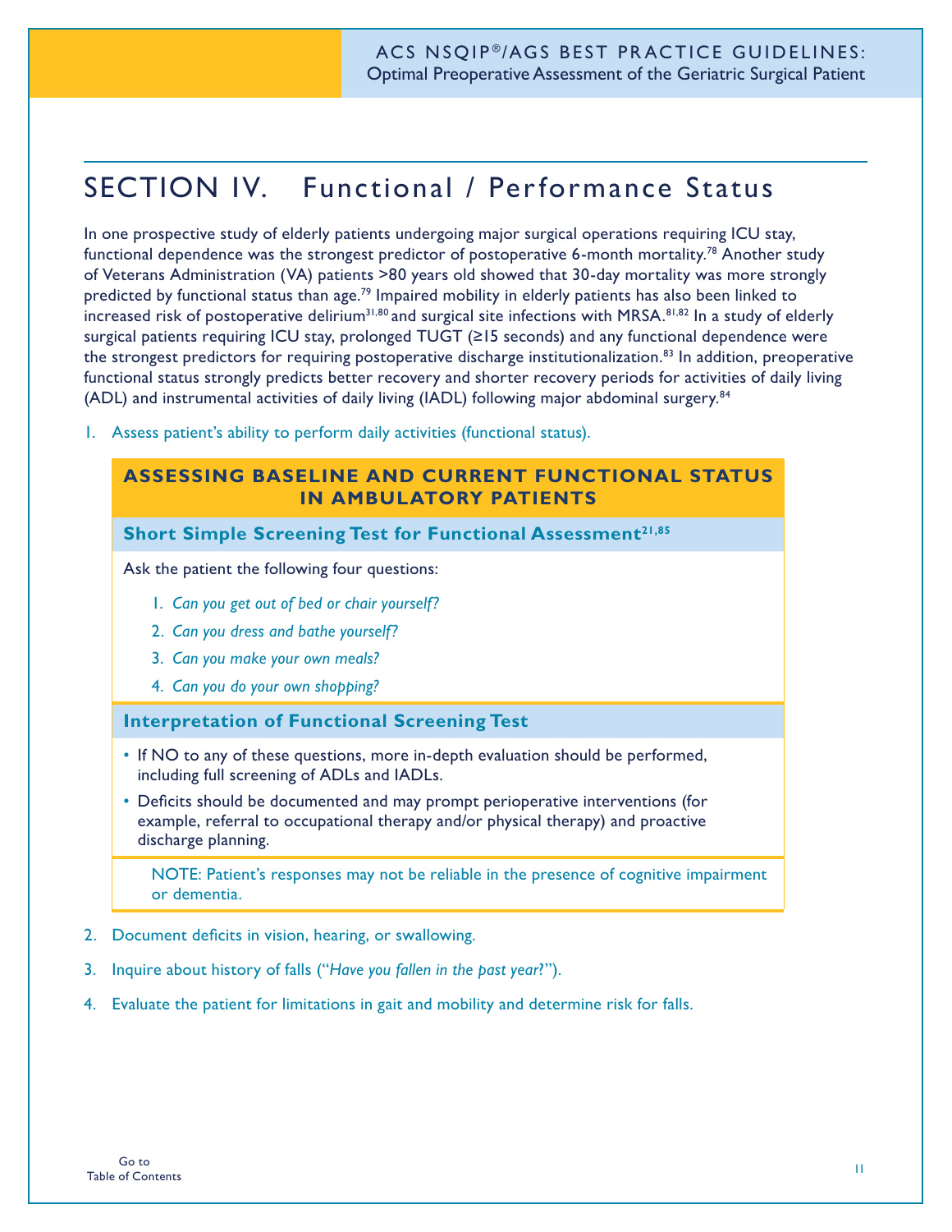# SECTION IV. Functional / Performance Status

In one prospective study of elderly patients undergoing major surgical operations requiring ICU stay, functional dependence was the strongest predictor of postoperative 6-month mortality.[78] Another study of Veterans Administration (VA) patients >80 years old showed that 30-day mortality was more strongly predicted by functional status than age.[79] Impaired mobility in elderly patients has also been linked to increased risk of postoperative delirium[31,80] and surgical site infections with MRSA.[81,82] In a study of elderly surgical patients requiring ICU stay, prolonged TUGT (≥15 seconds) and any functional dependence were the strongest predictors for requiring postoperative discharge institutionalization.[83] In addition, preoperative functional status strongly predicts better recovery and shorter recovery periods for activities of daily living (ADL) and instrumental activities of daily living (IADL) following major abdominal surgery.[84]

1. Assess patient's ability to perform daily activities (functional status).

## ASSESSING BASELINE AND CURRENT FUNCTIONAL STATUS IN AMBULATORY PATIENTS

### Short Simple Screening Test for Functional Assessment[21,85]

Ask the patient the following four questions:

1. *Can you get out of bed or chair yourself?*
2. *Can you dress and bathe yourself?*
3. *Can you make your own meals?*
4. *Can you do your own shopping?*

### Interpretation of Functional Screening Test

- If NO to any of these questions, more in-depth evaluation should be performed, including full screening of ADLs and IADLs.
- Deficits should be documented and may prompt perioperative interventions (for example, referral to occupational therapy and/or physical therapy) and proactive discharge planning.

NOTE: Patient's responses may not be reliable in the presence of cognitive impairment or dementia.

2. Document deficits in vision, hearing, or swallowing.
3. Inquire about history of falls ("*Have you fallen in the past year?*").
4. Evaluate the patient for limitations in gait and mobility and determine risk for falls.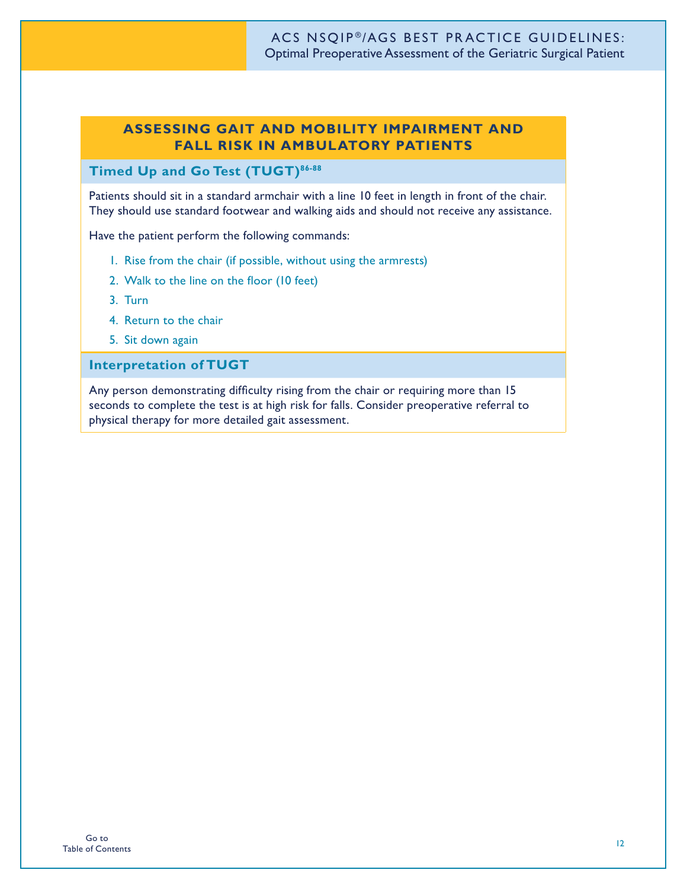## ASSESSING GAIT AND MOBILITY IMPAIRMENT AND FALL RISK IN AMBULATORY PATIENTS

### Timed Up and Go Test (TUGT)[86-88]

Patients should sit in a standard armchair with a line 10 feet in length in front of the chair. They should use standard footwear and walking aids and should not receive any assistance.

Have the patient perform the following commands:

1. Rise from the chair (if possible, without using the armrests)
2. Walk to the line on the floor (10 feet)
3. Turn
4. Return to the chair
5. Sit down again

### Interpretation of TUGT

Any person demonstrating difficulty rising from the chair or requiring more than 15 seconds to complete the test is at high risk for falls. Consider preoperative referral to physical therapy for more detailed gait assessment.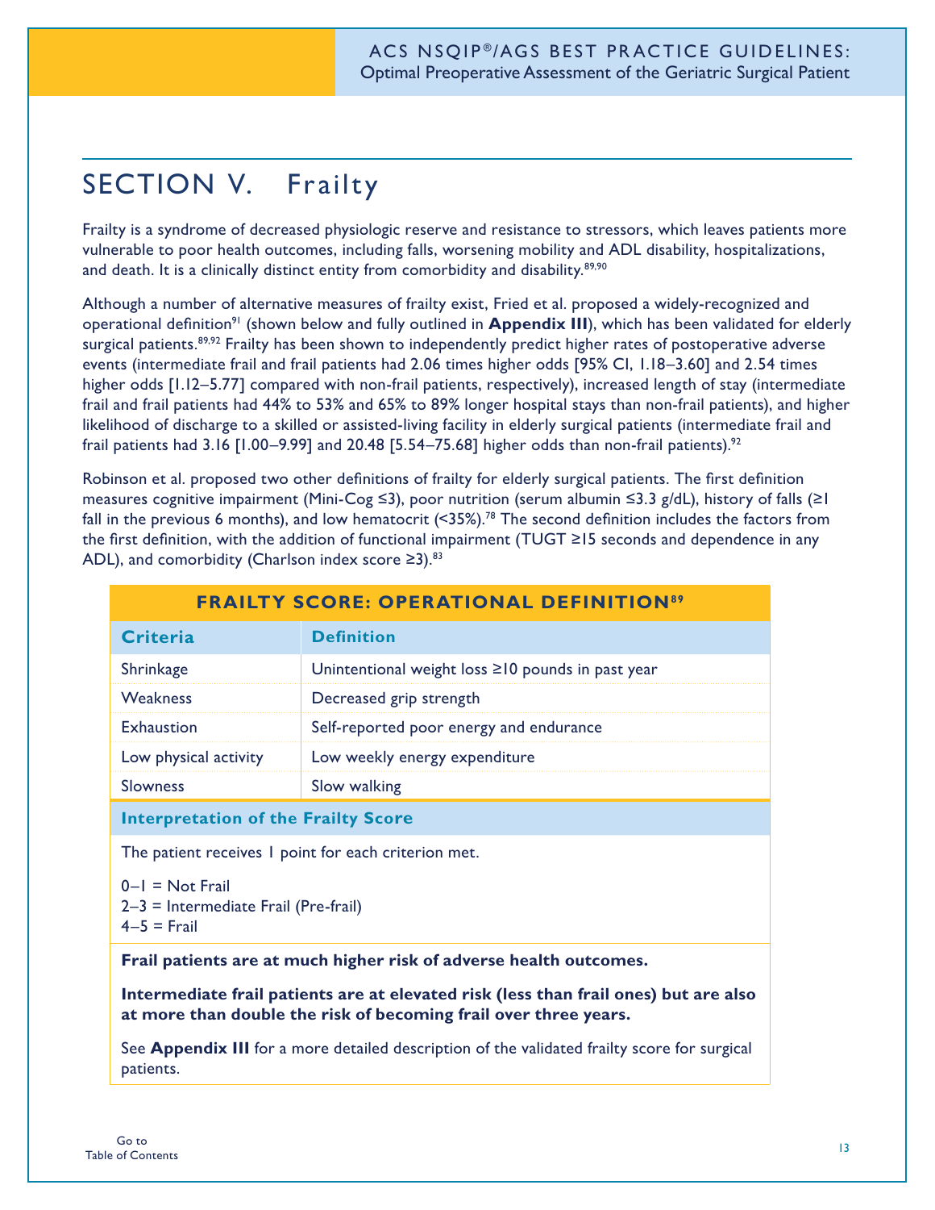# SECTION V. Frailty

Frailty is a syndrome of decreased physiologic reserve and resistance to stressors, which leaves patients more vulnerable to poor health outcomes, including falls, worsening mobility and ADL disability, hospitalizations, and death. It is a clinically distinct entity from comorbidity and disability.[89,90]

Although a number of alternative measures of frailty exist, Fried et al. proposed a widely-recognized and operational definition[91] (shown below and fully outlined in **Appendix III**), which has been validated for elderly surgical patients.[89,92] Frailty has been shown to independently predict higher rates of postoperative adverse events (intermediate frail and frail patients had 2.06 times higher odds [95% CI, 1.18–3.60] and 2.54 times higher odds [1.12–5.77] compared with non-frail patients, respectively), increased length of stay (intermediate frail and frail patients had 44% to 53% and 65% to 89% longer hospital stays than non-frail patients), and higher likelihood of discharge to a skilled or assisted-living facility in elderly surgical patients (intermediate frail and frail patients had 3.16 [1.00–9.99] and 20.48 [5.54–75.68] higher odds than non-frail patients).[92]

Robinson et al. proposed two other definitions of frailty for elderly surgical patients. The first definition measures cognitive impairment (Mini-Cog ≤3), poor nutrition (serum albumin ≤3.3 g/dL), history of falls (≥1 fall in the previous 6 months), and low hematocrit (<35%).[78] The second definition includes the factors from the first definition, with the addition of functional impairment (TUGT ≥15 seconds and dependence in any ADL), and comorbidity (Charlson index score ≥3).[83]

**FRAILTY SCORE: OPERATIONAL DEFINITION[89]**

| Criteria | Definition |
|---|---|
| Shrinkage | Unintentional weight loss ≥10 pounds in past year |
| Weakness | Decreased grip strength |
| Exhaustion | Self-reported poor energy and endurance |
| Low physical activity | Low weekly energy expenditure |
| Slowness | Slow walking |

**Interpretation of the Frailty Score**

The patient receives 1 point for each criterion met.

0–1 = Not Frail
2–3 = Intermediate Frail (Pre-frail)
4–5 = Frail

**Frail patients are at much higher risk of adverse health outcomes.**

**Intermediate frail patients are at elevated risk (less than frail ones) but are also at more than double the risk of becoming frail over three years.**

See **Appendix III** for a more detailed description of the validated frailty score for surgical patients.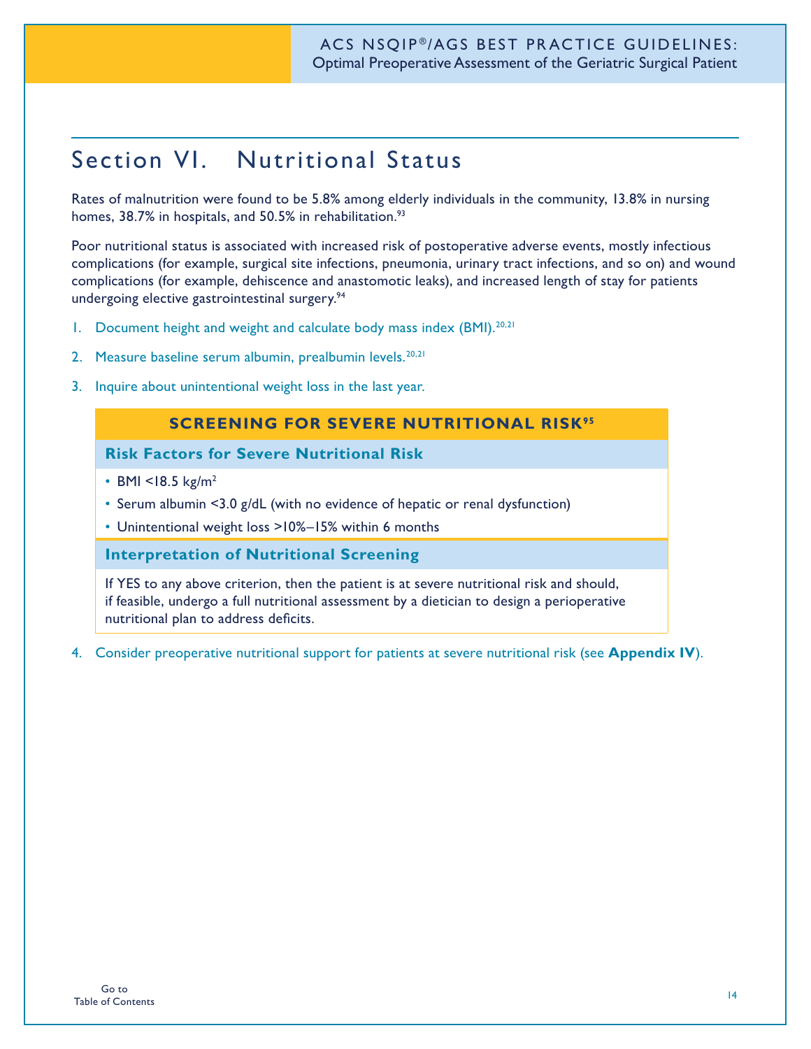# Section VI. Nutritional Status

Rates of malnutrition were found to be 5.8% among elderly individuals in the community, 13.8% in nursing homes, 38.7% in hospitals, and 50.5% in rehabilitation.[93]

Poor nutritional status is associated with increased risk of postoperative adverse events, mostly infectious complications (for example, surgical site infections, pneumonia, urinary tract infections, and so on) and wound complications (for example, dehiscence and anastomotic leaks), and increased length of stay for patients undergoing elective gastrointestinal surgery.[94]

1. Document height and weight and calculate body mass index (BMI).[20,21]
2. Measure baseline serum albumin, prealbumin levels.[20,21]
3. Inquire about unintentional weight loss in the last year.

## SCREENING FOR SEVERE NUTRITIONAL RISK[95]

### Risk Factors for Severe Nutritional Risk

- BMI <18.5 kg/m$^2$
- Serum albumin <3.0 g/dL (with no evidence of hepatic or renal dysfunction)
- Unintentional weight loss >10%–15% within 6 months

### Interpretation of Nutritional Screening

If YES to any above criterion, then the patient is at severe nutritional risk and should, if feasible, undergo a full nutritional assessment by a dietician to design a perioperative nutritional plan to address deficits.

4. Consider preoperative nutritional support for patients at severe nutritional risk (see **Appendix IV**).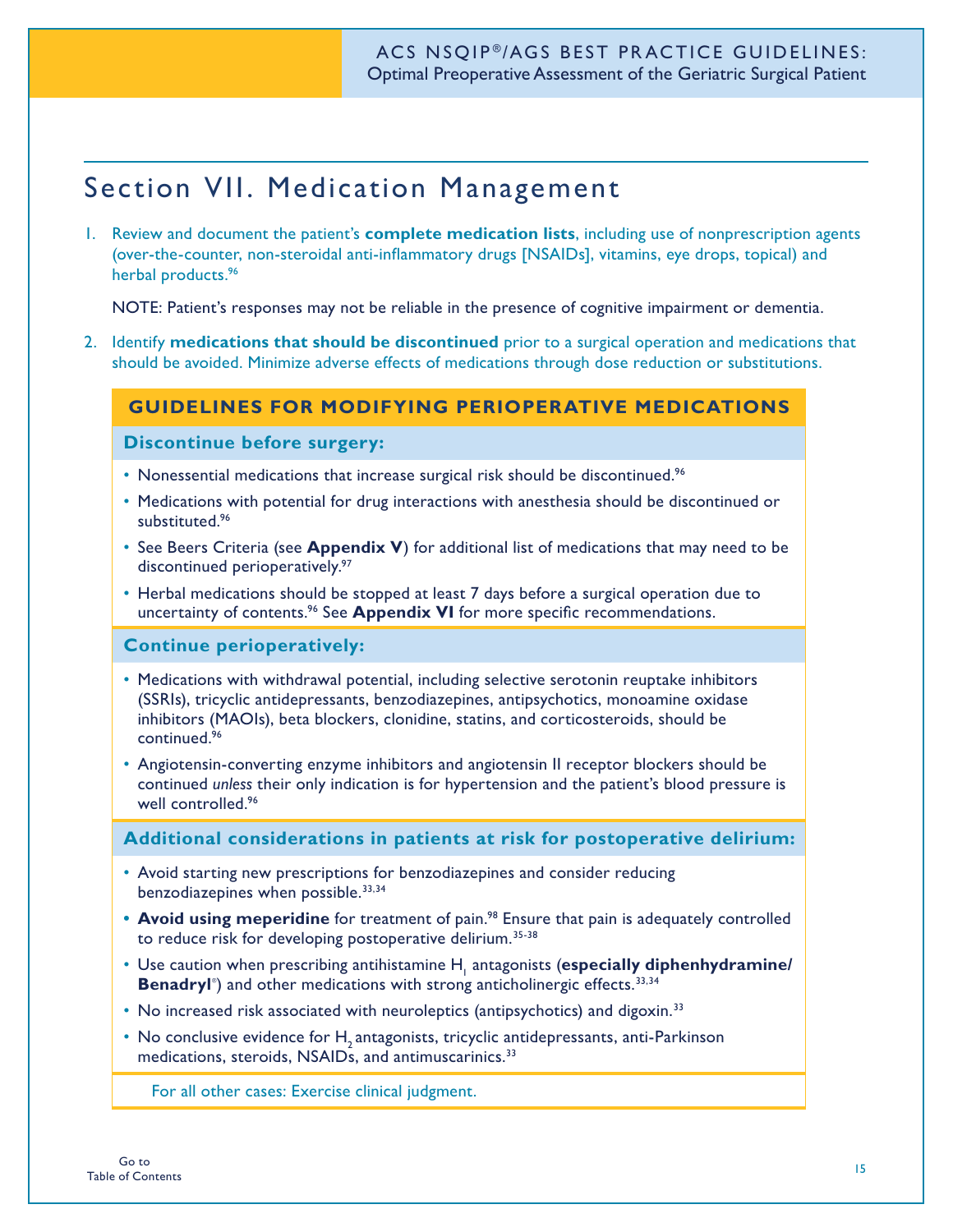## Section VII. Medication Management

1. Review and document the patient's **complete medication lists**, including use of nonprescription agents (over-the-counter, non-steroidal anti-inflammatory drugs [NSAIDs], vitamins, eye drops, topical) and herbal products.[96]

   NOTE: Patient's responses may not be reliable in the presence of cognitive impairment or dementia.

2. Identify **medications that should be discontinued** prior to a surgical operation and medications that should be avoided. Minimize adverse effects of medications through dose reduction or substitutions.

### GUIDELINES FOR MODIFYING PERIOPERATIVE MEDICATIONS

**Discontinue before surgery:**

- Nonessential medications that increase surgical risk should be discontinued.[96]
- Medications with potential for drug interactions with anesthesia should be discontinued or substituted.[96]
- See Beers Criteria (see **Appendix V**) for additional list of medications that may need to be discontinued perioperatively.[97]
- Herbal medications should be stopped at least 7 days before a surgical operation due to uncertainty of contents.[96] See **Appendix VI** for more specific recommendations.

**Continue perioperatively:**

- Medications with withdrawal potential, including selective serotonin reuptake inhibitors (SSRIs), tricyclic antidepressants, benzodiazepines, antipsychotics, monoamine oxidase inhibitors (MAOIs), beta blockers, clonidine, statins, and corticosteroids, should be continued.[96]
- Angiotensin-converting enzyme inhibitors and angiotensin II receptor blockers should be continued *unless* their only indication is for hypertension and the patient's blood pressure is well controlled.[96]

**Additional considerations in patients at risk for postoperative delirium:**

- Avoid starting new prescriptions for benzodiazepines and consider reducing benzodiazepines when possible.[33,34]
- **Avoid using meperidine** for treatment of pain.[98] Ensure that pain is adequately controlled to reduce risk for developing postoperative delirium.[35-38]
- Use caution when prescribing antihistamine $H_1$ antagonists (**especially diphenhydramine/ Benadryl**®) and other medications with strong anticholinergic effects.[33,34]
- No increased risk associated with neuroleptics (antipsychotics) and digoxin.[33]
- No conclusive evidence for $H_2$ antagonists, tricyclic antidepressants, anti-Parkinson medications, steroids, NSAIDs, and antimuscarinics.[33]

For all other cases: Exercise clinical judgment.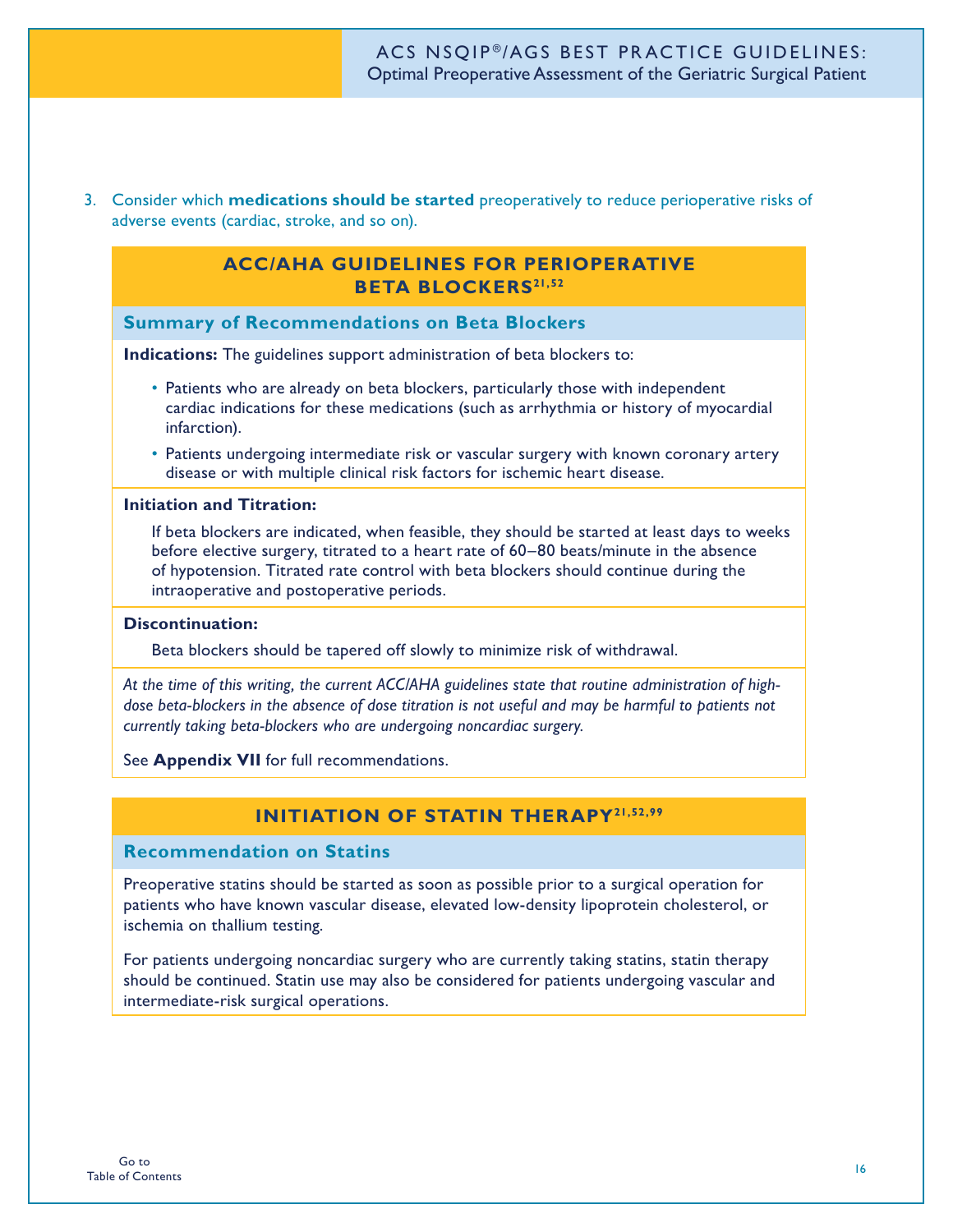3. Consider which **medications should be started** preoperatively to reduce perioperative risks of adverse events (cardiac, stroke, and so on).

## ACC/AHA GUIDELINES FOR PERIOPERATIVE BETA BLOCKERS[21,52]

### Summary of Recommendations on Beta Blockers

**Indications:** The guidelines support administration of beta blockers to:

- Patients who are already on beta blockers, particularly those with independent cardiac indications for these medications (such as arrhythmia or history of myocardial infarction).
- Patients undergoing intermediate risk or vascular surgery with known coronary artery disease or with multiple clinical risk factors for ischemic heart disease.

**Initiation and Titration:**

If beta blockers are indicated, when feasible, they should be started at least days to weeks before elective surgery, titrated to a heart rate of 60–80 beats/minute in the absence of hypotension. Titrated rate control with beta blockers should continue during the intraoperative and postoperative periods.

**Discontinuation:**

Beta blockers should be tapered off slowly to minimize risk of withdrawal.

*At the time of this writing, the current ACC/AHA guidelines state that routine administration of high-dose beta-blockers in the absence of dose titration is not useful and may be harmful to patients not currently taking beta-blockers who are undergoing noncardiac surgery.*

See **Appendix VII** for full recommendations.

## INITIATION OF STATIN THERAPY[21,52,99]

### Recommendation on Statins

Preoperative statins should be started as soon as possible prior to a surgical operation for patients who have known vascular disease, elevated low-density lipoprotein cholesterol, or ischemia on thallium testing.

For patients undergoing noncardiac surgery who are currently taking statins, statin therapy should be continued. Statin use may also be considered for patients undergoing vascular and intermediate-risk surgical operations.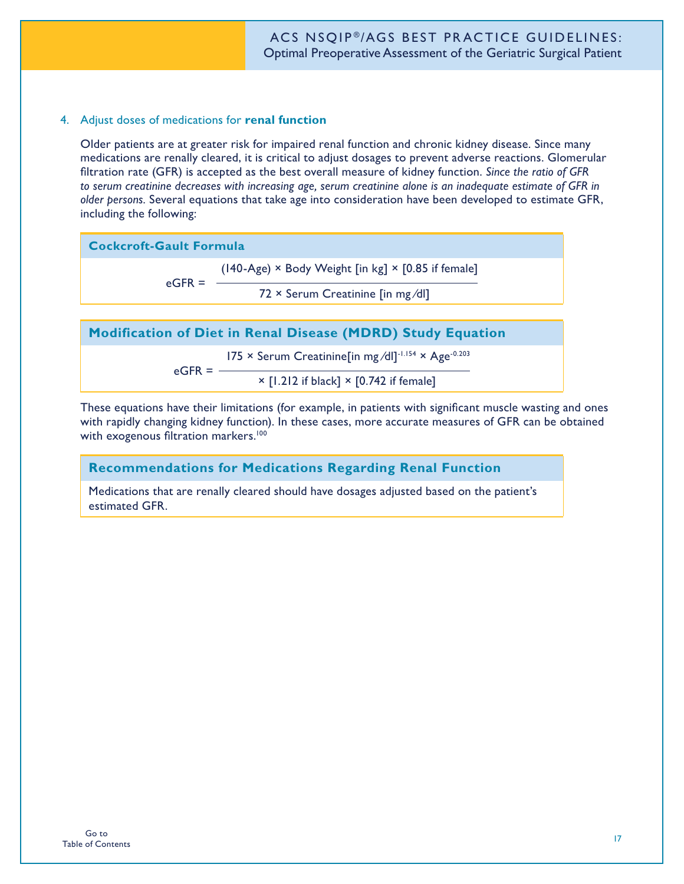4. Adjust doses of medications for **renal function**

Older patients are at greater risk for impaired renal function and chronic kidney disease. Since many medications are renally cleared, it is critical to adjust dosages to prevent adverse reactions. Glomerular filtration rate (GFR) is accepted as the best overall measure of kidney function. *Since the ratio of GFR to serum creatinine decreases with increasing age, serum creatinine alone is an inadequate estimate of GFR in older persons.* Several equations that take age into consideration have been developed to estimate GFR, including the following:

### Cockcroft-Gault Formula

$$\text{eGFR} = \frac{(140\text{-Age}) \times \text{Body Weight [in kg]} \times [0.85 \text{ if female}]}{72 \times \text{Serum Creatinine [in mg/dl]}}$$

### Modification of Diet in Renal Disease (MDRD) Study Equation

$$\text{eGFR} = \frac{175 \times \text{Serum Creatinine[in mg/dl]}^{-1.154} \times \text{Age}^{-0.203}}{\times [1.212 \text{ if black}] \times [0.742 \text{ if female}]}$$

These equations have their limitations (for example, in patients with significant muscle wasting and ones with rapidly changing kidney function). In these cases, more accurate measures of GFR can be obtained with exogenous filtration markers.[100]

### Recommendations for Medications Regarding Renal Function

Medications that are renally cleared should have dosages adjusted based on the patient's estimated GFR.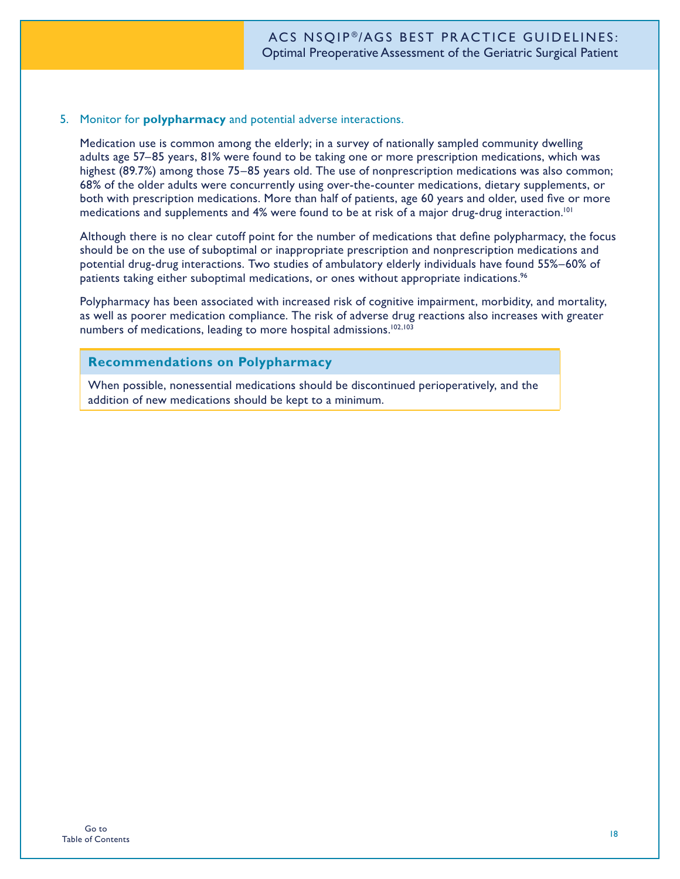5. Monitor for **polypharmacy** and potential adverse interactions.

Medication use is common among the elderly; in a survey of nationally sampled community dwelling adults age 57–85 years, 81% were found to be taking one or more prescription medications, which was highest (89.7%) among those 75–85 years old. The use of nonprescription medications was also common; 68% of the older adults were concurrently using over-the-counter medications, dietary supplements, or both with prescription medications. More than half of patients, age 60 years and older, used five or more medications and supplements and 4% were found to be at risk of a major drug-drug interaction.[101]

Although there is no clear cutoff point for the number of medications that define polypharmacy, the focus should be on the use of suboptimal or inappropriate prescription and nonprescription medications and potential drug-drug interactions. Two studies of ambulatory elderly individuals have found 55%–60% of patients taking either suboptimal medications, or ones without appropriate indications.[96]

Polypharmacy has been associated with increased risk of cognitive impairment, morbidity, and mortality, as well as poorer medication compliance. The risk of adverse drug reactions also increases with greater numbers of medications, leading to more hospital admissions.[102,103]

### Recommendations on Polypharmacy

When possible, nonessential medications should be discontinued perioperatively, and the addition of new medications should be kept to a minimum.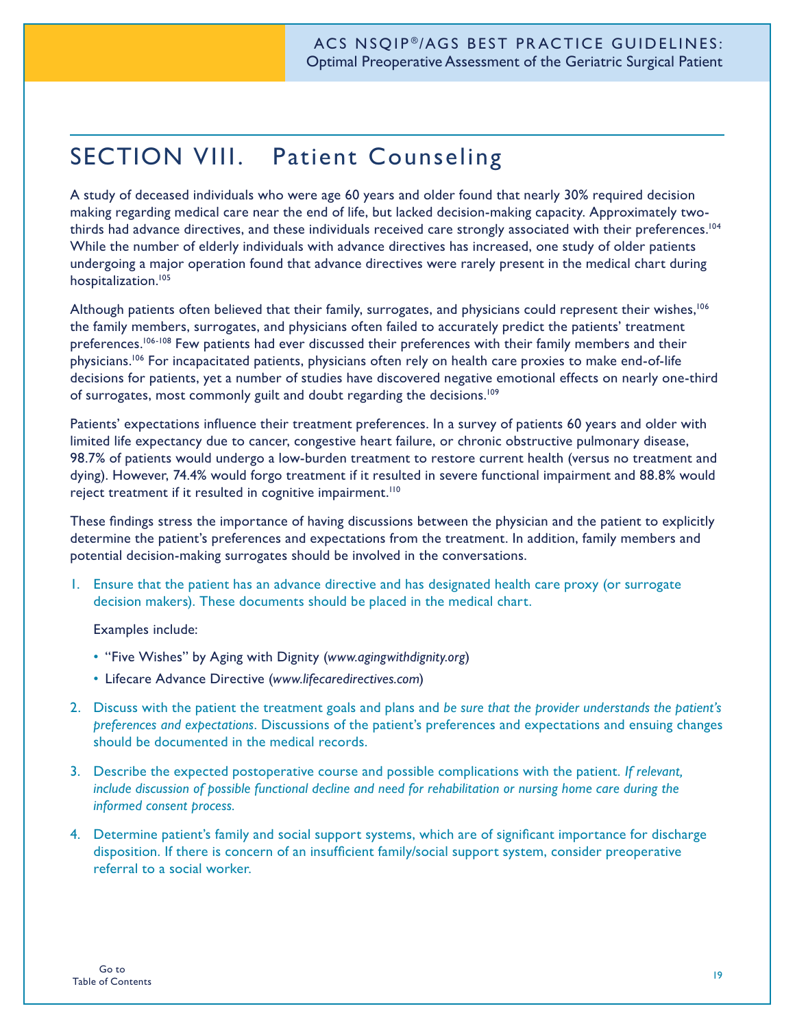# SECTION VIII. Patient Counseling

A study of deceased individuals who were age 60 years and older found that nearly 30% required decision making regarding medical care near the end of life, but lacked decision-making capacity. Approximately two-thirds had advance directives, and these individuals received care strongly associated with their preferences.[104] While the number of elderly individuals with advance directives has increased, one study of older patients undergoing a major operation found that advance directives were rarely present in the medical chart during hospitalization.[105]

Although patients often believed that their family, surrogates, and physicians could represent their wishes,[106] the family members, surrogates, and physicians often failed to accurately predict the patients' treatment preferences.[106-108] Few patients had ever discussed their preferences with their family members and their physicians.[106] For incapacitated patients, physicians often rely on health care proxies to make end-of-life decisions for patients, yet a number of studies have discovered negative emotional effects on nearly one-third of surrogates, most commonly guilt and doubt regarding the decisions.[109]

Patients' expectations influence their treatment preferences. In a survey of patients 60 years and older with limited life expectancy due to cancer, congestive heart failure, or chronic obstructive pulmonary disease, 98.7% of patients would undergo a low-burden treatment to restore current health (versus no treatment and dying). However, 74.4% would forgo treatment if it resulted in severe functional impairment and 88.8% would reject treatment if it resulted in cognitive impairment.[110]

These findings stress the importance of having discussions between the physician and the patient to explicitly determine the patient's preferences and expectations from the treatment. In addition, family members and potential decision-making surrogates should be involved in the conversations.

1. Ensure that the patient has an advance directive and has designated health care proxy (or surrogate decision makers). These documents should be placed in the medical chart.

   Examples include:

   - "Five Wishes" by Aging with Dignity (*www.agingwithdignity.org*)
   - Lifecare Advance Directive (*www.lifecaredirectives.com*)

2. Discuss with the patient the treatment goals and plans and *be sure that the provider understands the patient's preferences and expectations*. Discussions of the patient's preferences and expectations and ensuing changes should be documented in the medical records.

3. Describe the expected postoperative course and possible complications with the patient. *If relevant, include discussion of possible functional decline and need for rehabilitation or nursing home care during the informed consent process.*

4. Determine patient's family and social support systems, which are of significant importance for discharge disposition. If there is concern of an insufficient family/social support system, consider preoperative referral to a social worker.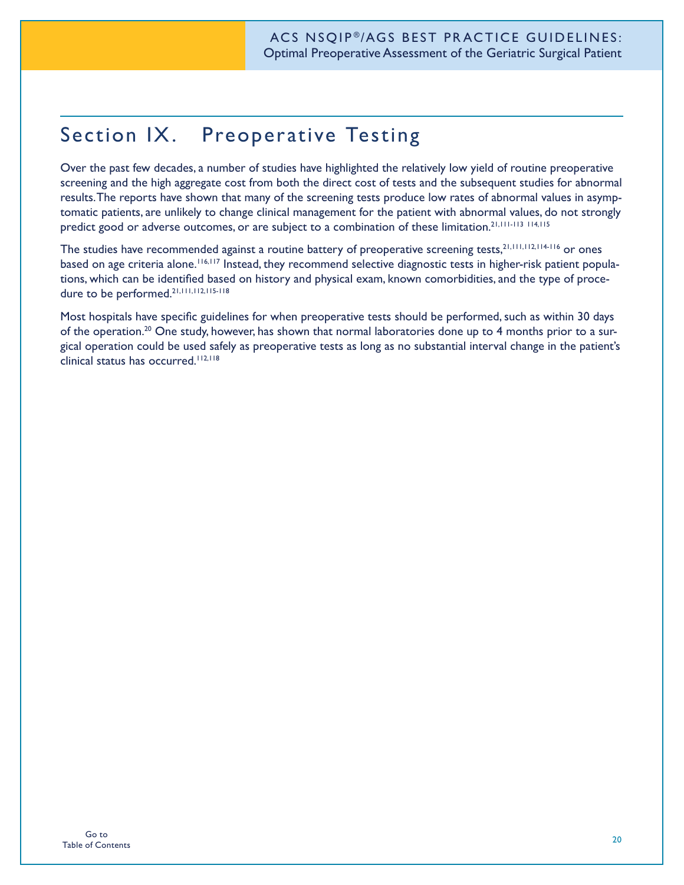# Section IX. Preoperative Testing

Over the past few decades, a number of studies have highlighted the relatively low yield of routine preoperative screening and the high aggregate cost from both the direct cost of tests and the subsequent studies for abnormal results. The reports have shown that many of the screening tests produce low rates of abnormal values in asymptomatic patients, are unlikely to change clinical management for the patient with abnormal values, do not strongly predict good or adverse outcomes, or are subject to a combination of these limitation.[21,111-113 114,115]

The studies have recommended against a routine battery of preoperative screening tests,[21,111,112,114-116] or ones based on age criteria alone.[116,117] Instead, they recommend selective diagnostic tests in higher-risk patient populations, which can be identified based on history and physical exam, known comorbidities, and the type of procedure to be performed.[21,111,112,115-118]

Most hospitals have specific guidelines for when preoperative tests should be performed, such as within 30 days of the operation.[20] One study, however, has shown that normal laboratories done up to 4 months prior to a surgical operation could be used safely as preoperative tests as long as no substantial interval change in the patient's clinical status has occurred.[112,118]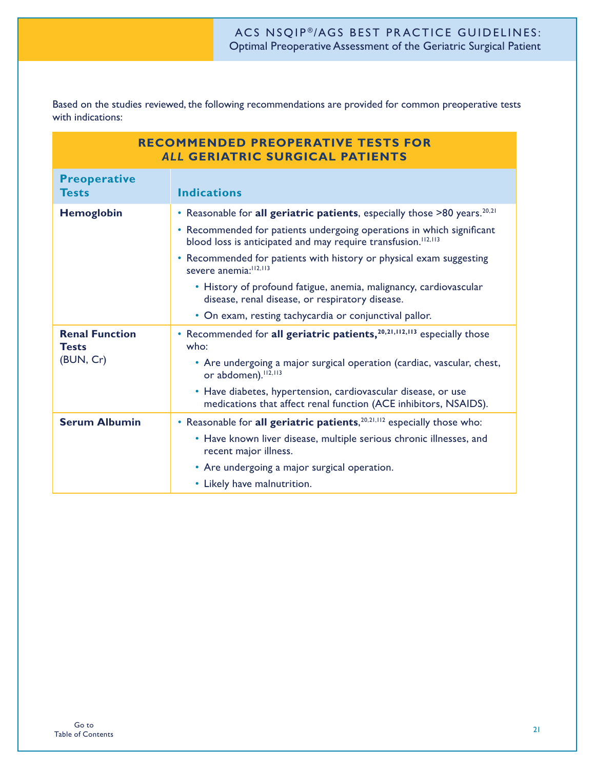Based on the studies reviewed, the following recommendations are provided for common preoperative tests with indications:

| RECOMMENDED PREOPERATIVE TESTS FOR *ALL* GERIATRIC SURGICAL PATIENTS | |
|---|---|
| **Preoperative Tests** | **Indications** |
| **Hemoglobin** | • Reasonable for **all geriatric patients**, especially those >80 years.[20,21]<br>• Recommended for patients undergoing operations in which significant blood loss is anticipated and may require transfusion.[112,113]<br>• Recommended for patients with history or physical exam suggesting severe anemia:[112,113]<br>  ◦ History of profound fatigue, anemia, malignancy, cardiovascular disease, renal disease, or respiratory disease.<br>  ◦ On exam, resting tachycardia or conjunctival pallor. |
| **Renal Function Tests** (BUN, Cr) | • Recommended for **all geriatric patients,**[20,21,112,113] especially those who:<br>  ◦ Are undergoing a major surgical operation (cardiac, vascular, chest, or abdomen).[112,113]<br>  ◦ Have diabetes, hypertension, cardiovascular disease, or use medications that affect renal function (ACE inhibitors, NSAIDS). |
| **Serum Albumin** | • Reasonable for **all geriatric patients**,[20,21,112] especially those who:<br>  ◦ Have known liver disease, multiple serious chronic illnesses, and recent major illness.<br>  ◦ Are undergoing a major surgical operation.<br>  ◦ Likely have malnutrition. |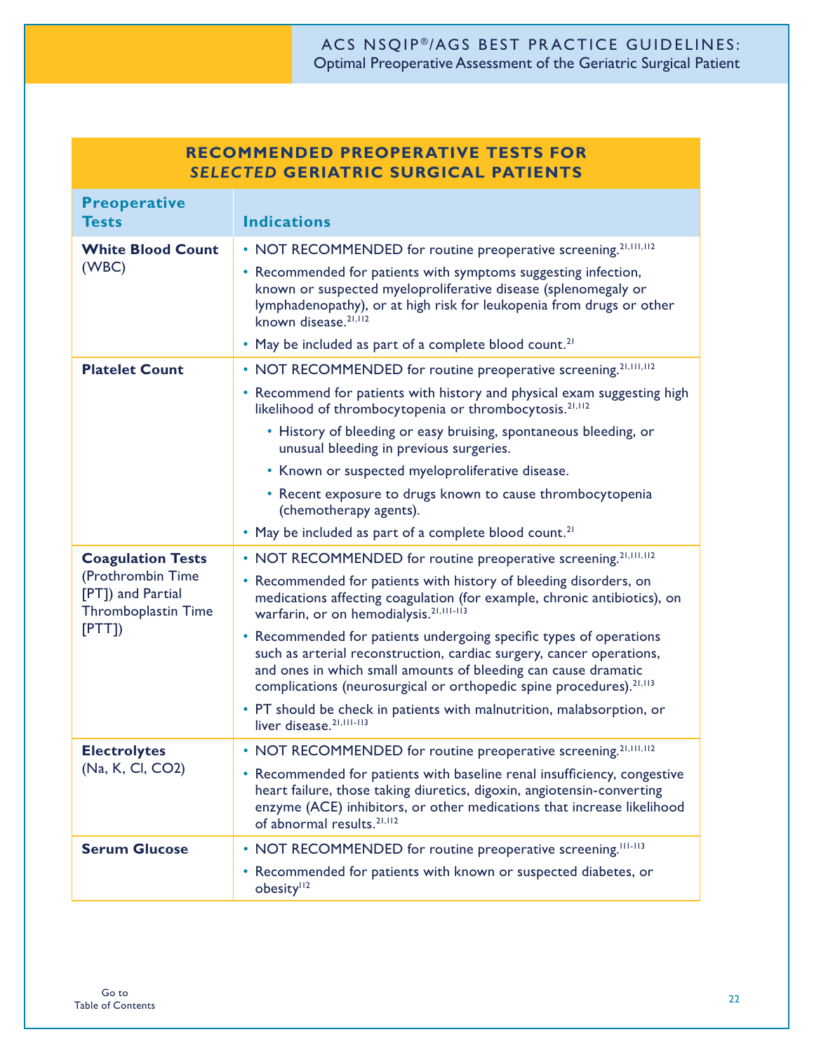## RECOMMENDED PREOPERATIVE TESTS FOR *SELECTED* GERIATRIC SURGICAL PATIENTS

| Preoperative Tests | Indications |
|---|---|
| **White Blood Count** (WBC) | • NOT RECOMMENDED for routine preoperative screening.[21,111,112]<br>• Recommended for patients with symptoms suggesting infection, known or suspected myeloproliferative disease (splenomegaly or lymphadenopathy), or at high risk for leukopenia from drugs or other known disease.[21,112]<br>• May be included as part of a complete blood count.[21] |
| **Platelet Count** | • NOT RECOMMENDED for routine preoperative screening.[21,111,112]<br>• Recommend for patients with history and physical exam suggesting high likelihood of thrombocytopenia or thrombocytosis.[21,112]<br>  • History of bleeding or easy bruising, spontaneous bleeding, or unusual bleeding in previous surgeries.<br>  • Known or suspected myeloproliferative disease.<br>  • Recent exposure to drugs known to cause thrombocytopenia (chemotherapy agents).<br>• May be included as part of a complete blood count.[21] |
| **Coagulation Tests** (Prothrombin Time [PT]) and Partial Thromboplastin Time [PTT]) | • NOT RECOMMENDED for routine preoperative screening.[21,111,112]<br>• Recommended for patients with history of bleeding disorders, on medications affecting coagulation (for example, chronic antibiotics), on warfarin, or on hemodialysis.[21,111-113]<br>• Recommended for patients undergoing specific types of operations such as arterial reconstruction, cardiac surgery, cancer operations, and ones in which small amounts of bleeding can cause dramatic complications (neurosurgical or orthopedic spine procedures).[21,113]<br>• PT should be check in patients with malnutrition, malabsorption, or liver disease.[21,111-113] |
| **Electrolytes** (Na, K, Cl, CO2) | • NOT RECOMMENDED for routine preoperative screening.[21,111,112]<br>• Recommended for patients with baseline renal insufficiency, congestive heart failure, those taking diuretics, digoxin, angiotensin-converting enzyme (ACE) inhibitors, or other medications that increase likelihood of abnormal results.[21,112] |
| **Serum Glucose** | • NOT RECOMMENDED for routine preoperative screening.[111-113]<br>• Recommended for patients with known or suspected diabetes, or obesity[112] |

Go to Table of Contents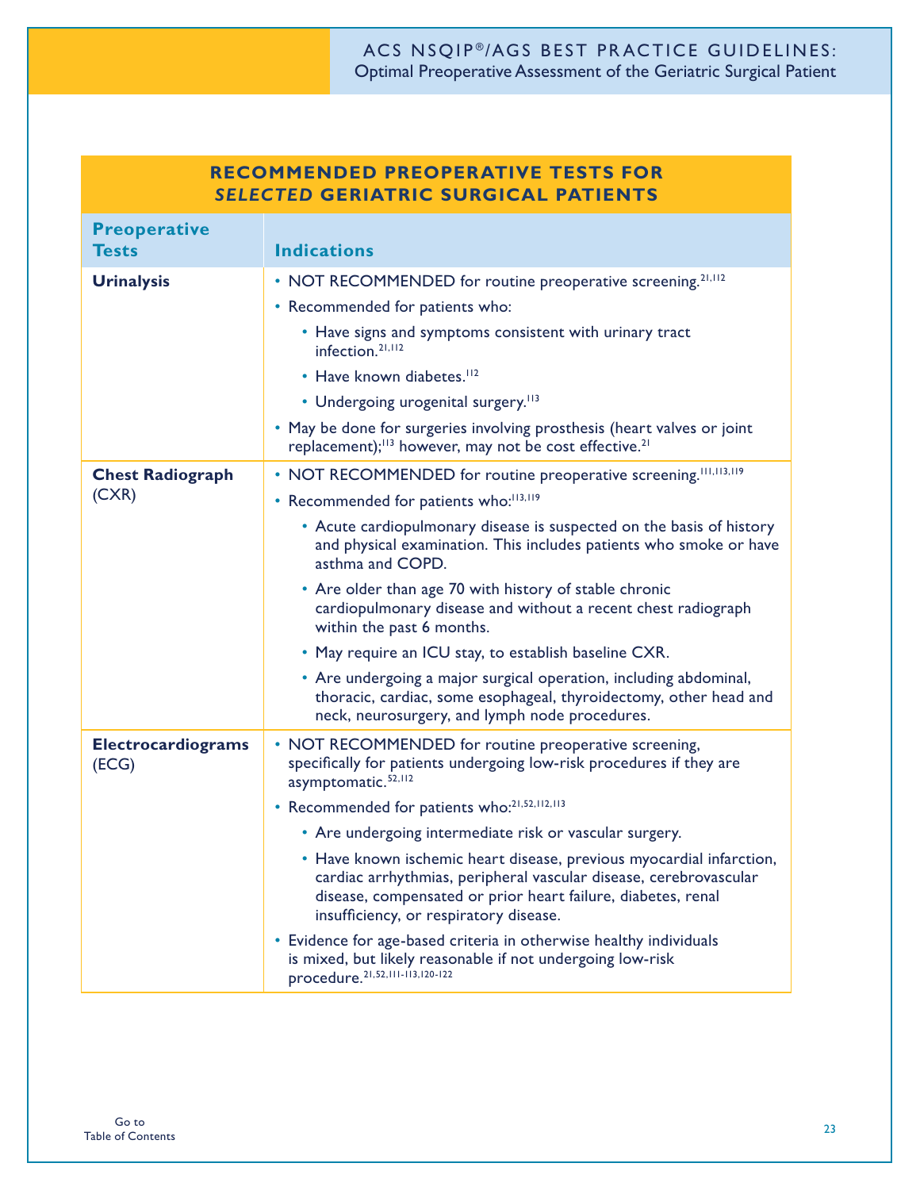## RECOMMENDED PREOPERATIVE TESTS FOR *SELECTED* GERIATRIC SURGICAL PATIENTS

| Preoperative Tests | Indications |
| --- | --- |
| **Urinalysis** | • NOT RECOMMENDED for routine preoperative screening.[21,112]<br>• Recommended for patients who:<br>&nbsp;&nbsp;• Have signs and symptoms consistent with urinary tract infection.[21,112]<br>&nbsp;&nbsp;• Have known diabetes.[112]<br>&nbsp;&nbsp;• Undergoing urogenital surgery.[113]<br>• May be done for surgeries involving prosthesis (heart valves or joint replacement);[113] however, may not be cost effective.[21] |
| **Chest Radiograph** (CXR) | • NOT RECOMMENDED for routine preoperative screening.[111,113,119]<br>• Recommended for patients who:[113,119]<br>&nbsp;&nbsp;• Acute cardiopulmonary disease is suspected on the basis of history and physical examination. This includes patients who smoke or have asthma and COPD.<br>&nbsp;&nbsp;• Are older than age 70 with history of stable chronic cardiopulmonary disease and without a recent chest radiograph within the past 6 months.<br>&nbsp;&nbsp;• May require an ICU stay, to establish baseline CXR.<br>&nbsp;&nbsp;• Are undergoing a major surgical operation, including abdominal, thoracic, cardiac, some esophageal, thyroidectomy, other head and neck, neurosurgery, and lymph node procedures. |
| **Electrocardiograms** (ECG) | • NOT RECOMMENDED for routine preoperative screening, specifically for patients undergoing low-risk procedures if they are asymptomatic.[52,112]<br>• Recommended for patients who:[21,52,112,113]<br>&nbsp;&nbsp;• Are undergoing intermediate risk or vascular surgery.<br>&nbsp;&nbsp;• Have known ischemic heart disease, previous myocardial infarction, cardiac arrhythmias, peripheral vascular disease, cerebrovascular disease, compensated or prior heart failure, diabetes, renal insufficiency, or respiratory disease.<br>• Evidence for age-based criteria in otherwise healthy individuals is mixed, but likely reasonable if not undergoing low-risk procedure.[21,52,111-113,120-122] |

Go to Table of Contents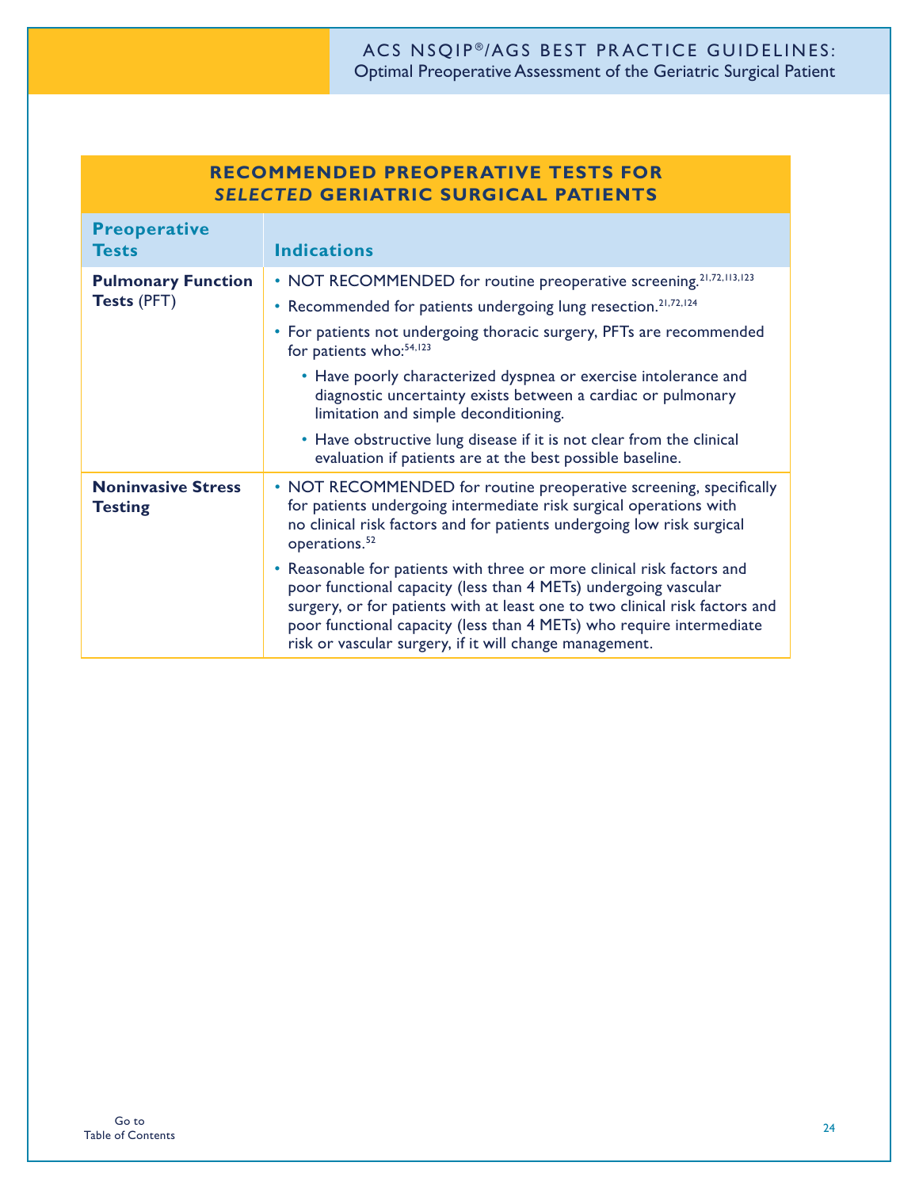| RECOMMENDED PREOPERATIVE TESTS FOR *SELECTED* GERIATRIC SURGICAL PATIENTS | |
|---|---|
| **Preoperative Tests** | **Indications** |
| **Pulmonary Function Tests** (PFT) | • NOT RECOMMENDED for routine preoperative screening.[21,72,113,123]<br>• Recommended for patients undergoing lung resection.[21,72,124]<br>• For patients not undergoing thoracic surgery, PFTs are recommended for patients who:[54,123]<br>&nbsp;&nbsp;&nbsp;&nbsp;• Have poorly characterized dyspnea or exercise intolerance and diagnostic uncertainty exists between a cardiac or pulmonary limitation and simple deconditioning.<br>&nbsp;&nbsp;&nbsp;&nbsp;• Have obstructive lung disease if it is not clear from the clinical evaluation if patients are at the best possible baseline. |
| **Noninvasive Stress Testing** | • NOT RECOMMENDED for routine preoperative screening, specifically for patients undergoing intermediate risk surgical operations with no clinical risk factors and for patients undergoing low risk surgical operations.[52]<br>• Reasonable for patients with three or more clinical risk factors and poor functional capacity (less than 4 METs) undergoing vascular surgery, or for patients with at least one to two clinical risk factors and poor functional capacity (less than 4 METs) who require intermediate risk or vascular surgery, if it will change management. |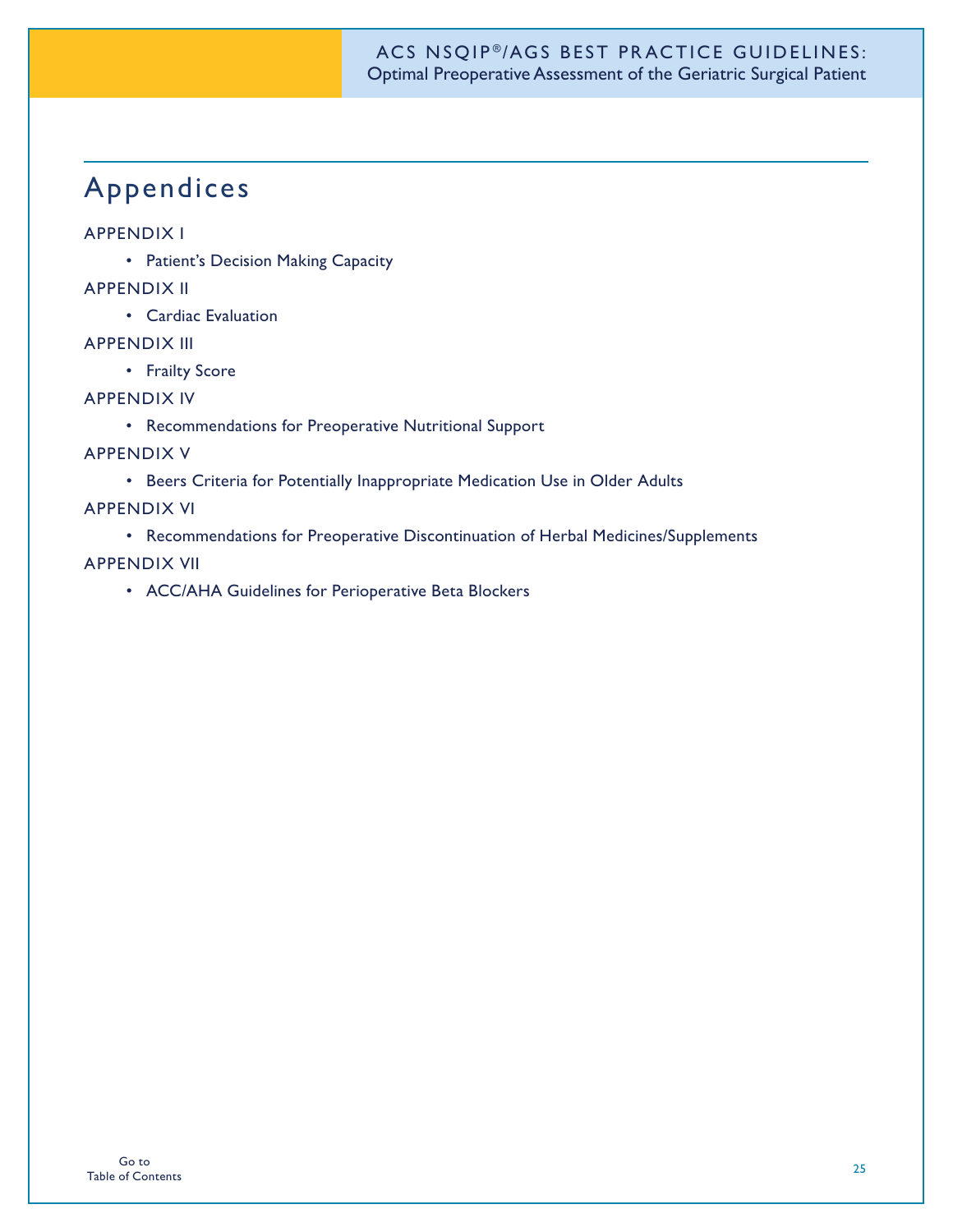# Appendices

APPENDIX I

- Patient's Decision Making Capacity

APPENDIX II

- Cardiac Evaluation

APPENDIX III

- Frailty Score

APPENDIX IV

- Recommendations for Preoperative Nutritional Support

APPENDIX V

- Beers Criteria for Potentially Inappropriate Medication Use in Older Adults

APPENDIX VI

- Recommendations for Preoperative Discontinuation of Herbal Medicines/Supplements

APPENDIX VII

- ACC/AHA Guidelines for Perioperative Beta Blockers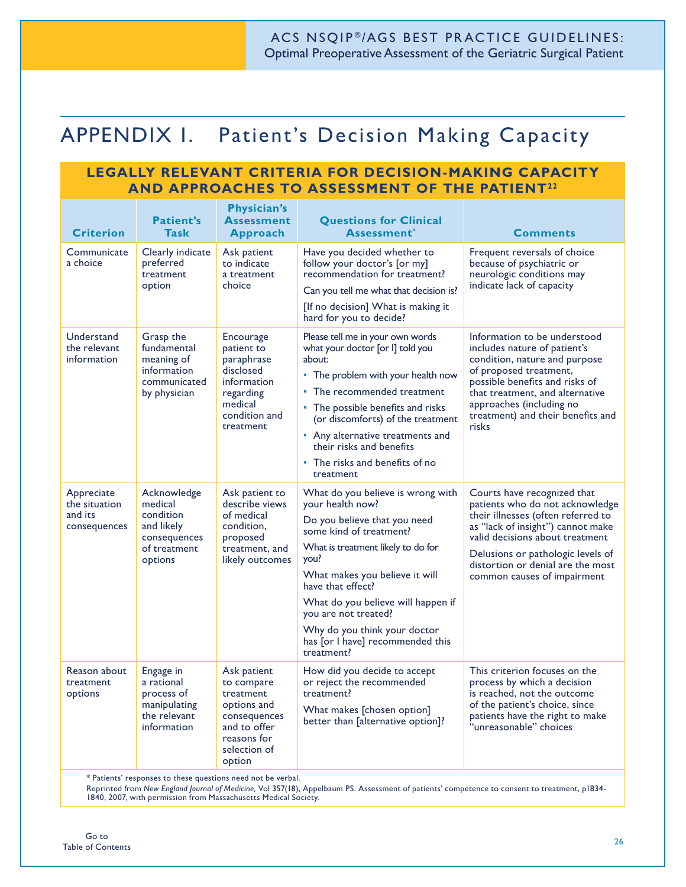# APPENDIX I. Patient's Decision Making Capacity

## LEGALLY RELEVANT CRITERIA FOR DECISION-MAKING CAPACITY AND APPROACHES TO ASSESSMENT OF THE PATIENT[22]

| Criterion | Patient's Task | Physician's Assessment Approach | Questions for Clinical Assessment* | Comments |
|---|---|---|---|---|
| Communicate a choice | Clearly indicate preferred treatment option | Ask patient to indicate a treatment choice | Have you decided whether to follow your doctor's [or my] recommendation for treatment?<br>Can you tell me what that decision is?<br>[If no decision] What is making it hard for you to decide? | Frequent reversals of choice because of psychiatric or neurologic conditions may indicate lack of capacity |
| Understand the relevant information | Grasp the fundamental meaning of information communicated by physician | Encourage patient to paraphrase disclosed information regarding medical condition and treatment | Please tell me in your own words what your doctor [or I] told you about:<br>• The problem with your health now<br>• The recommended treatment<br>• The possible benefits and risks (or discomforts) of the treatment<br>• Any alternative treatments and their risks and benefits<br>• The risks and benefits of no treatment | Information to be understood includes nature of patient's condition, nature and purpose of proposed treatment, possible benefits and risks of that treatment, and alternative approaches (including no treatment) and their benefits and risks |
| Appreciate the situation and its consequences | Acknowledge medical condition and likely consequences of treatment options | Ask patient to describe views of medical condition, proposed treatment, and likely outcomes | What do you believe is wrong with your health now?<br>Do you believe that you need some kind of treatment?<br>What is treatment likely to do for you?<br>What makes you believe it will have that effect?<br>What do you believe will happen if you are not treated?<br>Why do you think your doctor has [or I have] recommended this treatment? | Courts have recognized that patients who do not acknowledge their illnesses (often referred to as "lack of insight") cannot make valid decisions about treatment<br>Delusions or pathologic levels of distortion or denial are the most common causes of impairment |
| Reason about treatment options | Engage in a rational process of manipulating the relevant information | Ask patient to compare treatment options and consequences and to offer reasons for selection of option | How did you decide to accept or reject the recommended treatment?<br>What makes [chosen option] better than [alternative option]? | This criterion focuses on the process by which a decision is reached, not the outcome of the patient's choice, since patients have the right to make "unreasonable" choices |

\* Patients' responses to these questions need not be verbal.

Reprinted from *New England Journal of Medicine,* Vol 357(18), Appelbaum PS. Assessment of patients' competence to consent to treatment, p1834-1840, 2007, with permission from Massachusetts Medical Society.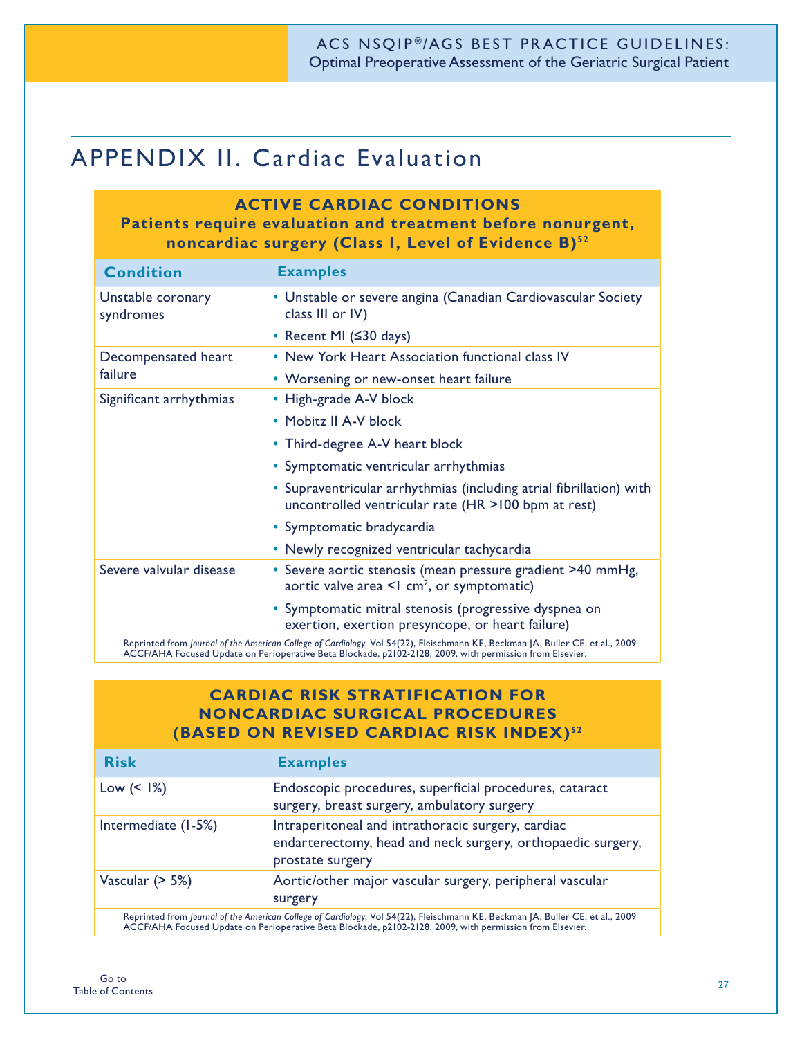# APPENDIX II. Cardiac Evaluation

**ACTIVE CARDIAC CONDITIONS**
**Patients require evaluation and treatment before nonurgent, noncardiac surgery (Class I, Level of Evidence B)[52]**

| Condition | Examples |
|---|---|
| Unstable coronary syndromes | • Unstable or severe angina (Canadian Cardiovascular Society class III or IV)<br>• Recent MI (≤30 days) |
| Decompensated heart failure | • New York Heart Association functional class IV<br>• Worsening or new-onset heart failure |
| Significant arrhythmias | • High-grade A-V block<br>• Mobitz II A-V block<br>• Third-degree A-V heart block<br>• Symptomatic ventricular arrhythmias<br>• Supraventricular arrhythmias (including atrial fibrillation) with uncontrolled ventricular rate (HR >100 bpm at rest)<br>• Symptomatic bradycardia<br>• Newly recognized ventricular tachycardia |
| Severe valvular disease | • Severe aortic stenosis (mean pressure gradient >40 mmHg, aortic valve area <1 cm$^2$, or symptomatic)<br>• Symptomatic mitral stenosis (progressive dyspnea on exertion, exertion presyncope, or heart failure) |

Reprinted from *Journal of the American College of Cardiology*, Vol 54(22), Fleischmann KE, Beckman JA, Buller CE, et al., 2009 ACCF/AHA Focused Update on Perioperative Beta Blockade, p2102-2128, 2009, with permission from Elsevier.

**CARDIAC RISK STRATIFICATION FOR NONCARDIAC SURGICAL PROCEDURES (BASED ON REVISED CARDIAC RISK INDEX)[52]**

| Risk | Examples |
|---|---|
| Low (< 1%) | Endoscopic procedures, superficial procedures, cataract surgery, breast surgery, ambulatory surgery |
| Intermediate (1-5%) | Intraperitoneal and intrathoracic surgery, cardiac endarterectomy, head and neck surgery, orthopaedic surgery, prostate surgery |
| Vascular (> 5%) | Aortic/other major vascular surgery, peripheral vascular surgery |

Reprinted from *Journal of the American College of Cardiology*, Vol 54(22), Fleischmann KE, Beckman JA, Buller CE, et al., 2009 ACCF/AHA Focused Update on Perioperative Beta Blockade, p2102-2128, 2009, with permission from Elsevier.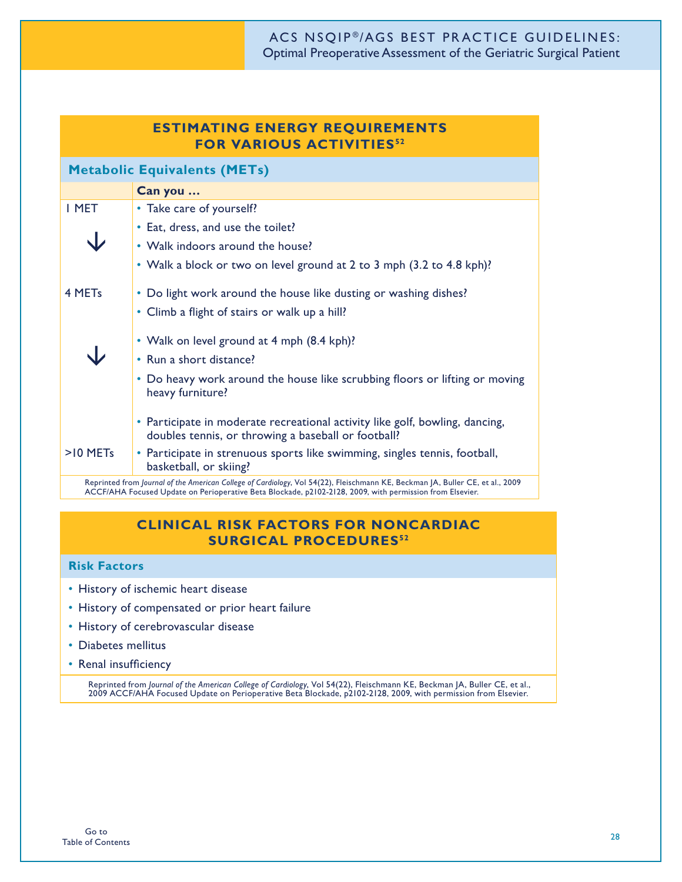## ESTIMATING ENERGY REQUIREMENTS FOR VARIOUS ACTIVITIES[52]

### Metabolic Equivalents (METs)

| | Can you … |
|---|---|
| 1 MET | • Take care of yourself? |
| ↓ | • Eat, dress, and use the toilet? |
| | • Walk indoors around the house? |
| | • Walk a block or two on level ground at 2 to 3 mph (3.2 to 4.8 kph)? |
| 4 METs | • Do light work around the house like dusting or washing dishes? |
| | • Climb a flight of stairs or walk up a hill? |
| | • Walk on level ground at 4 mph (8.4 kph)? |
| ↓ | • Run a short distance? |
| | • Do heavy work around the house like scrubbing floors or lifting or moving heavy furniture? |
| | • Participate in moderate recreational activity like golf, bowling, dancing, doubles tennis, or throwing a baseball or football? |
| >10 METs | • Participate in strenuous sports like swimming, singles tennis, football, basketball, or skiing? |

Reprinted from *Journal of the American College of Cardiology*, Vol 54(22), Fleischmann KE, Beckman JA, Buller CE, et al., 2009 ACCF/AHA Focused Update on Perioperative Beta Blockade, p2102-2128, 2009, with permission from Elsevier.

## CLINICAL RISK FACTORS FOR NONCARDIAC SURGICAL PROCEDURES[52]

### Risk Factors

- History of ischemic heart disease
- History of compensated or prior heart failure
- History of cerebrovascular disease
- Diabetes mellitus
- Renal insufficiency

Reprinted from *Journal of the American College of Cardiology*, Vol 54(22), Fleischmann KE, Beckman JA, Buller CE, et al., 2009 ACCF/AHA Focused Update on Perioperative Beta Blockade, p2102-2128, 2009, with permission from Elsevier.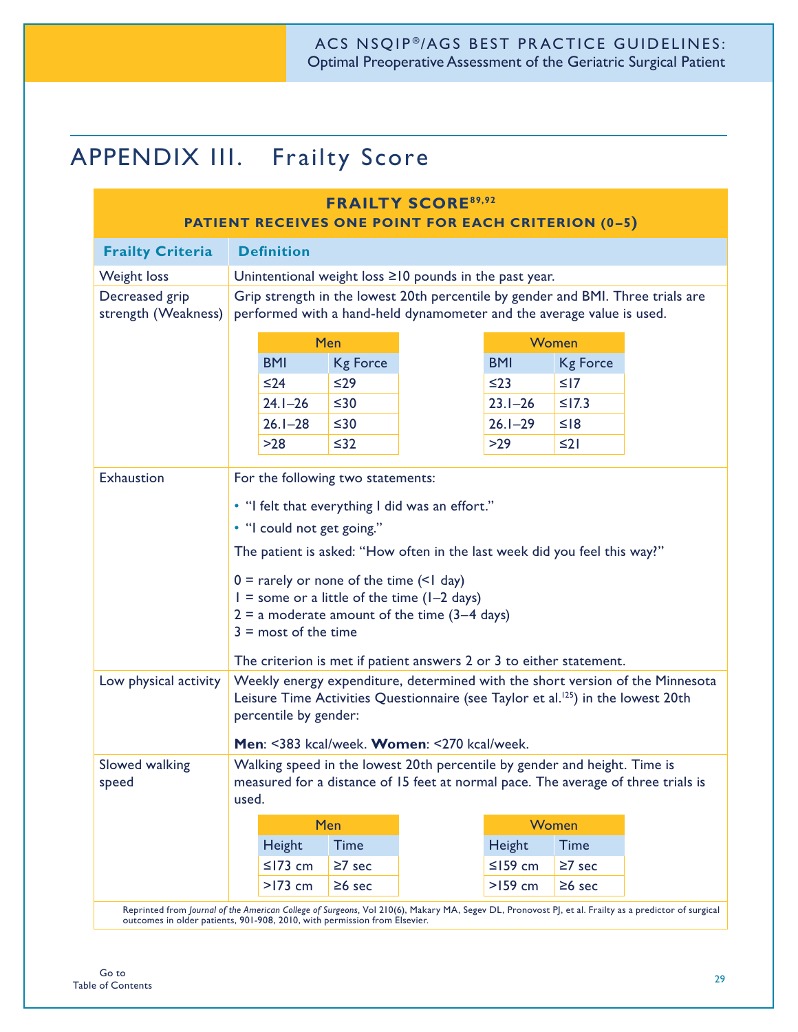# APPENDIX III. Frailty Score

**FRAILTY SCORE[89,92]**

**PATIENT RECEIVES ONE POINT FOR EACH CRITERION (0–5)**

| Frailty Criteria | Definition |
|---|---|
| Weight loss | Unintentional weight loss ≥10 pounds in the past year. |
| Decreased grip strength (Weakness) | Grip strength in the lowest 20th percentile by gender and BMI. Three trials are performed with a hand-held dynamometer and the average value is used. |
| Exhaustion | For the following two statements: • "I felt that everything I did was an effort." • "I could not get going." The patient is asked: "How often in the last week did you feel this way?" 0 = rarely or none of the time (<1 day); 1 = some or a little of the time (1–2 days); 2 = a moderate amount of the time (3–4 days); 3 = most of the time. The criterion is met if patient answers 2 or 3 to either statement. |
| Low physical activity | Weekly energy expenditure, determined with the short version of the Minnesota Leisure Time Activities Questionnaire (see Taylor et al.[125]) in the lowest 20th percentile by gender: **Men**: <383 kcal/week. **Women**: <270 kcal/week. |
| Slowed walking speed | Walking speed in the lowest 20th percentile by gender and height. Time is measured for a distance of 15 feet at normal pace. The average of three trials is used. |

**Decreased grip strength (Weakness)**

| Men | | Women | |
|---|---|---|---|
| BMI | Kg Force | BMI | Kg Force |
| ≤24 | ≤29 | ≤23 | ≤17 |
| 24.1–26 | ≤30 | 23.1–26 | ≤17.3 |
| 26.1–28 | ≤30 | 26.1–29 | ≤18 |
| >28 | ≤32 | >29 | ≤21 |

**Slowed walking speed**

| Men | | Women | |
|---|---|---|---|
| Height | Time | Height | Time |
| ≤173 cm | ≥7 sec | ≤159 cm | ≥7 sec |
| >173 cm | ≥6 sec | >159 cm | ≥6 sec |

Reprinted from *Journal of the American College of Surgeons*, Vol 210(6), Makary MA, Segev DL, Pronovost PJ, et al. Frailty as a predictor of surgical outcomes in older patients, 901-908, 2010, with permission from Elsevier.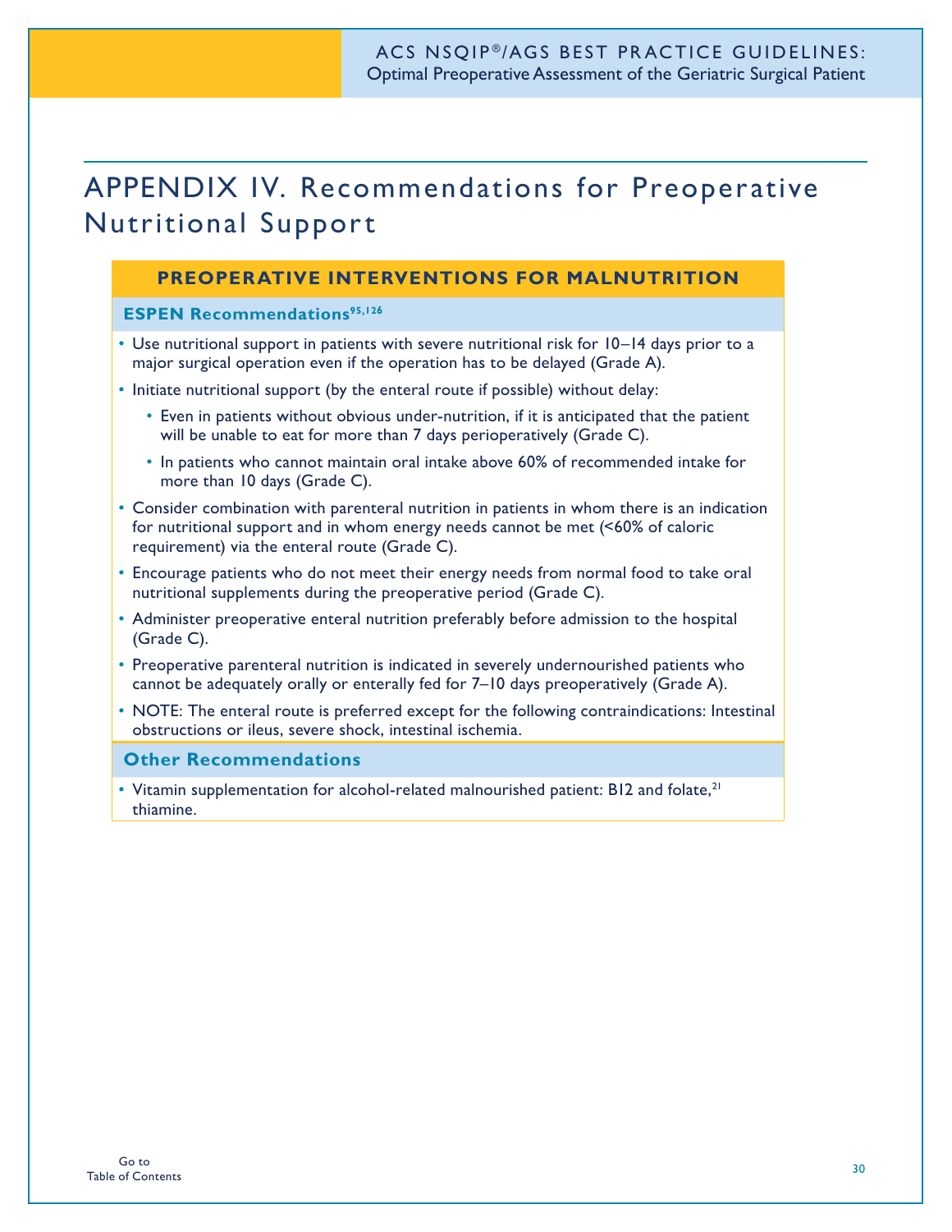# APPENDIX IV. Recommendations for Preoperative Nutritional Support

## PREOPERATIVE INTERVENTIONS FOR MALNUTRITION

### ESPEN Recommendations[95,126]

- Use nutritional support in patients with severe nutritional risk for 10–14 days prior to a major surgical operation even if the operation has to be delayed (Grade A).
- Initiate nutritional support (by the enteral route if possible) without delay:
  - Even in patients without obvious under-nutrition, if it is anticipated that the patient will be unable to eat for more than 7 days perioperatively (Grade C).
  - In patients who cannot maintain oral intake above 60% of recommended intake for more than 10 days (Grade C).
- Consider combination with parenteral nutrition in patients in whom there is an indication for nutritional support and in whom energy needs cannot be met (<60% of caloric requirement) via the enteral route (Grade C).
- Encourage patients who do not meet their energy needs from normal food to take oral nutritional supplements during the preoperative period (Grade C).
- Administer preoperative enteral nutrition preferably before admission to the hospital (Grade C).
- Preoperative parenteral nutrition is indicated in severely undernourished patients who cannot be adequately orally or enterally fed for 7–10 days preoperatively (Grade A).
- NOTE: The enteral route is preferred except for the following contraindications: Intestinal obstructions or ileus, severe shock, intestinal ischemia.

### Other Recommendations

- Vitamin supplementation for alcohol-related malnourished patient: B12 and folate,[21] thiamine.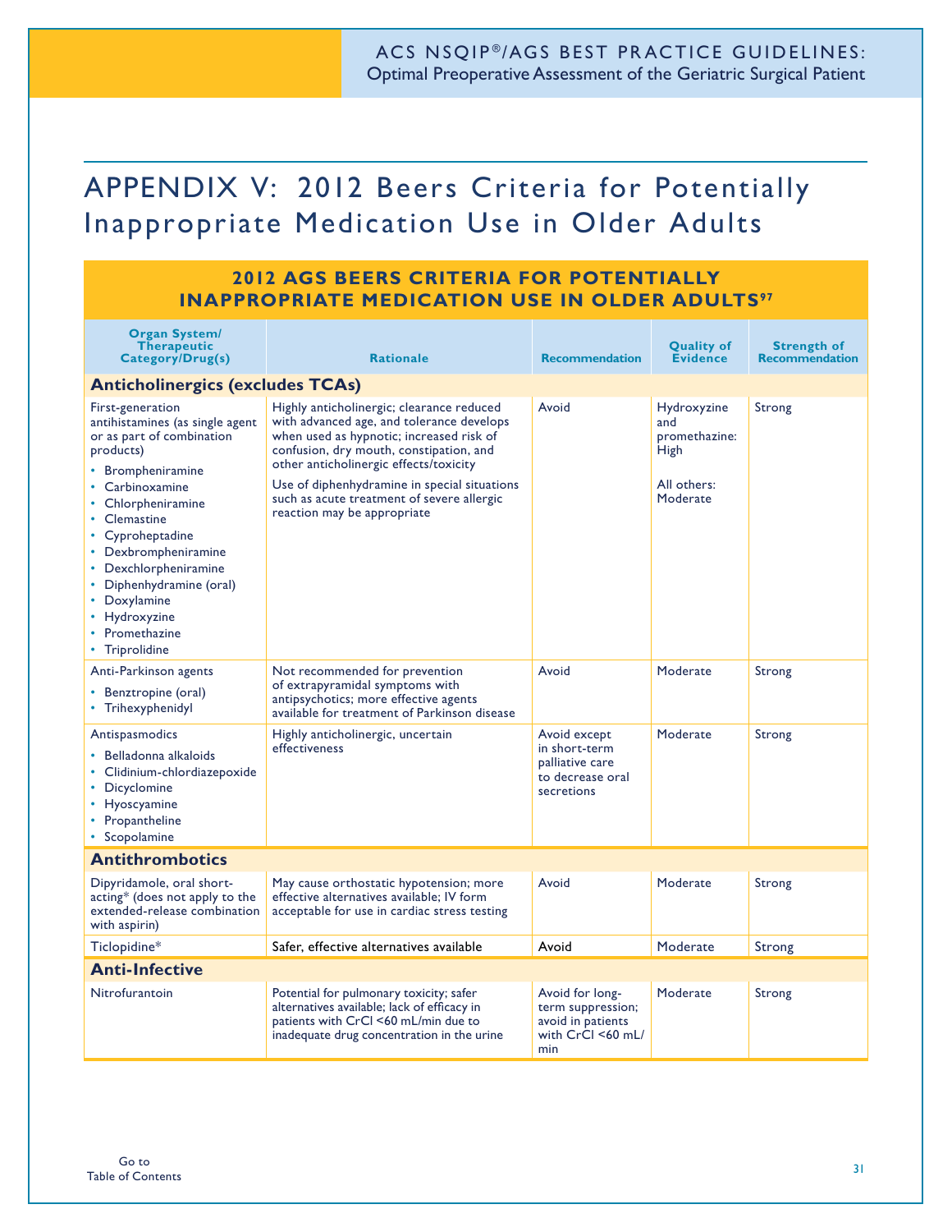# APPENDIX V: 2012 Beers Criteria for Potentially Inappropriate Medication Use in Older Adults

## 2012 AGS BEERS CRITERIA FOR POTENTIALLY INAPPROPRIATE MEDICATION USE IN OLDER ADULTS[97]

| Organ System/ Therapeutic Category/Drug(s) | Rationale | Recommendation | Quality of Evidence | Strength of Recommendation |
|---|---|---|---|---|
| **Anticholinergics (excludes TCAs)** | | | | |
| First-generation antihistamines (as single agent or as part of combination products)<br>• Brompheniramine<br>• Carbinoxamine<br>• Chlorpheniramine<br>• Clemastine<br>• Cyproheptadine<br>• Dexbrompheniramine<br>• Dexchlorpheniramine<br>• Diphenhydramine (oral)<br>• Doxylamine<br>• Hydroxyzine<br>• Promethazine<br>• Triprolidine | Highly anticholinergic; clearance reduced with advanced age, and tolerance develops when used as hypnotic; increased risk of confusion, dry mouth, constipation, and other anticholinergic effects/toxicity<br>Use of diphenhydramine in special situations such as acute treatment of severe allergic reaction may be appropriate | Avoid | Hydroxyzine and promethazine: High<br><br>All others: Moderate | Strong |
| Anti-Parkinson agents<br>• Benztropine (oral)<br>• Trihexyphenidyl | Not recommended for prevention of extrapyramidal symptoms with antipsychotics; more effective agents available for treatment of Parkinson disease | Avoid | Moderate | Strong |
| Antispasmodics<br>• Belladonna alkaloids<br>• Clidinium-chlordiazepoxide<br>• Dicyclomine<br>• Hyoscyamine<br>• Propantheline<br>• Scopolamine | Highly anticholinergic, uncertain effectiveness | Avoid except in short-term palliative care to decrease oral secretions | Moderate | Strong |
| **Antithrombotics** | | | | |
| Dipyridamole, oral short-acting* (does not apply to the extended-release combination with aspirin) | May cause orthostatic hypotension; more effective alternatives available; IV form acceptable for use in cardiac stress testing | Avoid | Moderate | Strong |
| Ticlopidine* | Safer, effective alternatives available | Avoid | Moderate | Strong |
| **Anti-Infective** | | | | |
| Nitrofurantoin | Potential for pulmonary toxicity; safer alternatives available; lack of efficacy in patients with CrCl <60 mL/min due to inadequate drug concentration in the urine | Avoid for long-term suppression; avoid in patients with CrCl <60 mL/min | Moderate | Strong |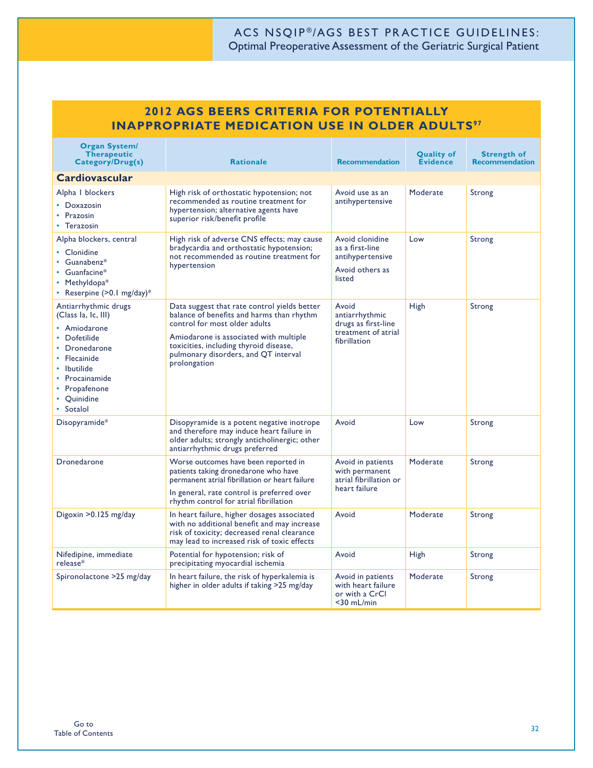## 2012 AGS BEERS CRITERIA FOR POTENTIALLY INAPPROPRIATE MEDICATION USE IN OLDER ADULTS[97]

| Organ System/ Therapeutic Category/Drug(s) | Rationale | Recommendation | Quality of Evidence | Strength of Recommendation |
|---|---|---|---|---|
| **Cardiovascular** | | | | |
| Alpha 1 blockers<br>• Doxazosin<br>• Prazosin<br>• Terazosin | High risk of orthostatic hypotension; not recommended as routine treatment for hypertension; alternative agents have superior risk/benefit profile | Avoid use as an antihypertensive | Moderate | Strong |
| Alpha blockers, central<br>• Clonidine<br>• Guanabenz*<br>• Guanfacine*<br>• Methyldopa*<br>• Reserpine (>0.1 mg/day)* | High risk of adverse CNS effects; may cause bradycardia and orthostatic hypotension; not recommended as routine treatment for hypertension | Avoid clonidine as a first-line antihypertensive<br>Avoid others as listed | Low | Strong |
| Antiarrhythmic drugs (Class Ia, Ic, III)<br>• Amiodarone<br>• Dofetilide<br>• Dronedarone<br>• Flecainide<br>• Ibutilide<br>• Procainamide<br>• Propafenone<br>• Quinidine<br>• Sotalol | Data suggest that rate control yields better balance of benefits and harms than rhythm control for most older adults<br>Amiodarone is associated with multiple toxicities, including thyroid disease, pulmonary disorders, and QT interval prolongation | Avoid antiarrhythmic drugs as first-line treatment of atrial fibrillation | High | Strong |
| Disopyramide* | Disopyramide is a potent negative inotrope and therefore may induce heart failure in older adults; strongly anticholinergic; other antiarrhythmic drugs preferred | Avoid | Low | Strong |
| Dronedarone | Worse outcomes have been reported in patients taking dronedarone who have permanent atrial fibrillation or heart failure<br>In general, rate control is preferred over rhythm control for atrial fibrillation | Avoid in patients with permanent atrial fibrillation or heart failure | Moderate | Strong |
| Digoxin >0.125 mg/day | In heart failure, higher dosages associated with no additional benefit and may increase risk of toxicity; decreased renal clearance may lead to increased risk of toxic effects | Avoid | Moderate | Strong |
| Nifedipine, immediate release* | Potential for hypotension; risk of precipitating myocardial ischemia | Avoid | High | Strong |
| Spironolactone >25 mg/day | In heart failure, the risk of hyperkalemia is higher in older adults if taking >25 mg/day | Avoid in patients with heart failure or with a CrCl <30 mL/min | Moderate | Strong |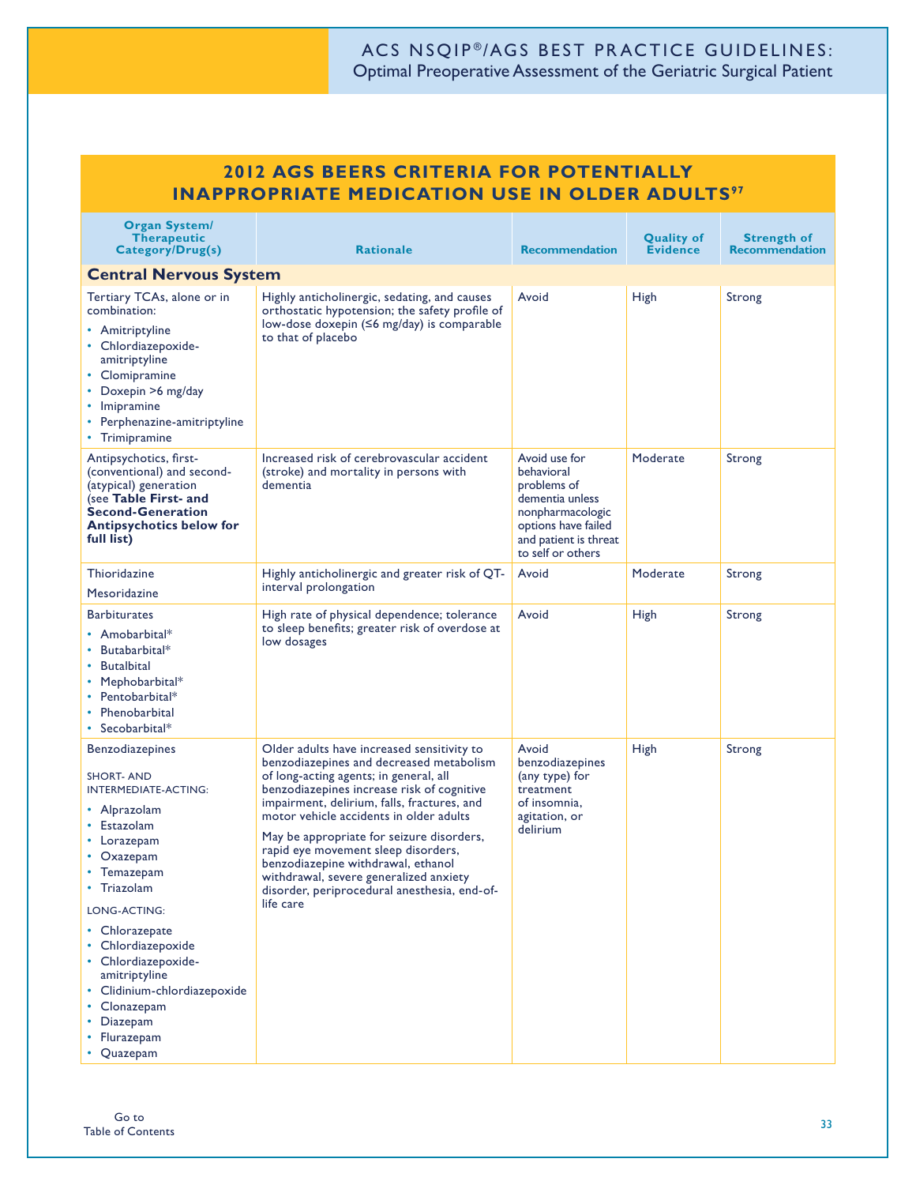## 2012 AGS BEERS CRITERIA FOR POTENTIALLY INAPPROPRIATE MEDICATION USE IN OLDER ADULTS[97]

| Organ System/ Therapeutic Category/Drug(s) | Rationale | Recommendation | Quality of Evidence | Strength of Recommendation |
|---|---|---|---|---|
| **Central Nervous System** | | | | |
| Tertiary TCAs, alone or in combination: • Amitriptyline • Chlordiazepoxide-amitriptyline • Clomipramine • Doxepin >6 mg/day • Imipramine • Perphenazine-amitriptyline • Trimipramine | Highly anticholinergic, sedating, and causes orthostatic hypotension; the safety profile of low-dose doxepin (≤6 mg/day) is comparable to that of placebo | Avoid | High | Strong |
| Antipsychotics, first- (conventional) and second- (atypical) generation (see **Table First- and Second-Generation Antipsychotics below for full list)** | Increased risk of cerebrovascular accident (stroke) and mortality in persons with dementia | Avoid use for behavioral problems of dementia unless nonpharmacologic options have failed and patient is threat to self or others | Moderate | Strong |
| Thioridazine<br>Mesoridazine | Highly anticholinergic and greater risk of QT-interval prolongation | Avoid | Moderate | Strong |
| Barbiturates • Amobarbital* • Butabarbital* • Butalbital • Mephobarbital* • Pentobarbital* • Phenobarbital • Secobarbital* | High rate of physical dependence; tolerance to sleep benefits; greater risk of overdose at low dosages | Avoid | High | Strong |
| Benzodiazepines<br>SHORT- AND INTERMEDIATE-ACTING: • Alprazolam • Estazolam • Lorazepam • Oxazepam • Temazepam • Triazolam<br>LONG-ACTING: • Chlorazepate • Chlordiazepoxide • Chlordiazepoxide-amitriptyline • Clidinium-chlordiazepoxide • Clonazepam • Diazepam • Flurazepam • Quazepam | Older adults have increased sensitivity to benzodiazepines and decreased metabolism of long-acting agents; in general, all benzodiazepines increase risk of cognitive impairment, delirium, falls, fractures, and motor vehicle accidents in older adults<br>May be appropriate for seizure disorders, rapid eye movement sleep disorders, benzodiazepine withdrawal, ethanol withdrawal, severe generalized anxiety disorder, periprocedural anesthesia, end-of-life care | Avoid benzodiazepines (any type) for treatment of insomnia, agitation, or delirium | High | Strong |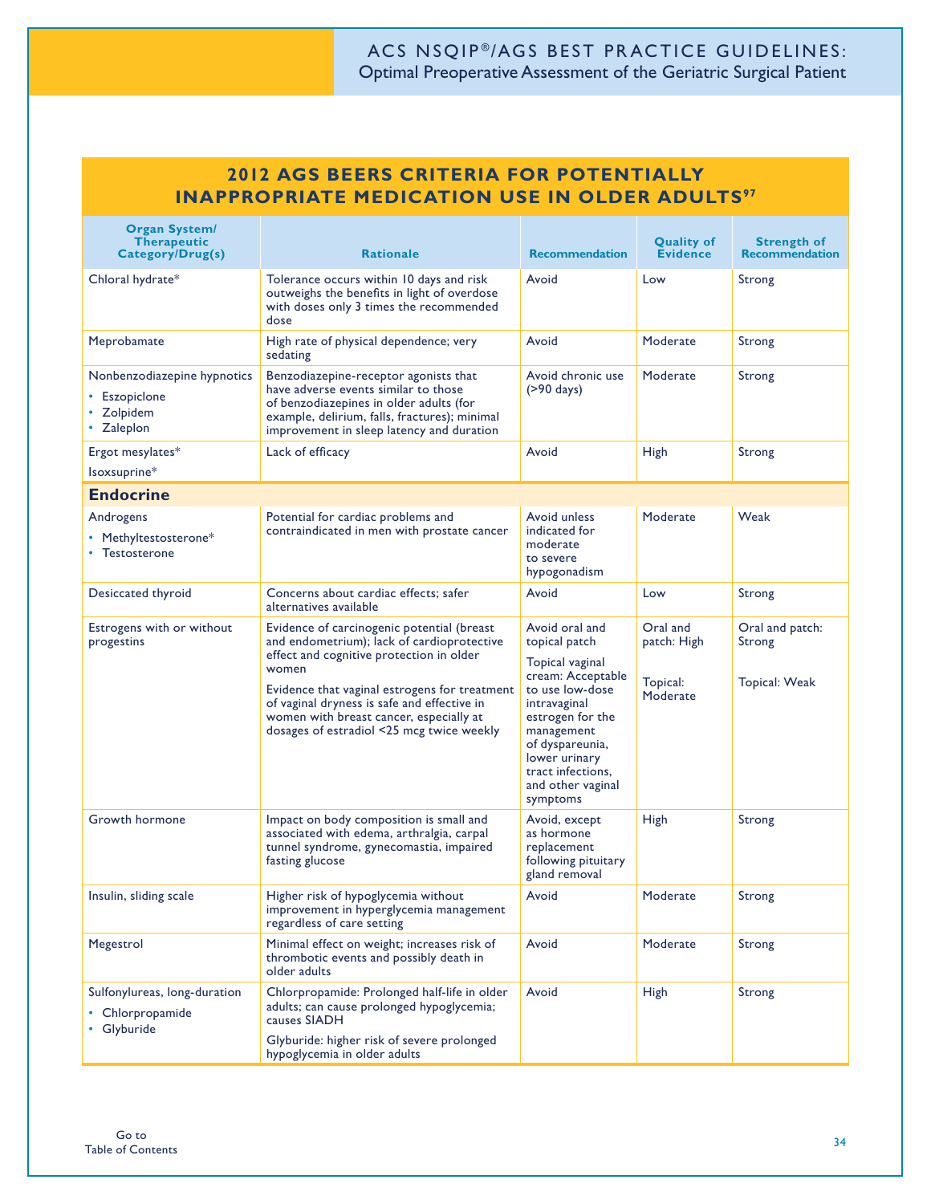## 2012 AGS BEERS CRITERIA FOR POTENTIALLY INAPPROPRIATE MEDICATION USE IN OLDER ADULTS[97]

| Organ System/ Therapeutic Category/Drug(s) | Rationale | Recommendation | Quality of Evidence | Strength of Recommendation |
|---|---|---|---|---|
| Chloral hydrate* | Tolerance occurs within 10 days and risk outweighs the benefits in light of overdose with doses only 3 times the recommended dose | Avoid | Low | Strong |
| Meprobamate | High rate of physical dependence; very sedating | Avoid | Moderate | Strong |
| Nonbenzodiazepine hypnotics<br>• Eszopiclone<br>• Zolpidem<br>• Zaleplon | Benzodiazepine-receptor agonists that have adverse events similar to those of benzodiazepines in older adults (for example, delirium, falls, fractures); minimal improvement in sleep latency and duration | Avoid chronic use (>90 days) | Moderate | Strong |
| Ergot mesylates*<br>Isoxsuprine* | Lack of efficacy | Avoid | High | Strong |
| **Endocrine** | | | | |
| Androgens<br>• Methyltestosterone*<br>• Testosterone | Potential for cardiac problems and contraindicated in men with prostate cancer | Avoid unless indicated for moderate to severe hypogonadism | Moderate | Weak |
| Desiccated thyroid | Concerns about cardiac effects; safer alternatives available | Avoid | Low | Strong |
| Estrogens with or without progestins | Evidence of carcinogenic potential (breast and endometrium); lack of cardioprotective effect and cognitive protection in older women<br>Evidence that vaginal estrogens for treatment of vaginal dryness is safe and effective in women with breast cancer, especially at dosages of estradiol <25 mcg twice weekly | Avoid oral and topical patch<br>Topical vaginal cream: Acceptable to use low-dose intravaginal estrogen for the management of dyspareunia, lower urinary tract infections, and other vaginal symptoms | Oral and patch: High<br>Topical: Moderate | Oral and patch: Strong<br>Topical: Weak |
| Growth hormone | Impact on body composition is small and associated with edema, arthralgia, carpal tunnel syndrome, gynecomastia, impaired fasting glucose | Avoid, except as hormone replacement following pituitary gland removal | High | Strong |
| Insulin, sliding scale | Higher risk of hypoglycemia without improvement in hyperglycemia management regardless of care setting | Avoid | Moderate | Strong |
| Megestrol | Minimal effect on weight; increases risk of thrombotic events and possibly death in older adults | Avoid | Moderate | Strong |
| Sulfonylureas, long-duration<br>• Chlorpropamide<br>• Glyburide | Chlorpropamide: Prolonged half-life in older adults; can cause prolonged hypoglycemia; causes SIADH<br>Glyburide: higher risk of severe prolonged hypoglycemia in older adults | Avoid | High | Strong |

Go to Table of Contents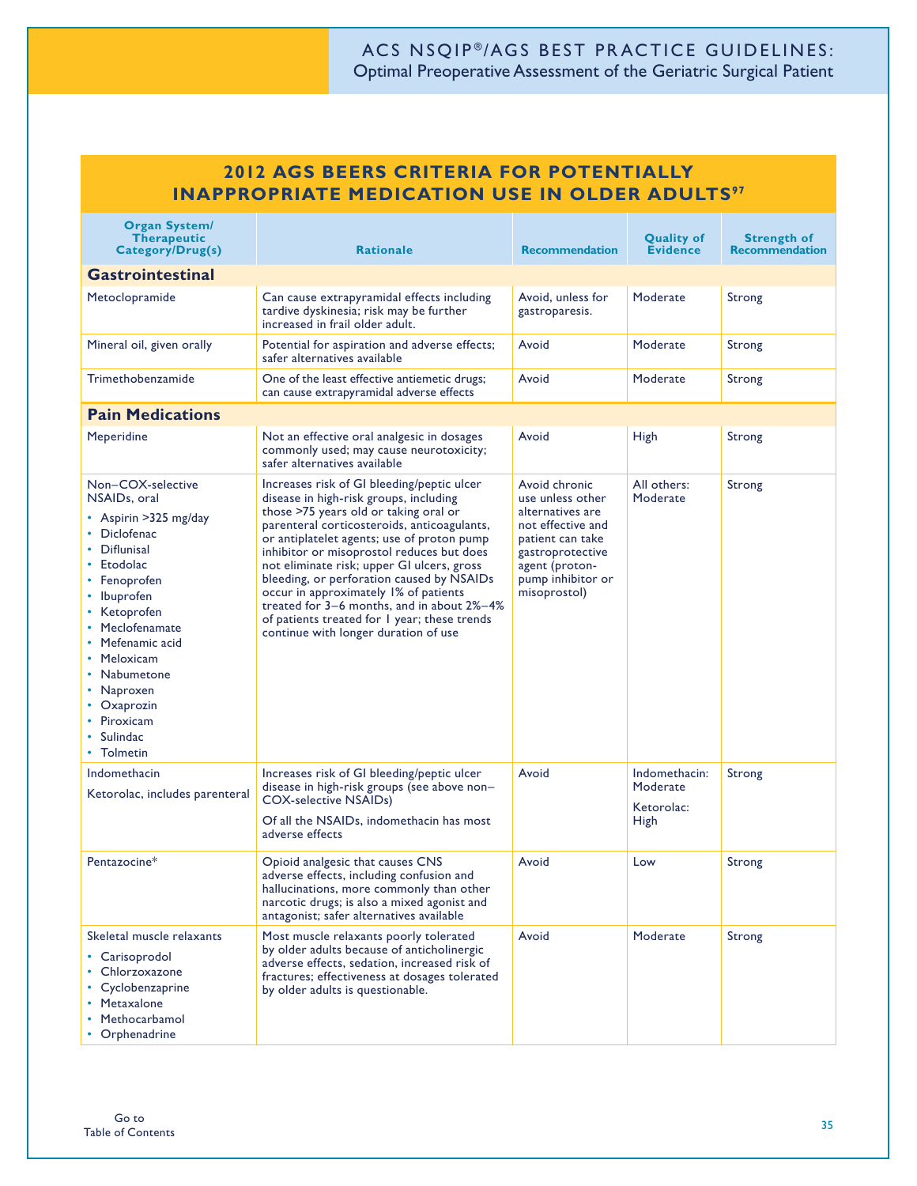## 2012 AGS BEERS CRITERIA FOR POTENTIALLY INAPPROPRIATE MEDICATION USE IN OLDER ADULTS[97]

| Organ System/ Therapeutic Category/Drug(s) | Rationale | Recommendation | Quality of Evidence | Strength of Recommendation |
|---|---|---|---|---|
| **Gastrointestinal** | | | | |
| Metoclopramide | Can cause extrapyramidal effects including tardive dyskinesia; risk may be further increased in frail older adult. | Avoid, unless for gastroparesis. | Moderate | Strong |
| Mineral oil, given orally | Potential for aspiration and adverse effects; safer alternatives available | Avoid | Moderate | Strong |
| Trimethobenzamide | One of the least effective antiemetic drugs; can cause extrapyramidal adverse effects | Avoid | Moderate | Strong |
| **Pain Medications** | | | | |
| Meperidine | Not an effective oral analgesic in dosages commonly used; may cause neurotoxicity; safer alternatives available | Avoid | High | Strong |
| Non–COX-selective NSAIDs, oral<br>• Aspirin >325 mg/day<br>• Diclofenac<br>• Diflunisal<br>• Etodolac<br>• Fenoprofen<br>• Ibuprofen<br>• Ketoprofen<br>• Meclofenamate<br>• Mefenamic acid<br>• Meloxicam<br>• Nabumetone<br>• Naproxen<br>• Oxaprozin<br>• Piroxicam<br>• Sulindac<br>• Tolmetin | Increases risk of GI bleeding/peptic ulcer disease in high-risk groups, including those >75 years old or taking oral or parenteral corticosteroids, anticoagulants, or antiplatelet agents; use of proton pump inhibitor or misoprostol reduces but does not eliminate risk; upper GI ulcers, gross bleeding, or perforation caused by NSAIDs occur in approximately 1% of patients treated for 3–6 months, and in about 2%–4% of patients treated for 1 year; these trends continue with longer duration of use | Avoid chronic use unless other alternatives are not effective and patient can take gastroprotective agent (proton-pump inhibitor or misoprostol) | All others: Moderate | Strong |
| Indomethacin<br>Ketorolac, includes parenteral | Increases risk of GI bleeding/peptic ulcer disease in high-risk groups (see above non–COX-selective NSAIDs)<br>Of all the NSAIDs, indomethacin has most adverse effects | Avoid | Indomethacin: Moderate<br>Ketorolac: High | Strong |
| Pentazocine* | Opioid analgesic that causes CNS adverse effects, including confusion and hallucinations, more commonly than other narcotic drugs; is also a mixed agonist and antagonist; safer alternatives available | Avoid | Low | Strong |
| Skeletal muscle relaxants<br>• Carisoprodol<br>• Chlorzoxazone<br>• Cyclobenzaprine<br>• Metaxalone<br>• Methocarbamol<br>• Orphenadrine | Most muscle relaxants poorly tolerated by older adults because of anticholinergic adverse effects, sedation, increased risk of fractures; effectiveness at dosages tolerated by older adults is questionable. | Avoid | Moderate | Strong |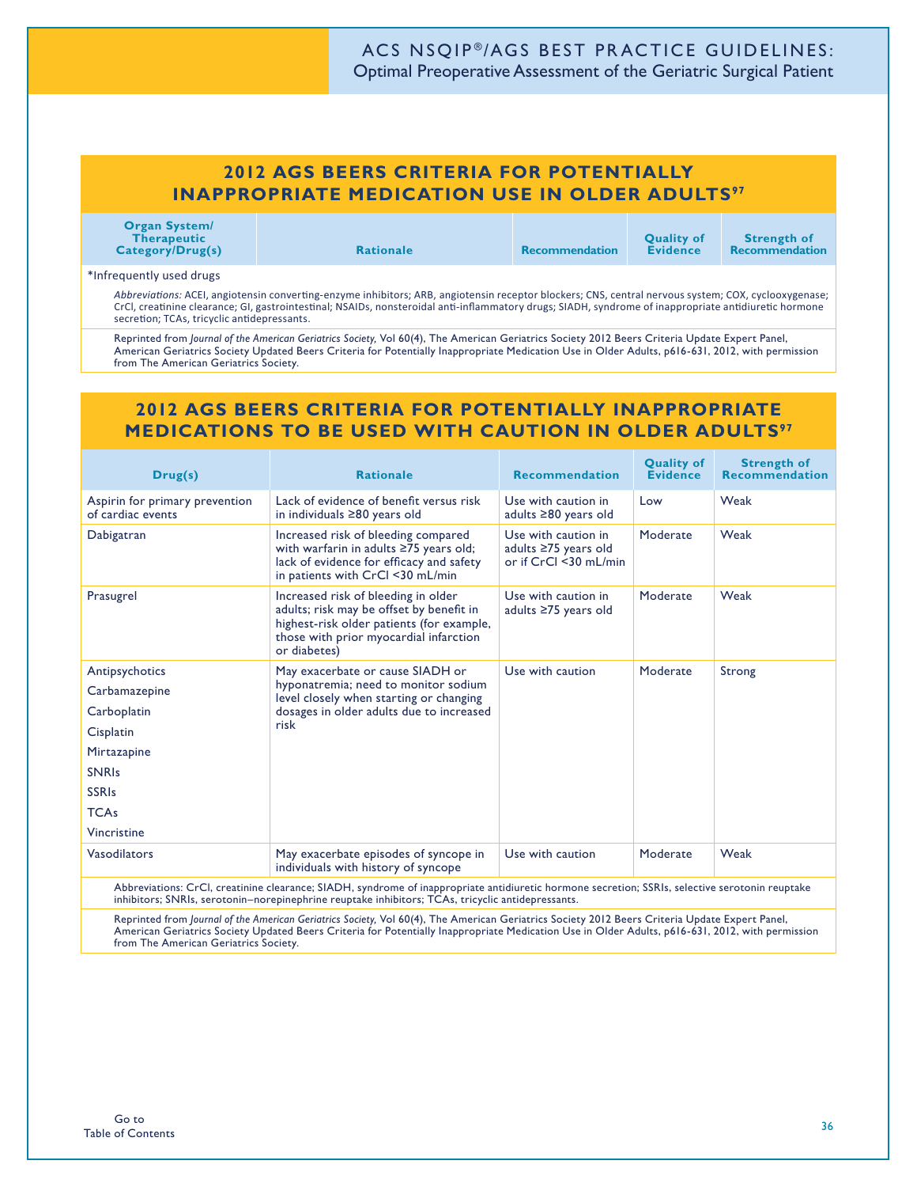## 2012 AGS BEERS CRITERIA FOR POTENTIALLY INAPPROPRIATE MEDICATION USE IN OLDER ADULTS[97]

| Organ System/ Therapeutic Category/Drug(s) | Rationale | Recommendation | Quality of Evidence | Strength of Recommendation |
|---|---|---|---|---|

*Infrequently used drugs

*Abbreviations:* ACEI, angiotensin converting-enzyme inhibitors; ARB, angiotensin receptor blockers; CNS, central nervous system; COX, cyclooxygenase; CrCl, creatinine clearance; GI, gastrointestinal; NSAIDs, nonsteroidal anti-inflammatory drugs; SIADH, syndrome of inappropriate antidiuretic hormone secretion; TCAs, tricyclic antidepressants.

Reprinted from *Journal of the American Geriatrics Society*, Vol 60(4), The American Geriatrics Society 2012 Beers Criteria Update Expert Panel, American Geriatrics Society Updated Beers Criteria for Potentially Inappropriate Medication Use in Older Adults, p616-631, 2012, with permission from The American Geriatrics Society.

## 2012 AGS BEERS CRITERIA FOR POTENTIALLY INAPPROPRIATE MEDICATIONS TO BE USED WITH CAUTION IN OLDER ADULTS[97]

| Drug(s) | Rationale | Recommendation | Quality of Evidence | Strength of Recommendation |
|---|---|---|---|---|
| Aspirin for primary prevention of cardiac events | Lack of evidence of benefit versus risk in individuals ≥80 years old | Use with caution in adults ≥80 years old | Low | Weak |
| Dabigatran | Increased risk of bleeding compared with warfarin in adults ≥75 years old; lack of evidence for efficacy and safety in patients with CrCl <30 mL/min | Use with caution in adults ≥75 years old or if CrCl <30 mL/min | Moderate | Weak |
| Prasugrel | Increased risk of bleeding in older adults; risk may be offset by benefit in highest-risk older patients (for example, those with prior myocardial infarction or diabetes) | Use with caution in adults ≥75 years old | Moderate | Weak |
| Antipsychotics<br>Carbamazepine<br>Carboplatin<br>Cisplatin<br>Mirtazapine<br>SNRIs<br>SSRIs<br>TCAs<br>Vincristine | May exacerbate or cause SIADH or hyponatremia; need to monitor sodium level closely when starting or changing dosages in older adults due to increased risk | Use with caution | Moderate | Strong |
| Vasodilators | May exacerbate episodes of syncope in individuals with history of syncope | Use with caution | Moderate | Weak |

Abbreviations: CrCl, creatinine clearance; SIADH, syndrome of inappropriate antidiuretic hormone secretion; SSRIs, selective serotonin reuptake inhibitors; SNRIs, serotonin–norepinephrine reuptake inhibitors; TCAs, tricyclic antidepressants.

Reprinted from *Journal of the American Geriatrics Society*, Vol 60(4), The American Geriatrics Society 2012 Beers Criteria Update Expert Panel, American Geriatrics Society Updated Beers Criteria for Potentially Inappropriate Medication Use in Older Adults, p616-631, 2012, with permission from The American Geriatrics Society.

Go to Table of Contents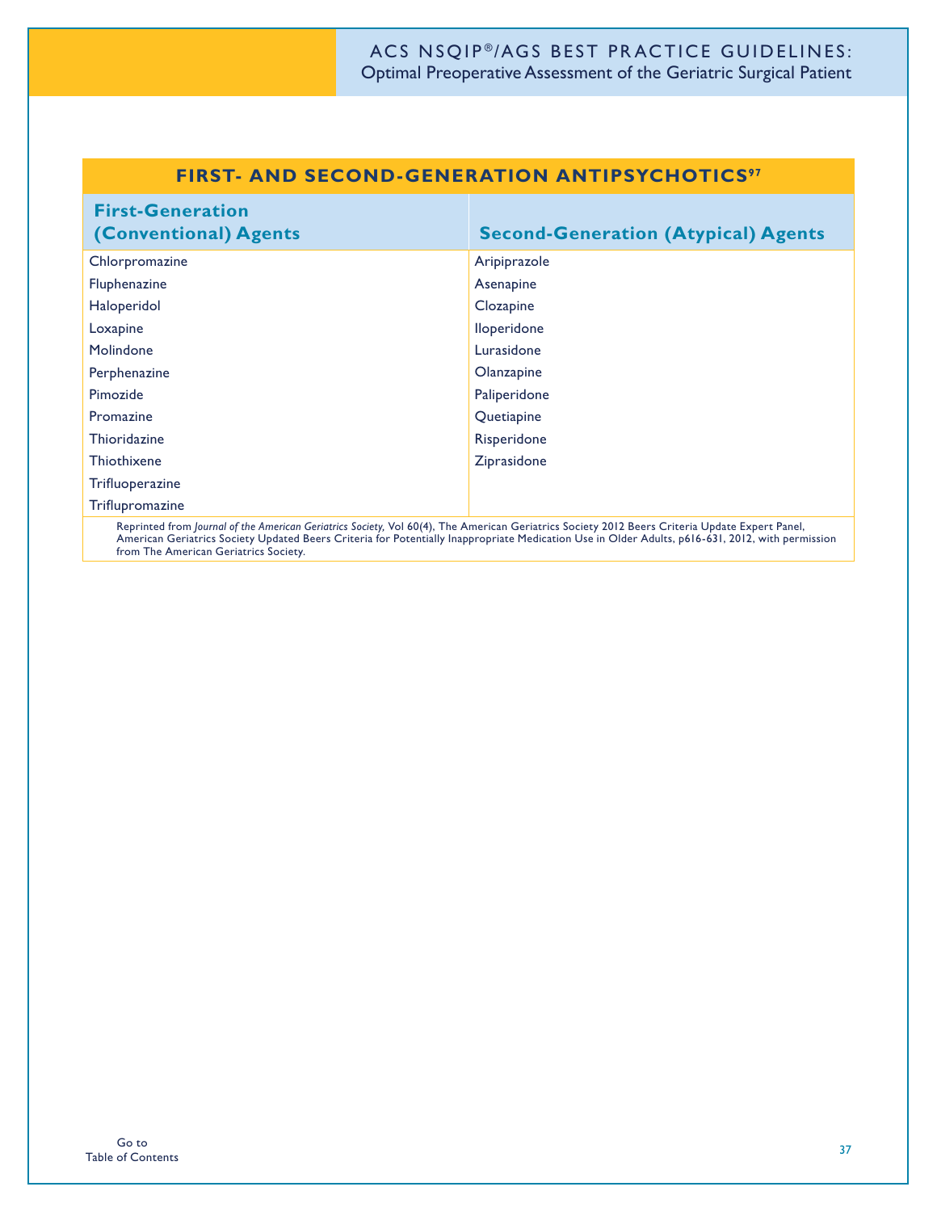## FIRST- AND SECOND-GENERATION ANTIPSYCHOTICS[97]

| First-Generation (Conventional) Agents | Second-Generation (Atypical) Agents |
|---|---|
| Chlorpromazine | Aripiprazole |
| Fluphenazine | Asenapine |
| Haloperidol | Clozapine |
| Loxapine | Iloperidone |
| Molindone | Lurasidone |
| Perphenazine | Olanzapine |
| Pimozide | Paliperidone |
| Promazine | Quetiapine |
| Thioridazine | Risperidone |
| Thiothixene | Ziprasidone |
| Trifluoperazine | |
| Triflupromazine | |

Reprinted from *Journal of the American Geriatrics Society*, Vol 60(4), The American Geriatrics Society 2012 Beers Criteria Update Expert Panel, American Geriatrics Society Updated Beers Criteria for Potentially Inappropriate Medication Use in Older Adults, p616-631, 2012, with permission from The American Geriatrics Society.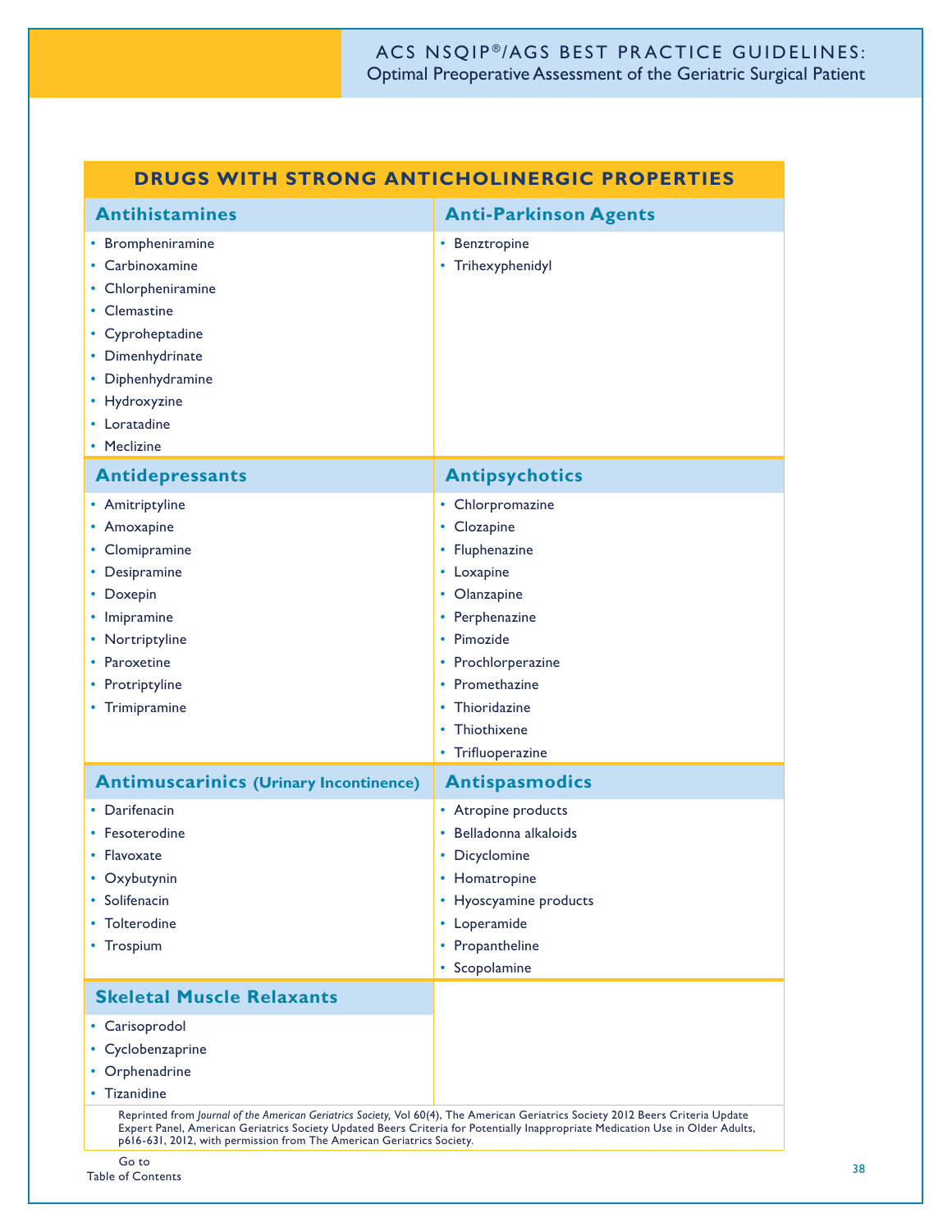## DRUGS WITH STRONG ANTICHOLINERGIC PROPERTIES

### Antihistamines

- Brompheniramine
- Carbinoxamine
- Chlorpheniramine
- Clemastine
- Cyproheptadine
- Dimenhydrinate
- Diphenhydramine
- Hydroxyzine
- Loratadine
- Meclizine

### Anti-Parkinson Agents

- Benztropine
- Trihexyphenidyl

### Antidepressants

- Amitriptyline
- Amoxapine
- Clomipramine
- Desipramine
- Doxepin
- Imipramine
- Nortriptyline
- Paroxetine
- Protriptyline
- Trimipramine

### Antipsychotics

- Chlorpromazine
- Clozapine
- Fluphenazine
- Loxapine
- Olanzapine
- Perphenazine
- Pimozide
- Prochlorperazine
- Promethazine
- Thioridazine
- Thiothixene
- Trifluoperazine

### Antimuscarinics (Urinary Incontinence)

- Darifenacin
- Fesoterodine
- Flavoxate
- Oxybutynin
- Solifenacin
- Tolterodine
- Trospium

### Antispasmodics

- Atropine products
- Belladonna alkaloids
- Dicyclomine
- Homatropine
- Hyoscyamine products
- Loperamide
- Propantheline
- Scopolamine

### Skeletal Muscle Relaxants

- Carisoprodol
- Cyclobenzaprine
- Orphenadrine
- Tizanidine

Reprinted from *Journal of the American Geriatrics Society*, Vol 60(4), The American Geriatrics Society 2012 Beers Criteria Update Expert Panel, American Geriatrics Society Updated Beers Criteria for Potentially Inappropriate Medication Use in Older Adults, p616-631, 2012, with permission from The American Geriatrics Society.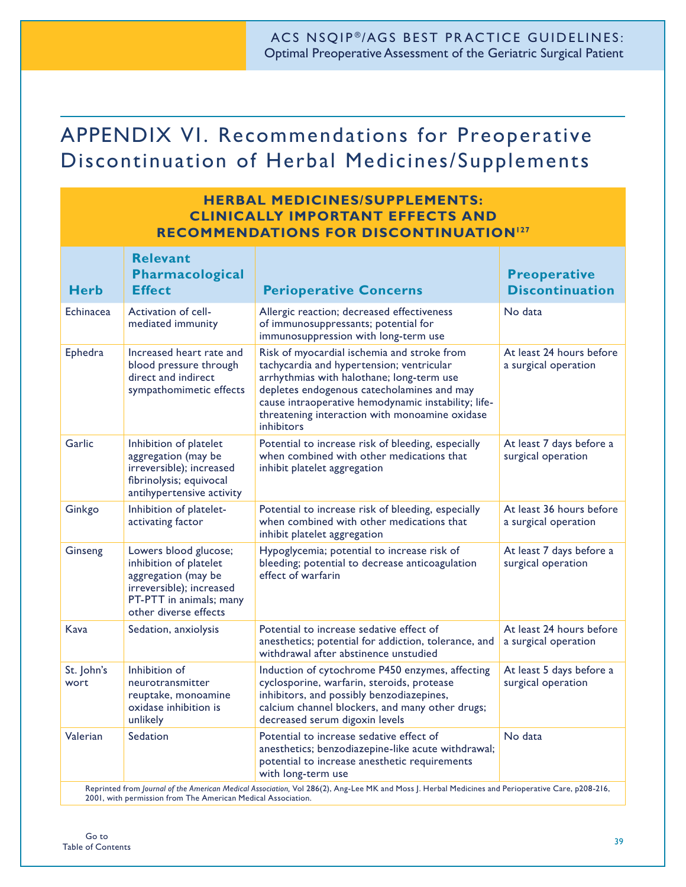# APPENDIX VI. Recommendations for Preoperative Discontinuation of Herbal Medicines/Supplements

**HERBAL MEDICINES/SUPPLEMENTS: CLINICALLY IMPORTANT EFFECTS AND RECOMMENDATIONS FOR DISCONTINUATION**[127]

| Herb | Relevant Pharmacological Effect | Perioperative Concerns | Preoperative Discontinuation |
|---|---|---|---|
| Echinacea | Activation of cell-mediated immunity | Allergic reaction; decreased effectiveness of immunosuppressants; potential for immunosuppression with long-term use | No data |
| Ephedra | Increased heart rate and blood pressure through direct and indirect sympathomimetic effects | Risk of myocardial ischemia and stroke from tachycardia and hypertension; ventricular arrhythmias with halothane; long-term use depletes endogenous catecholamines and may cause intraoperative hemodynamic instability; life-threatening interaction with monoamine oxidase inhibitors | At least 24 hours before a surgical operation |
| Garlic | Inhibition of platelet aggregation (may be irreversible); increased fibrinolysis; equivocal antihypertensive activity | Potential to increase risk of bleeding, especially when combined with other medications that inhibit platelet aggregation | At least 7 days before a surgical operation |
| Ginkgo | Inhibition of platelet-activating factor | Potential to increase risk of bleeding, especially when combined with other medications that inhibit platelet aggregation | At least 36 hours before a surgical operation |
| Ginseng | Lowers blood glucose; inhibition of platelet aggregation (may be irreversible); increased PT-PTT in animals; many other diverse effects | Hypoglycemia; potential to increase risk of bleeding; potential to decrease anticoagulation effect of warfarin | At least 7 days before a surgical operation |
| Kava | Sedation, anxiolysis | Potential to increase sedative effect of anesthetics; potential for addiction, tolerance, and withdrawal after abstinence unstudied | At least 24 hours before a surgical operation |
| St. John's wort | Inhibition of neurotransmitter reuptake, monoamine oxidase inhibition is unlikely | Induction of cytochrome P450 enzymes, affecting cyclosporine, warfarin, steroids, protease inhibitors, and possibly benzodiazepines, calcium channel blockers, and many other drugs; decreased serum digoxin levels | At least 5 days before a surgical operation |
| Valerian | Sedation | Potential to increase sedative effect of anesthetics; benzodiazepine-like acute withdrawal; potential to increase anesthetic requirements with long-term use | No data |

Reprinted from *Journal of the American Medical Association,* Vol 286(2), Ang-Lee MK and Moss J. Herbal Medicines and Perioperative Care, p208-216, 2001, with permission from The American Medical Association.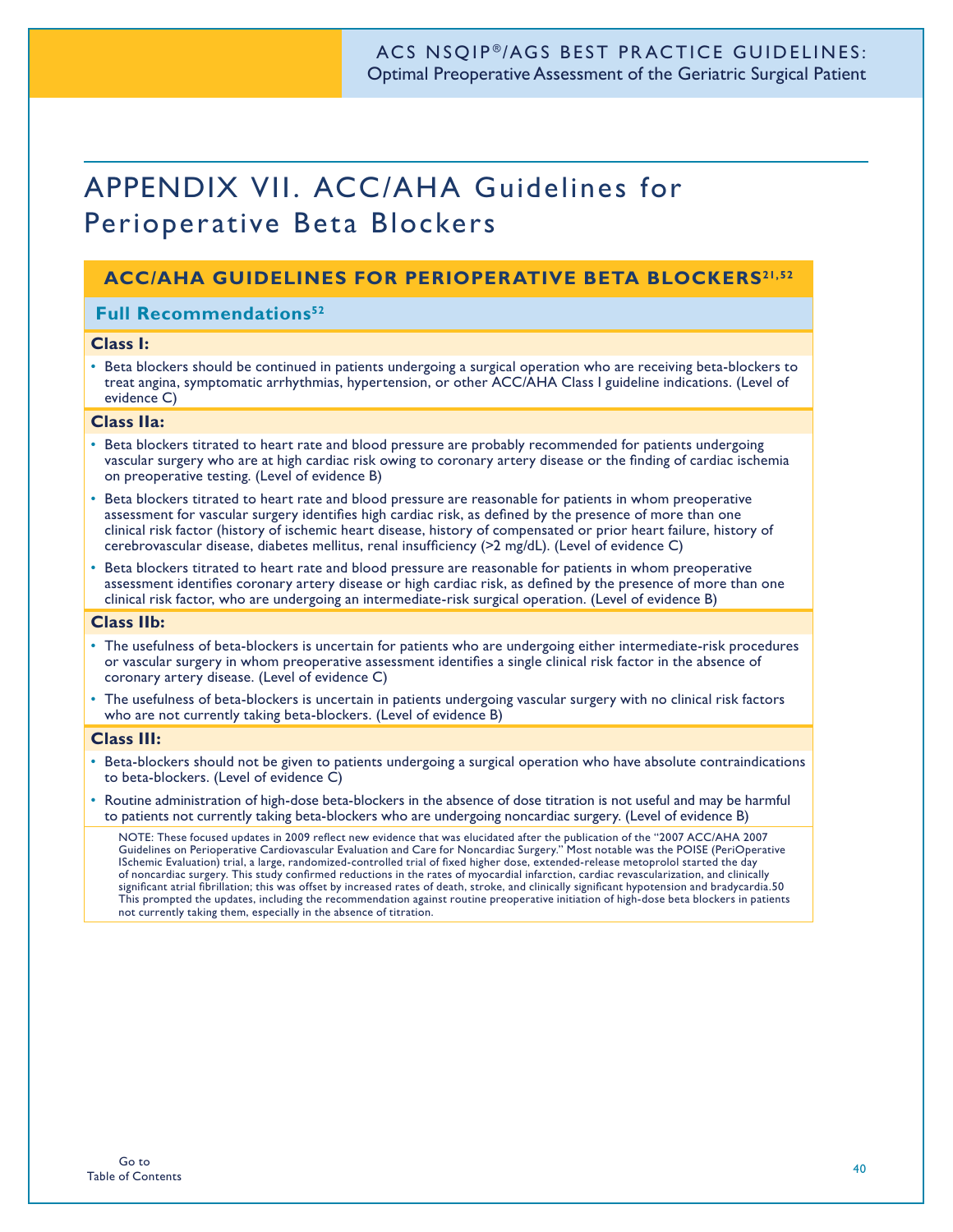# APPENDIX VII. ACC/AHA Guidelines for Perioperative Beta Blockers

## ACC/AHA GUIDELINES FOR PERIOPERATIVE BETA BLOCKERS[21,52]

### Full Recommendations[52]

**Class I:**

- Beta blockers should be continued in patients undergoing a surgical operation who are receiving beta-blockers to treat angina, symptomatic arrhythmias, hypertension, or other ACC/AHA Class I guideline indications. (Level of evidence C)

**Class IIa:**

- Beta blockers titrated to heart rate and blood pressure are probably recommended for patients undergoing vascular surgery who are at high cardiac risk owing to coronary artery disease or the finding of cardiac ischemia on preoperative testing. (Level of evidence B)
- Beta blockers titrated to heart rate and blood pressure are reasonable for patients in whom preoperative assessment for vascular surgery identifies high cardiac risk, as defined by the presence of more than one clinical risk factor (history of ischemic heart disease, history of compensated or prior heart failure, history of cerebrovascular disease, diabetes mellitus, renal insufficiency (>2 mg/dL). (Level of evidence C)
- Beta blockers titrated to heart rate and blood pressure are reasonable for patients in whom preoperative assessment identifies coronary artery disease or high cardiac risk, as defined by the presence of more than one clinical risk factor, who are undergoing an intermediate-risk surgical operation. (Level of evidence B)

**Class IIb:**

- The usefulness of beta-blockers is uncertain for patients who are undergoing either intermediate-risk procedures or vascular surgery in whom preoperative assessment identifies a single clinical risk factor in the absence of coronary artery disease. (Level of evidence C)
- The usefulness of beta-blockers is uncertain in patients undergoing vascular surgery with no clinical risk factors who are not currently taking beta-blockers. (Level of evidence B)

**Class III:**

- Beta-blockers should not be given to patients undergoing a surgical operation who have absolute contraindications to beta-blockers. (Level of evidence C)
- Routine administration of high-dose beta-blockers in the absence of dose titration is not useful and may be harmful to patients not currently taking beta-blockers who are undergoing noncardiac surgery. (Level of evidence B)

NOTE: These focused updates in 2009 reflect new evidence that was elucidated after the publication of the "2007 ACC/AHA 2007 Guidelines on Perioperative Cardiovascular Evaluation and Care for Noncardiac Surgery." Most notable was the POISE (PeriOperative ISchemic Evaluation) trial, a large, randomized-controlled trial of fixed higher dose, extended-release metoprolol started the day of noncardiac surgery. This study confirmed reductions in the rates of myocardial infarction, cardiac revascularization, and clinically significant atrial fibrillation; this was offset by increased rates of death, stroke, and clinically significant hypotension and bradycardia.50 This prompted the updates, including the recommendation against routine preoperative initiation of high-dose beta blockers in patients not currently taking them, especially in the absence of titration.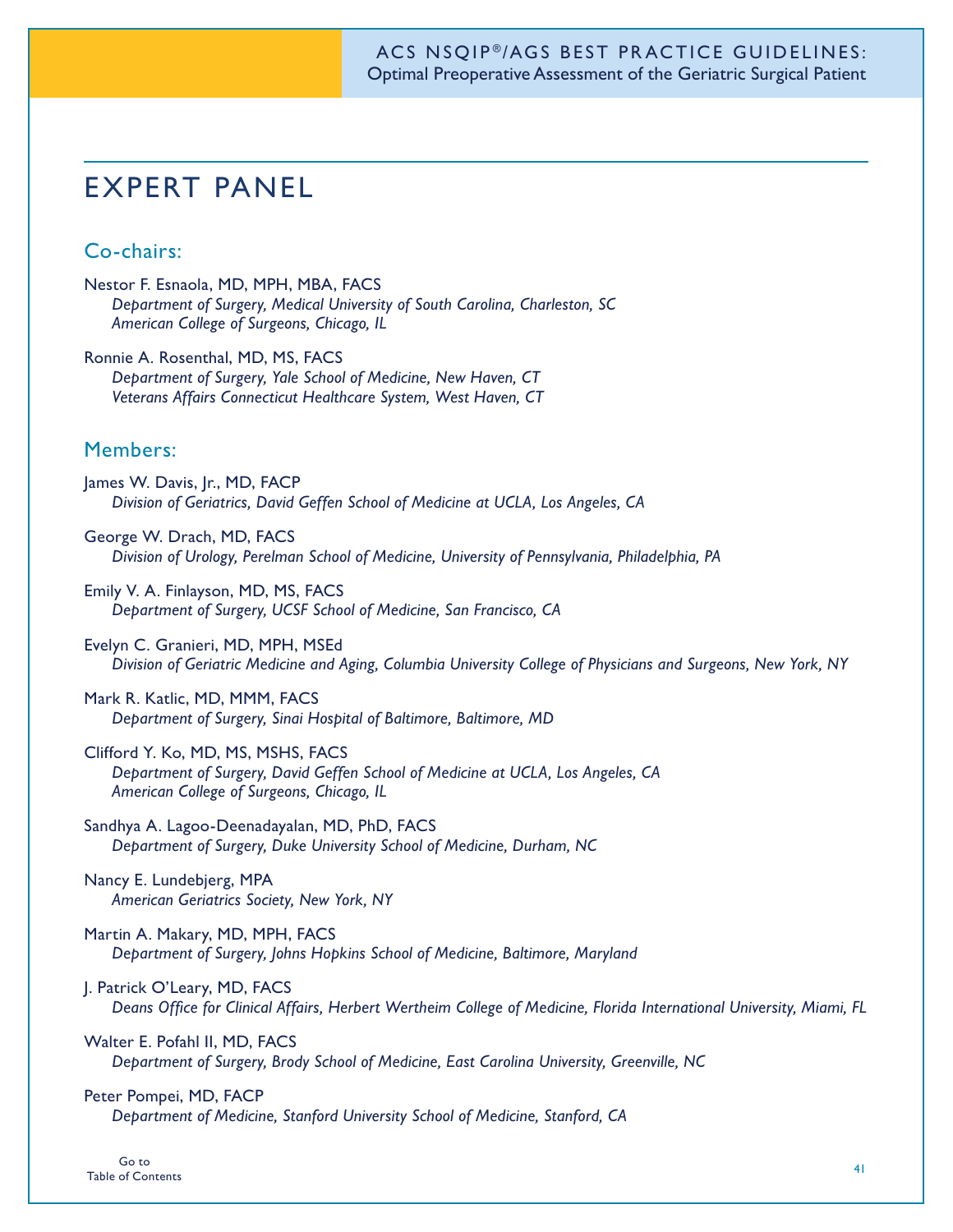# EXPERT PANEL

## Co-chairs:

Nestor F. Esnaola, MD, MPH, MBA, FACS
*Department of Surgery, Medical University of South Carolina, Charleston, SC*
*American College of Surgeons, Chicago, IL*

Ronnie A. Rosenthal, MD, MS, FACS
*Department of Surgery, Yale School of Medicine, New Haven, CT*
*Veterans Affairs Connecticut Healthcare System, West Haven, CT*

## Members:

James W. Davis, Jr., MD, FACP
*Division of Geriatrics, David Geffen School of Medicine at UCLA, Los Angeles, CA*

George W. Drach, MD, FACS
*Division of Urology, Perelman School of Medicine, University of Pennsylvania, Philadelphia, PA*

Emily V. A. Finlayson, MD, MS, FACS
*Department of Surgery, UCSF School of Medicine, San Francisco, CA*

Evelyn C. Granieri, MD, MPH, MSEd
*Division of Geriatric Medicine and Aging, Columbia University College of Physicians and Surgeons, New York, NY*

Mark R. Katlic, MD, MMM, FACS
*Department of Surgery, Sinai Hospital of Baltimore, Baltimore, MD*

Clifford Y. Ko, MD, MS, MSHS, FACS
*Department of Surgery, David Geffen School of Medicine at UCLA, Los Angeles, CA*
*American College of Surgeons, Chicago, IL*

Sandhya A. Lagoo-Deenadayalan, MD, PhD, FACS
*Department of Surgery, Duke University School of Medicine, Durham, NC*

Nancy E. Lundebjerg, MPA
*American Geriatrics Society, New York, NY*

Martin A. Makary, MD, MPH, FACS
*Department of Surgery, Johns Hopkins School of Medicine, Baltimore, Maryland*

J. Patrick O'Leary, MD, FACS
*Deans Office for Clinical Affairs, Herbert Wertheim College of Medicine, Florida International University, Miami, FL*

Walter E. Pofahl II, MD, FACS
*Department of Surgery, Brody School of Medicine, East Carolina University, Greenville, NC*

Peter Pompei, MD, FACP
*Department of Medicine, Stanford University School of Medicine, Stanford, CA*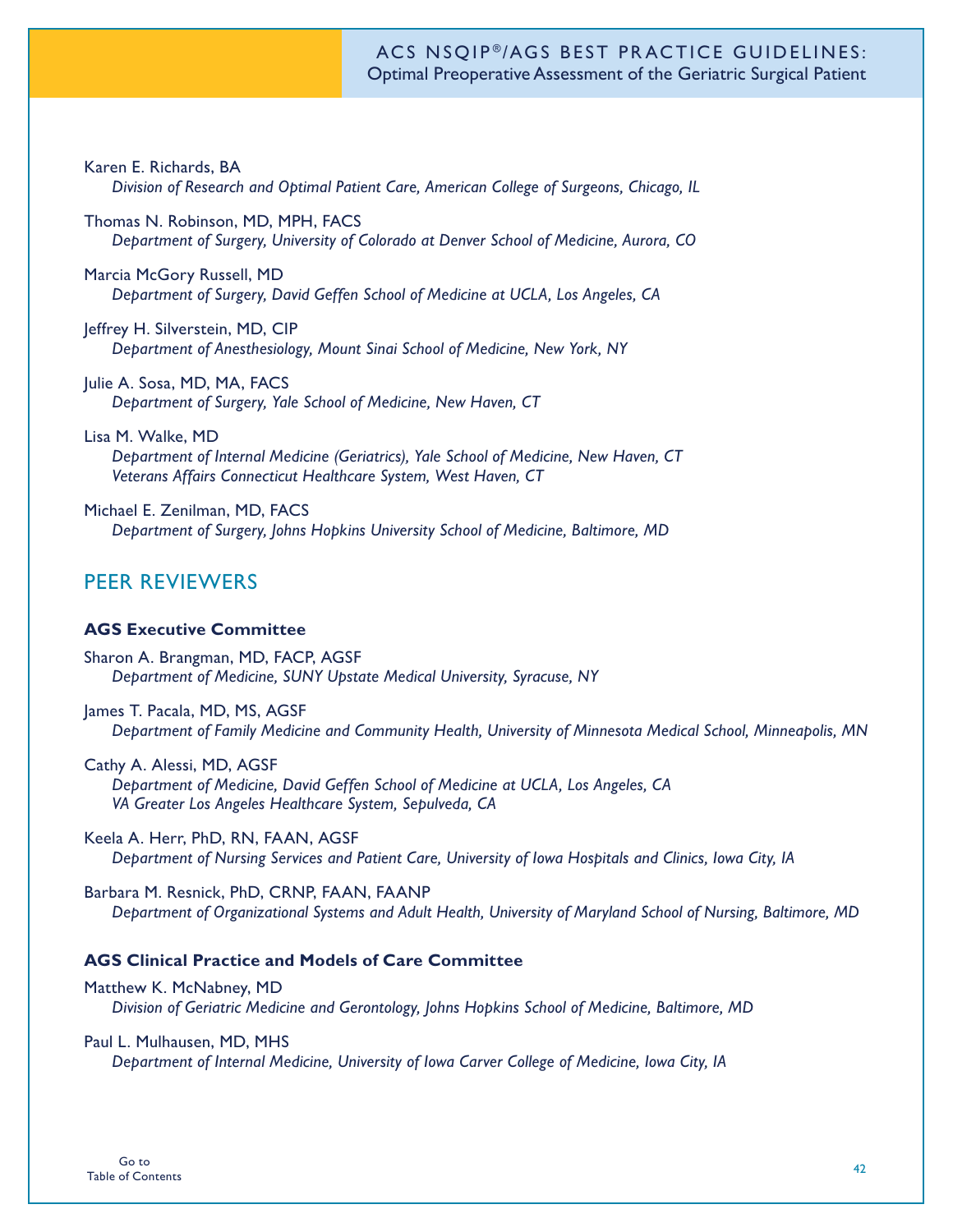Karen E. Richards, BA
*Division of Research and Optimal Patient Care, American College of Surgeons, Chicago, IL*

Thomas N. Robinson, MD, MPH, FACS
*Department of Surgery, University of Colorado at Denver School of Medicine, Aurora, CO*

Marcia McGory Russell, MD
*Department of Surgery, David Geffen School of Medicine at UCLA, Los Angeles, CA*

Jeffrey H. Silverstein, MD, CIP
*Department of Anesthesiology, Mount Sinai School of Medicine, New York, NY*

Julie A. Sosa, MD, MA, FACS
*Department of Surgery, Yale School of Medicine, New Haven, CT*

Lisa M. Walke, MD
*Department of Internal Medicine (Geriatrics), Yale School of Medicine, New Haven, CT*
*Veterans Affairs Connecticut Healthcare System, West Haven, CT*

Michael E. Zenilman, MD, FACS
*Department of Surgery, Johns Hopkins University School of Medicine, Baltimore, MD*

## PEER REVIEWERS

**AGS Executive Committee**

Sharon A. Brangman, MD, FACP, AGSF
*Department of Medicine, SUNY Upstate Medical University, Syracuse, NY*

James T. Pacala, MD, MS, AGSF
*Department of Family Medicine and Community Health, University of Minnesota Medical School, Minneapolis, MN*

Cathy A. Alessi, MD, AGSF
*Department of Medicine, David Geffen School of Medicine at UCLA, Los Angeles, CA*
*VA Greater Los Angeles Healthcare System, Sepulveda, CA*

Keela A. Herr, PhD, RN, FAAN, AGSF
*Department of Nursing Services and Patient Care, University of Iowa Hospitals and Clinics, Iowa City, IA*

Barbara M. Resnick, PhD, CRNP, FAAN, FAANP
*Department of Organizational Systems and Adult Health, University of Maryland School of Nursing, Baltimore, MD*

**AGS Clinical Practice and Models of Care Committee**

Matthew K. McNabney, MD
*Division of Geriatric Medicine and Gerontology, Johns Hopkins School of Medicine, Baltimore, MD*

Paul L. Mulhausen, MD, MHS
*Department of Internal Medicine, University of Iowa Carver College of Medicine, Iowa City, IA*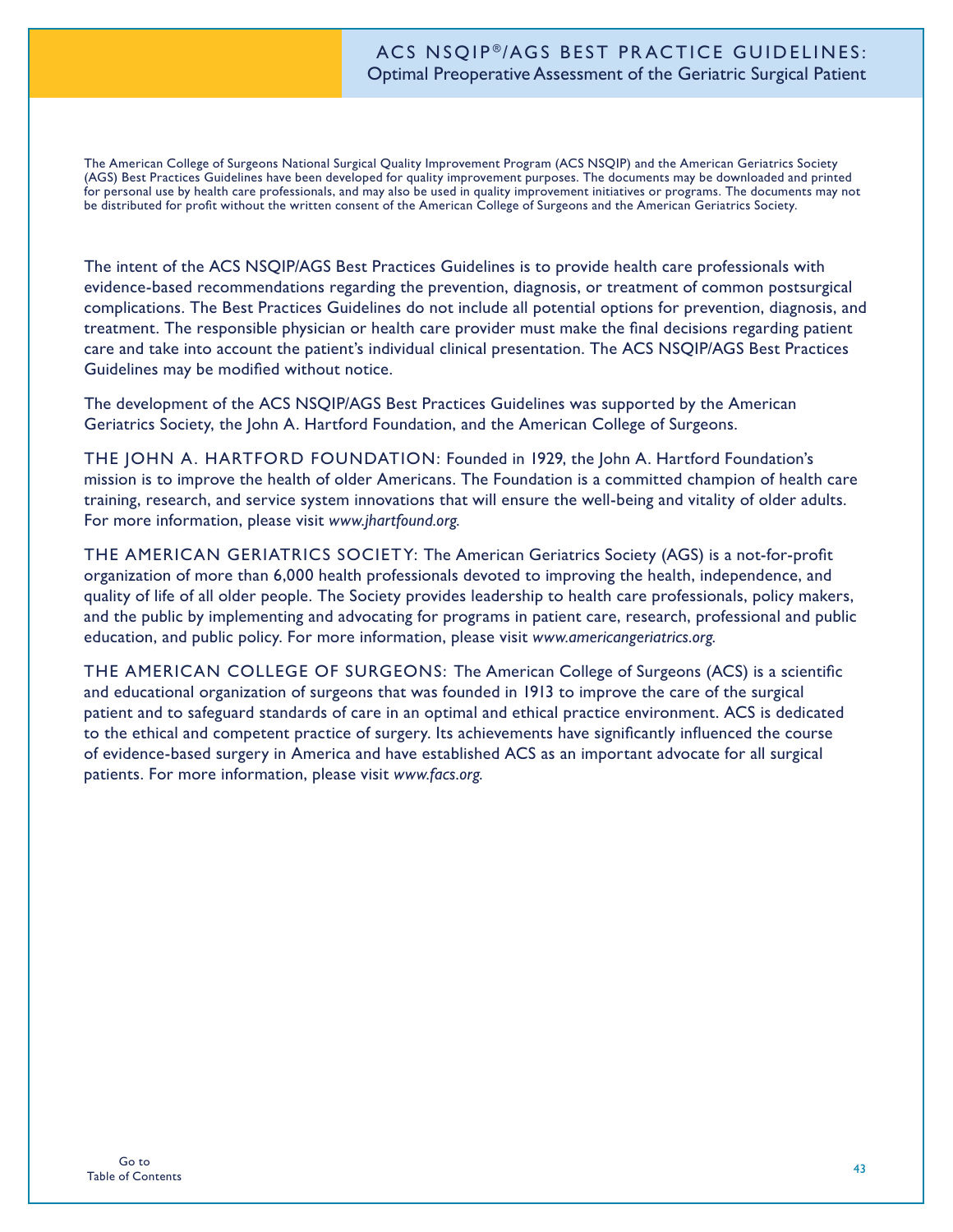The American College of Surgeons National Surgical Quality Improvement Program (ACS NSQIP) and the American Geriatrics Society (AGS) Best Practices Guidelines have been developed for quality improvement purposes. The documents may be downloaded and printed for personal use by health care professionals, and may also be used in quality improvement initiatives or programs. The documents may not be distributed for profit without the written consent of the American College of Surgeons and the American Geriatrics Society.

The intent of the ACS NSQIP/AGS Best Practices Guidelines is to provide health care professionals with evidence-based recommendations regarding the prevention, diagnosis, or treatment of common postsurgical complications. The Best Practices Guidelines do not include all potential options for prevention, diagnosis, and treatment. The responsible physician or health care provider must make the final decisions regarding patient care and take into account the patient's individual clinical presentation. The ACS NSQIP/AGS Best Practices Guidelines may be modified without notice.

The development of the ACS NSQIP/AGS Best Practices Guidelines was supported by the American Geriatrics Society, the John A. Hartford Foundation, and the American College of Surgeons.

THE JOHN A. HARTFORD FOUNDATION: Founded in 1929, the John A. Hartford Foundation's mission is to improve the health of older Americans. The Foundation is a committed champion of health care training, research, and service system innovations that will ensure the well-being and vitality of older adults. For more information, please visit *www.jhartfound.org.*

THE AMERICAN GERIATRICS SOCIETY: The American Geriatrics Society (AGS) is a not-for-profit organization of more than 6,000 health professionals devoted to improving the health, independence, and quality of life of all older people. The Society provides leadership to health care professionals, policy makers, and the public by implementing and advocating for programs in patient care, research, professional and public education, and public policy. For more information, please visit *www.americangeriatrics.org.*

THE AMERICAN COLLEGE OF SURGEONS: The American College of Surgeons (ACS) is a scientific and educational organization of surgeons that was founded in 1913 to improve the care of the surgical patient and to safeguard standards of care in an optimal and ethical practice environment. ACS is dedicated to the ethical and competent practice of surgery. Its achievements have significantly influenced the course of evidence-based surgery in America and have established ACS as an important advocate for all surgical patients. For more information, please visit *www.facs.org.*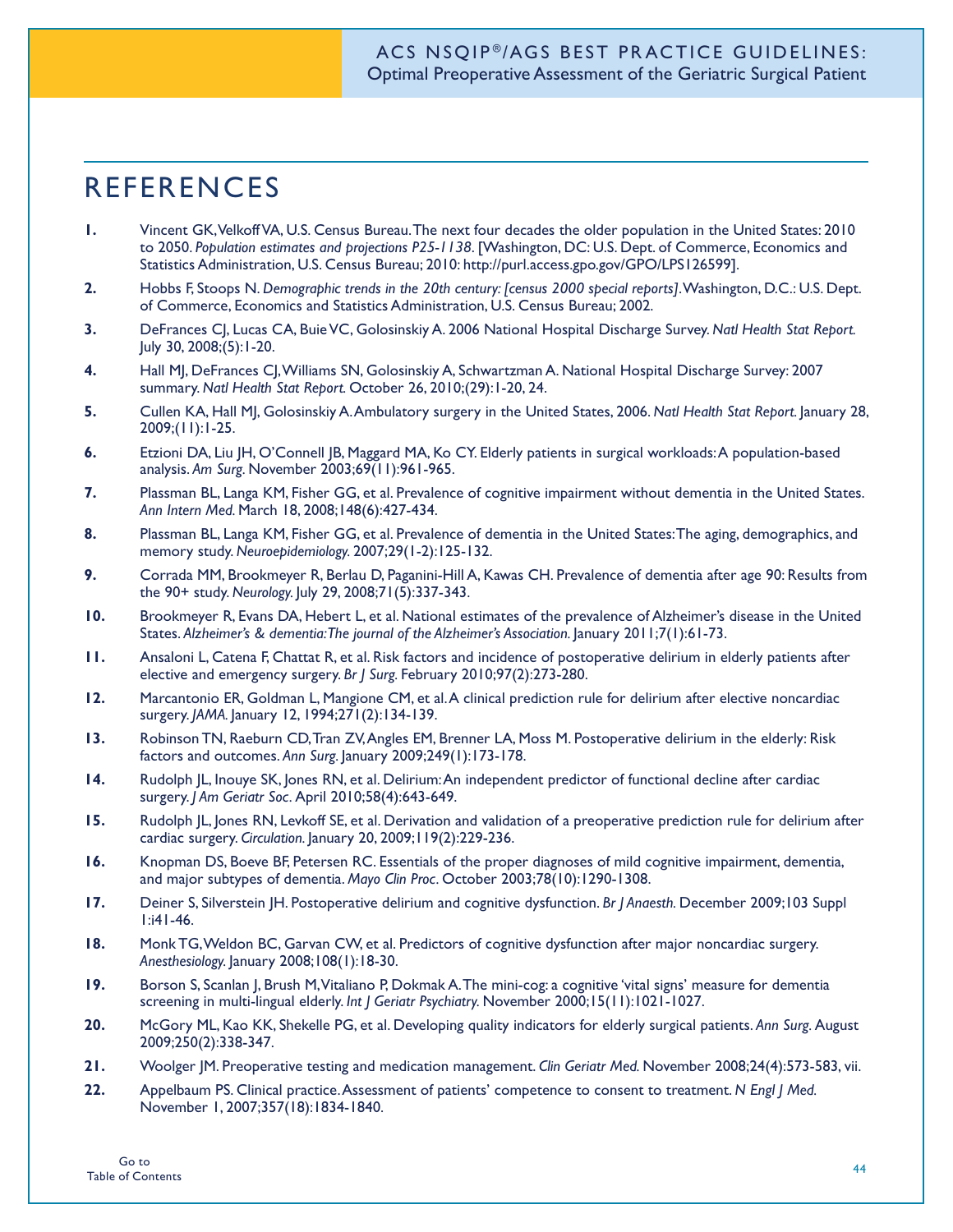# REFERENCES

1. Vincent GK, Velkoff VA, U.S. Census Bureau. The next four decades the older population in the United States: 2010 to 2050. *Population estimates and projections P25-1138*. [Washington, DC: U.S. Dept. of Commerce, Economics and Statistics Administration, U.S. Census Bureau; 2010: http://purl.access.gpo.gov/GPO/LPS126599].
2. Hobbs F, Stoops N. *Demographic trends in the 20th century: [census 2000 special reports]*. Washington, D.C.: U.S. Dept. of Commerce, Economics and Statistics Administration, U.S. Census Bureau; 2002.
3. DeFrances CJ, Lucas CA, Buie VC, Golosinskiy A. 2006 National Hospital Discharge Survey. *Natl Health Stat Report.* July 30, 2008;(5):1-20.
4. Hall MJ, DeFrances CJ, Williams SN, Golosinskiy A, Schwartzman A. National Hospital Discharge Survey: 2007 summary. *Natl Health Stat Report.* October 26, 2010;(29):1-20, 24.
5. Cullen KA, Hall MJ, Golosinskiy A. Ambulatory surgery in the United States, 2006. *Natl Health Stat Report.* January 28, 2009;(11):1-25.
6. Etzioni DA, Liu JH, O'Connell JB, Maggard MA, Ko CY. Elderly patients in surgical workloads: A population-based analysis. *Am Surg.* November 2003;69(11):961-965.
7. Plassman BL, Langa KM, Fisher GG, et al. Prevalence of cognitive impairment without dementia in the United States. *Ann Intern Med.* March 18, 2008;148(6):427-434.
8. Plassman BL, Langa KM, Fisher GG, et al. Prevalence of dementia in the United States: The aging, demographics, and memory study. *Neuroepidemiology.* 2007;29(1-2):125-132.
9. Corrada MM, Brookmeyer R, Berlau D, Paganini-Hill A, Kawas CH. Prevalence of dementia after age 90: Results from the 90+ study. *Neurology.* July 29, 2008;71(5):337-343.
10. Brookmeyer R, Evans DA, Hebert L, et al. National estimates of the prevalence of Alzheimer's disease in the United States. *Alzheimer's & dementia: The journal of the Alzheimer's Association.* January 2011;7(1):61-73.
11. Ansaloni L, Catena F, Chattat R, et al. Risk factors and incidence of postoperative delirium in elderly patients after elective and emergency surgery. *Br J Surg.* February 2010;97(2):273-280.
12. Marcantonio ER, Goldman L, Mangione CM, et al. A clinical prediction rule for delirium after elective noncardiac surgery. *JAMA.* January 12, 1994;271(2):134-139.
13. Robinson TN, Raeburn CD, Tran ZV, Angles EM, Brenner LA, Moss M. Postoperative delirium in the elderly: Risk factors and outcomes. *Ann Surg.* January 2009;249(1):173-178.
14. Rudolph JL, Inouye SK, Jones RN, et al. Delirium: An independent predictor of functional decline after cardiac surgery. *J Am Geriatr Soc.* April 2010;58(4):643-649.
15. Rudolph JL, Jones RN, Levkoff SE, et al. Derivation and validation of a preoperative prediction rule for delirium after cardiac surgery. *Circulation.* January 20, 2009;119(2):229-236.
16. Knopman DS, Boeve BF, Petersen RC. Essentials of the proper diagnoses of mild cognitive impairment, dementia, and major subtypes of dementia. *Mayo Clin Proc.* October 2003;78(10):1290-1308.
17. Deiner S, Silverstein JH. Postoperative delirium and cognitive dysfunction. *Br J Anaesth.* December 2009;103 Suppl 1:i41-46.
18. Monk TG, Weldon BC, Garvan CW, et al. Predictors of cognitive dysfunction after major noncardiac surgery. *Anesthesiology.* January 2008;108(1):18-30.
19. Borson S, Scanlan J, Brush M, Vitaliano P, Dokmak A. The mini-cog: a cognitive 'vital signs' measure for dementia screening in multi-lingual elderly. *Int J Geriatr Psychiatry.* November 2000;15(11):1021-1027.
20. McGory ML, Kao KK, Shekelle PG, et al. Developing quality indicators for elderly surgical patients. *Ann Surg.* August 2009;250(2):338-347.
21. Woolger JM. Preoperative testing and medication management. *Clin Geriatr Med.* November 2008;24(4):573-583, vii.
22. Appelbaum PS. Clinical practice. Assessment of patients' competence to consent to treatment. *N Engl J Med.* November 1, 2007;357(18):1834-1840.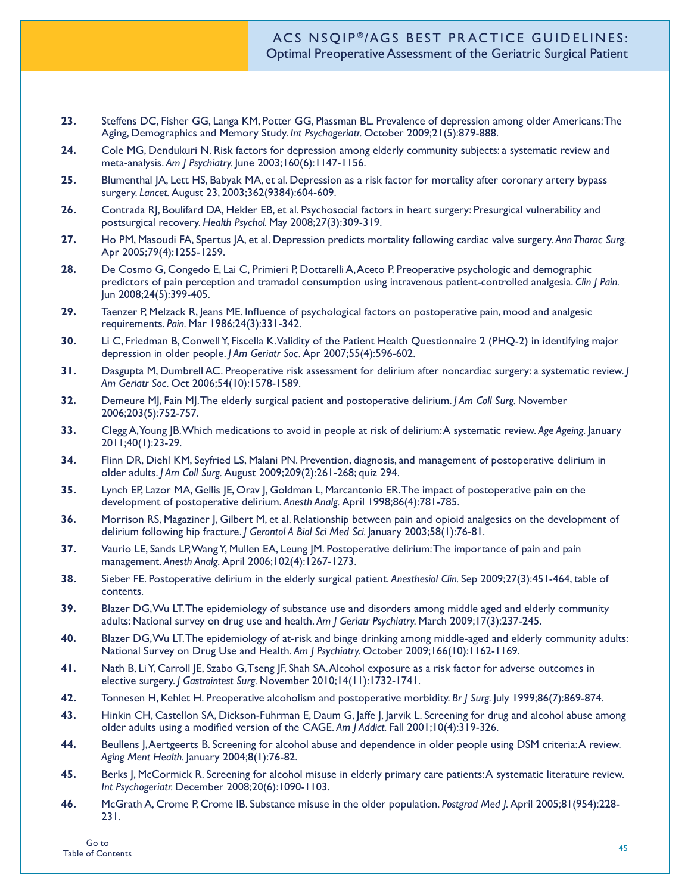23. Steffens DC, Fisher GG, Langa KM, Potter GG, Plassman BL. Prevalence of depression among older Americans: The Aging, Demographics and Memory Study. *Int Psychogeriatr*. October 2009;21(5):879-888.
24. Cole MG, Dendukuri N. Risk factors for depression among elderly community subjects: a systematic review and meta-analysis. *Am J Psychiatry*. June 2003;160(6):1147-1156.
25. Blumenthal JA, Lett HS, Babyak MA, et al. Depression as a risk factor for mortality after coronary artery bypass surgery. *Lancet*. August 23, 2003;362(9384):604-609.
26. Contrada RJ, Boulifard DA, Hekler EB, et al. Psychosocial factors in heart surgery: Presurgical vulnerability and postsurgical recovery. *Health Psychol*. May 2008;27(3):309-319.
27. Ho PM, Masoudi FA, Spertus JA, et al. Depression predicts mortality following cardiac valve surgery. *Ann Thorac Surg*. Apr 2005;79(4):1255-1259.
28. De Cosmo G, Congedo E, Lai C, Primieri P, Dottarelli A, Aceto P. Preoperative psychologic and demographic predictors of pain perception and tramadol consumption using intravenous patient-controlled analgesia. *Clin J Pain*. Jun 2008;24(5):399-405.
29. Taenzer P, Melzack R, Jeans ME. Influence of psychological factors on postoperative pain, mood and analgesic requirements. *Pain*. Mar 1986;24(3):331-342.
30. Li C, Friedman B, Conwell Y, Fiscella K. Validity of the Patient Health Questionnaire 2 (PHQ-2) in identifying major depression in older people. *J Am Geriatr Soc*. Apr 2007;55(4):596-602.
31. Dasgupta M, Dumbrell AC. Preoperative risk assessment for delirium after noncardiac surgery: a systematic review. *J Am Geriatr Soc*. Oct 2006;54(10):1578-1589.
32. Demeure MJ, Fain MJ. The elderly surgical patient and postoperative delirium. *J Am Coll Surg*. November 2006;203(5):752-757.
33. Clegg A, Young JB. Which medications to avoid in people at risk of delirium: A systematic review. *Age Ageing*. January 2011;40(1):23-29.
34. Flinn DR, Diehl KM, Seyfried LS, Malani PN. Prevention, diagnosis, and management of postoperative delirium in older adults. *J Am Coll Surg*. August 2009;209(2):261-268; quiz 294.
35. Lynch EP, Lazor MA, Gellis JE, Orav J, Goldman L, Marcantonio ER. The impact of postoperative pain on the development of postoperative delirium. *Anesth Analg*. April 1998;86(4):781-785.
36. Morrison RS, Magaziner J, Gilbert M, et al. Relationship between pain and opioid analgesics on the development of delirium following hip fracture. *J Gerontol A Biol Sci Med Sci*. January 2003;58(1):76-81.
37. Vaurio LE, Sands LP, Wang Y, Mullen EA, Leung JM. Postoperative delirium: The importance of pain and pain management. *Anesth Analg*. April 2006;102(4):1267-1273.
38. Sieber FE. Postoperative delirium in the elderly surgical patient. *Anesthesiol Clin*. Sep 2009;27(3):451-464, table of contents.
39. Blazer DG, Wu LT. The epidemiology of substance use and disorders among middle aged and elderly community adults: National survey on drug use and health. *Am J Geriatr Psychiatry*. March 2009;17(3):237-245.
40. Blazer DG, Wu LT. The epidemiology of at-risk and binge drinking among middle-aged and elderly community adults: National Survey on Drug Use and Health. *Am J Psychiatry*. October 2009;166(10):1162-1169.
41. Nath B, Li Y, Carroll JE, Szabo G, Tseng JF, Shah SA. Alcohol exposure as a risk factor for adverse outcomes in elective surgery. *J Gastrointest Surg*. November 2010;14(11):1732-1741.
42. Tonnesen H, Kehlet H. Preoperative alcoholism and postoperative morbidity. *Br J Surg*. July 1999;86(7):869-874.
43. Hinkin CH, Castellon SA, Dickson-Fuhrman E, Daum G, Jaffe J, Jarvik L. Screening for drug and alcohol abuse among older adults using a modified version of the CAGE. *Am J Addict*. Fall 2001;10(4):319-326.
44. Beullens J, Aertgeerts B. Screening for alcohol abuse and dependence in older people using DSM criteria: A review. *Aging Ment Health*. January 2004;8(1):76-82.
45. Berks J, McCormick R. Screening for alcohol misuse in elderly primary care patients: A systematic literature review. *Int Psychogeriatr*. December 2008;20(6):1090-1103.
46. McGrath A, Crome P, Crome IB. Substance misuse in the older population. *Postgrad Med J*. April 2005;81(954):228-231.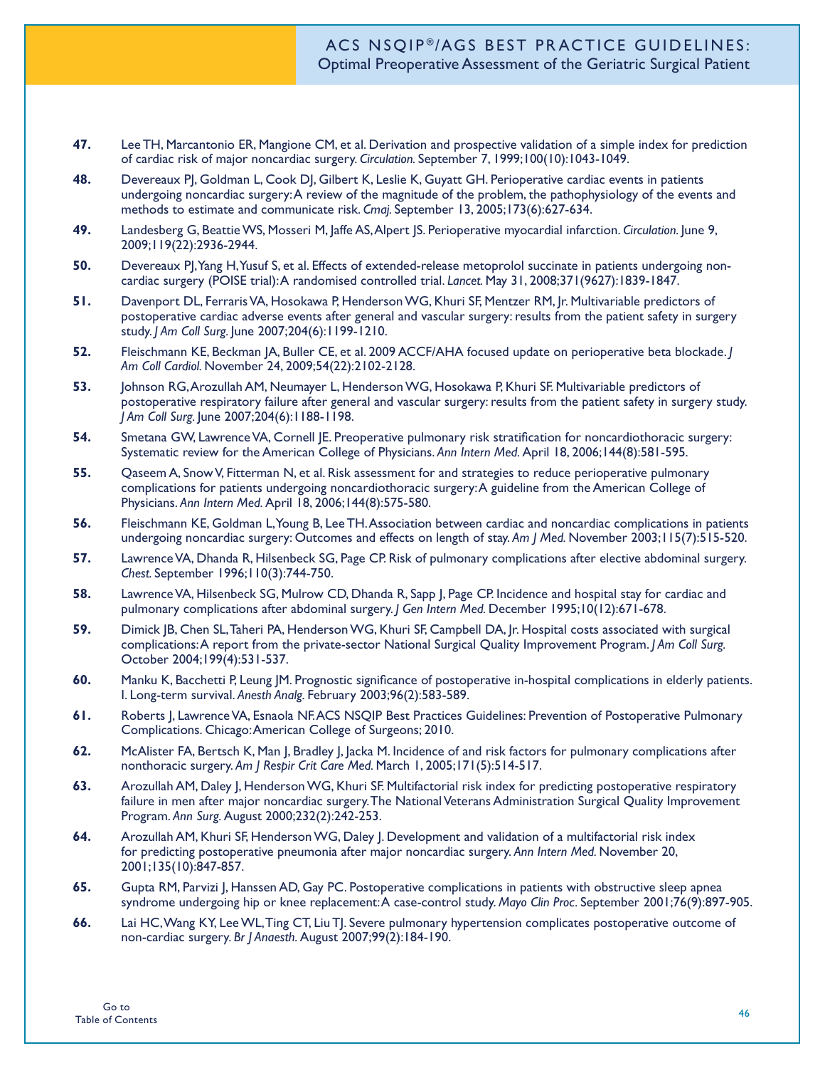47. Lee TH, Marcantonio ER, Mangione CM, et al. Derivation and prospective validation of a simple index for prediction of cardiac risk of major noncardiac surgery. *Circulation.* September 7, 1999;100(10):1043-1049.

48. Devereaux PJ, Goldman L, Cook DJ, Gilbert K, Leslie K, Guyatt GH. Perioperative cardiac events in patients undergoing noncardiac surgery: A review of the magnitude of the problem, the pathophysiology of the events and methods to estimate and communicate risk. *Cmaj.* September 13, 2005;173(6):627-634.

49. Landesberg G, Beattie WS, Mosseri M, Jaffe AS, Alpert JS. Perioperative myocardial infarction. *Circulation.* June 9, 2009;119(22):2936-2944.

50. Devereaux PJ, Yang H, Yusuf S, et al. Effects of extended-release metoprolol succinate in patients undergoing non-cardiac surgery (POISE trial): A randomised controlled trial. *Lancet.* May 31, 2008;371(9627):1839-1847.

51. Davenport DL, Ferraris VA, Hosokawa P, Henderson WG, Khuri SF, Mentzer RM, Jr. Multivariable predictors of postoperative cardiac adverse events after general and vascular surgery: results from the patient safety in surgery study. *J Am Coll Surg.* June 2007;204(6):1199-1210.

52. Fleischmann KE, Beckman JA, Buller CE, et al. 2009 ACCF/AHA focused update on perioperative beta blockade. *J Am Coll Cardiol.* November 24, 2009;54(22):2102-2128.

53. Johnson RG, Arozullah AM, Neumayer L, Henderson WG, Hosokawa P, Khuri SF. Multivariable predictors of postoperative respiratory failure after general and vascular surgery: results from the patient safety in surgery study. *J Am Coll Surg.* June 2007;204(6):1188-1198.

54. Smetana GW, Lawrence VA, Cornell JE. Preoperative pulmonary risk stratification for noncardiothoracic surgery: Systematic review for the American College of Physicians. *Ann Intern Med.* April 18, 2006;144(8):581-595.

55. Qaseem A, Snow V, Fitterman N, et al. Risk assessment for and strategies to reduce perioperative pulmonary complications for patients undergoing noncardiothoracic surgery: A guideline from the American College of Physicians. *Ann Intern Med.* April 18, 2006;144(8):575-580.

56. Fleischmann KE, Goldman L, Young B, Lee TH. Association between cardiac and noncardiac complications in patients undergoing noncardiac surgery: Outcomes and effects on length of stay. *Am J Med.* November 2003;115(7):515-520.

57. Lawrence VA, Dhanda R, Hilsenbeck SG, Page CP. Risk of pulmonary complications after elective abdominal surgery. *Chest.* September 1996;110(3):744-750.

58. Lawrence VA, Hilsenbeck SG, Mulrow CD, Dhanda R, Sapp J, Page CP. Incidence and hospital stay for cardiac and pulmonary complications after abdominal surgery. *J Gen Intern Med.* December 1995;10(12):671-678.

59. Dimick JB, Chen SL, Taheri PA, Henderson WG, Khuri SF, Campbell DA, Jr. Hospital costs associated with surgical complications: A report from the private-sector National Surgical Quality Improvement Program. *J Am Coll Surg.* October 2004;199(4):531-537.

60. Manku K, Bacchetti P, Leung JM. Prognostic significance of postoperative in-hospital complications in elderly patients. I. Long-term survival. *Anesth Analg.* February 2003;96(2):583-589.

61. Roberts J, Lawrence VA, Esnaola NF. ACS NSQIP Best Practices Guidelines: Prevention of Postoperative Pulmonary Complications. Chicago: American College of Surgeons; 2010.

62. McAlister FA, Bertsch K, Man J, Bradley J, Jacka M. Incidence of and risk factors for pulmonary complications after nonthoracic surgery. *Am J Respir Crit Care Med.* March 1, 2005;171(5):514-517.

63. Arozullah AM, Daley J, Henderson WG, Khuri SF. Multifactorial risk index for predicting postoperative respiratory failure in men after major noncardiac surgery. The National Veterans Administration Surgical Quality Improvement Program. *Ann Surg.* August 2000;232(2):242-253.

64. Arozullah AM, Khuri SF, Henderson WG, Daley J. Development and validation of a multifactorial risk index for predicting postoperative pneumonia after major noncardiac surgery. *Ann Intern Med.* November 20, 2001;135(10):847-857.

65. Gupta RM, Parvizi J, Hanssen AD, Gay PC. Postoperative complications in patients with obstructive sleep apnea syndrome undergoing hip or knee replacement: A case-control study. *Mayo Clin Proc.* September 2001;76(9):897-905.

66. Lai HC, Wang KY, Lee WL, Ting CT, Liu TJ. Severe pulmonary hypertension complicates postoperative outcome of non-cardiac surgery. *Br J Anaesth.* August 2007;99(2):184-190.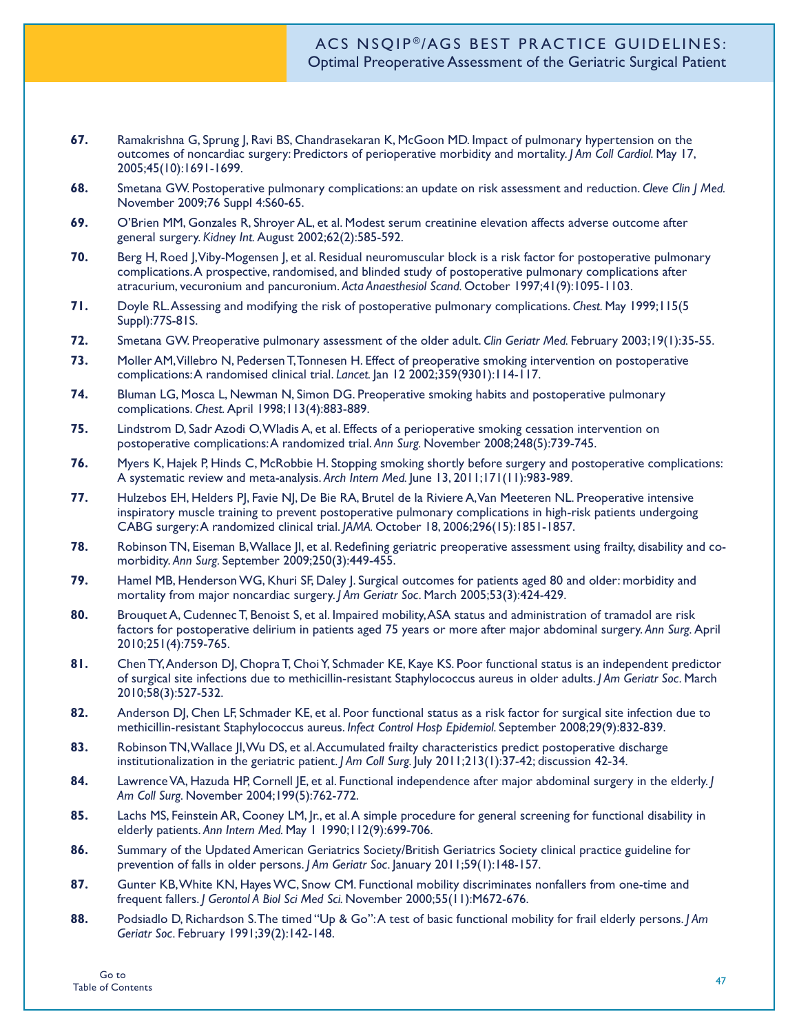67. Ramakrishna G, Sprung J, Ravi BS, Chandrasekaran K, McGoon MD. Impact of pulmonary hypertension on the outcomes of noncardiac surgery: Predictors of perioperative morbidity and mortality. *J Am Coll Cardiol.* May 17, 2005;45(10):1691-1699.

68. Smetana GW. Postoperative pulmonary complications: an update on risk assessment and reduction. *Cleve Clin J Med.* November 2009;76 Suppl 4:S60-65.

69. O'Brien MM, Gonzales R, Shroyer AL, et al. Modest serum creatinine elevation affects adverse outcome after general surgery. *Kidney Int.* August 2002;62(2):585-592.

70. Berg H, Roed J, Viby-Mogensen J, et al. Residual neuromuscular block is a risk factor for postoperative pulmonary complications. A prospective, randomised, and blinded study of postoperative pulmonary complications after atracurium, vecuronium and pancuronium. *Acta Anaesthesiol Scand.* October 1997;41(9):1095-1103.

71. Doyle RL. Assessing and modifying the risk of postoperative pulmonary complications. *Chest.* May 1999;115(5 Suppl):77S-81S.

72. Smetana GW. Preoperative pulmonary assessment of the older adult. *Clin Geriatr Med.* February 2003;19(1):35-55.

73. Moller AM, Villebro N, Pedersen T, Tonnesen H. Effect of preoperative smoking intervention on postoperative complications: A randomised clinical trial. *Lancet.* Jan 12 2002;359(9301):114-117.

74. Bluman LG, Mosca L, Newman N, Simon DG. Preoperative smoking habits and postoperative pulmonary complications. *Chest.* April 1998;113(4):883-889.

75. Lindstrom D, Sadr Azodi O, Wladis A, et al. Effects of a perioperative smoking cessation intervention on postoperative complications: A randomized trial. *Ann Surg.* November 2008;248(5):739-745.

76. Myers K, Hajek P, Hinds C, McRobbie H. Stopping smoking shortly before surgery and postoperative complications: A systematic review and meta-analysis. *Arch Intern Med.* June 13, 2011;171(11):983-989.

77. Hulzebos EH, Helders PJ, Favie NJ, De Bie RA, Brutel de la Riviere A, Van Meeteren NL. Preoperative intensive inspiratory muscle training to prevent postoperative pulmonary complications in high-risk patients undergoing CABG surgery: A randomized clinical trial. *JAMA.* October 18, 2006;296(15):1851-1857.

78. Robinson TN, Eiseman B, Wallace JI, et al. Redefining geriatric preoperative assessment using frailty, disability and co-morbidity. *Ann Surg*. September 2009;250(3):449-455.

79. Hamel MB, Henderson WG, Khuri SF, Daley J. Surgical outcomes for patients aged 80 and older: morbidity and mortality from major noncardiac surgery. *J Am Geriatr Soc*. March 2005;53(3):424-429.

80. Brouquet A, Cudennec T, Benoist S, et al. Impaired mobility, ASA status and administration of tramadol are risk factors for postoperative delirium in patients aged 75 years or more after major abdominal surgery. *Ann Surg*. April 2010;251(4):759-765.

81. Chen TY, Anderson DJ, Chopra T, Choi Y, Schmader KE, Kaye KS. Poor functional status is an independent predictor of surgical site infections due to methicillin-resistant Staphylococcus aureus in older adults. *J Am Geriatr Soc*. March 2010;58(3):527-532.

82. Anderson DJ, Chen LF, Schmader KE, et al. Poor functional status as a risk factor for surgical site infection due to methicillin-resistant Staphylococcus aureus. *Infect Control Hosp Epidemiol.* September 2008;29(9):832-839.

83. Robinson TN, Wallace JI, Wu DS, et al. Accumulated frailty characteristics predict postoperative discharge institutionalization in the geriatric patient. *J Am Coll Surg.* July 2011;213(1):37-42; discussion 42-34.

84. Lawrence VA, Hazuda HP, Cornell JE, et al. Functional independence after major abdominal surgery in the elderly. *J Am Coll Surg*. November 2004;199(5):762-772.

85. Lachs MS, Feinstein AR, Cooney LM, Jr., et al. A simple procedure for general screening for functional disability in elderly patients. *Ann Intern Med.* May 1 1990;112(9):699-706.

86. Summary of the Updated American Geriatrics Society/British Geriatrics Society clinical practice guideline for prevention of falls in older persons. *J Am Geriatr Soc*. January 2011;59(1):148-157.

87. Gunter KB, White KN, Hayes WC, Snow CM. Functional mobility discriminates nonfallers from one-time and frequent fallers. *J Gerontol A Biol Sci Med Sci.* November 2000;55(11):M672-676.

88. Podsiadlo D, Richardson S. The timed "Up & Go": A test of basic functional mobility for frail elderly persons. *J Am Geriatr Soc*. February 1991;39(2):142-148.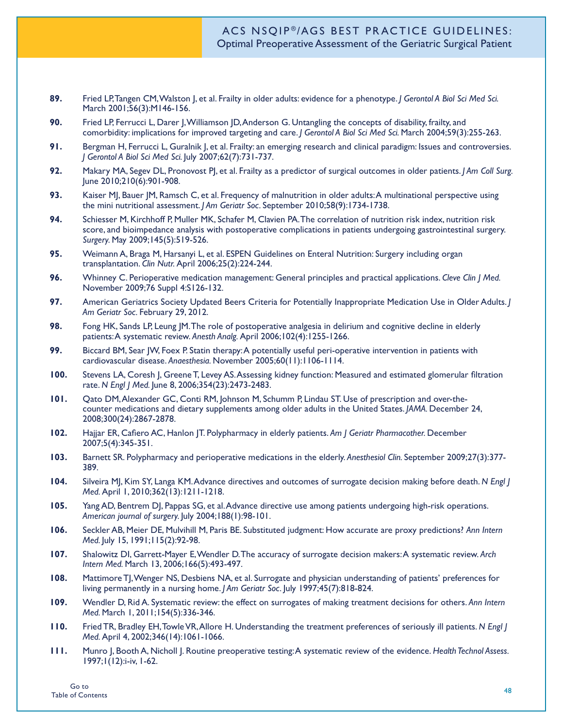89. Fried LP, Tangen CM, Walston J, et al. Frailty in older adults: evidence for a phenotype. *J Gerontol A Biol Sci Med Sci.* March 2001;56(3):M146-156.

90. Fried LP, Ferrucci L, Darer J, Williamson JD, Anderson G. Untangling the concepts of disability, frailty, and comorbidity: implications for improved targeting and care. *J Gerontol A Biol Sci Med Sci.* March 2004;59(3):255-263.

91. Bergman H, Ferrucci L, Guralnik J, et al. Frailty: an emerging research and clinical paradigm: Issues and controversies. *J Gerontol A Biol Sci Med Sci.* July 2007;62(7):731-737.

92. Makary MA, Segev DL, Pronovost PJ, et al. Frailty as a predictor of surgical outcomes in older patients. *J Am Coll Surg.* June 2010;210(6):901-908.

93. Kaiser MJ, Bauer JM, Ramsch C, et al. Frequency of malnutrition in older adults: A multinational perspective using the mini nutritional assessment. *J Am Geriatr Soc*. September 2010;58(9):1734-1738.

94. Schiesser M, Kirchhoff P, Muller MK, Schafer M, Clavien PA. The correlation of nutrition risk index, nutrition risk score, and bioimpedance analysis with postoperative complications in patients undergoing gastrointestinal surgery. *Surgery.* May 2009;145(5):519-526.

95. Weimann A, Braga M, Harsanyi L, et al. ESPEN Guidelines on Enteral Nutrition: Surgery including organ transplantation. *Clin Nutr.* April 2006;25(2):224-244.

96. Whinney C. Perioperative medication management: General principles and practical applications. *Cleve Clin J Med.* November 2009;76 Suppl 4:S126-132.

97. American Geriatrics Society Updated Beers Criteria for Potentially Inappropriate Medication Use in Older Adults. *J Am Geriatr Soc*. February 29, 2012.

98. Fong HK, Sands LP, Leung JM. The role of postoperative analgesia in delirium and cognitive decline in elderly patients: A systematic review. *Anesth Analg.* April 2006;102(4):1255-1266.

99. Biccard BM, Sear JW, Foex P. Statin therapy: A potentially useful peri-operative intervention in patients with cardiovascular disease. *Anaesthesia.* November 2005;60(11):1106-1114.

100. Stevens LA, Coresh J, Greene T, Levey AS. Assessing kidney function: Measured and estimated glomerular filtration rate. *N Engl J Med.* June 8, 2006;354(23):2473-2483.

101. Qato DM, Alexander GC, Conti RM, Johnson M, Schumm P, Lindau ST. Use of prescription and over-the-counter medications and dietary supplements among older adults in the United States. *JAMA.* December 24, 2008;300(24):2867-2878.

102. Hajjar ER, Cafiero AC, Hanlon JT. Polypharmacy in elderly patients. *Am J Geriatr Pharmacother.* December 2007;5(4):345-351.

103. Barnett SR. Polypharmacy and perioperative medications in the elderly. *Anesthesiol Clin.* September 2009;27(3):377-389.

104. Silveira MJ, Kim SY, Langa KM. Advance directives and outcomes of surrogate decision making before death. *N Engl J Med.* April 1, 2010;362(13):1211-1218.

105. Yang AD, Bentrem DJ, Pappas SG, et al. Advance directive use among patients undergoing high-risk operations. *American journal of surgery.* July 2004;188(1):98-101.

106. Seckler AB, Meier DE, Mulvihill M, Paris BE. Substituted judgment: How accurate are proxy predictions? *Ann Intern Med.* July 15, 1991;115(2):92-98.

107. Shalowitz DI, Garrett-Mayer E, Wendler D. The accuracy of surrogate decision makers: A systematic review. *Arch Intern Med.* March 13, 2006;166(5):493-497.

108. Mattimore TJ, Wenger NS, Desbiens NA, et al. Surrogate and physician understanding of patients' preferences for living permanently in a nursing home. *J Am Geriatr Soc*. July 1997;45(7):818-824.

109. Wendler D, Rid A. Systematic review: the effect on surrogates of making treatment decisions for others. *Ann Intern Med.* March 1, 2011;154(5):336-346.

110. Fried TR, Bradley EH, Towle VR, Allore H. Understanding the treatment preferences of seriously ill patients. *N Engl J Med.* April 4, 2002;346(14):1061-1066.

111. Munro J, Booth A, Nicholl J. Routine preoperative testing: A systematic review of the evidence. *Health Technol Assess.* 1997;1(12):i-iv, 1-62.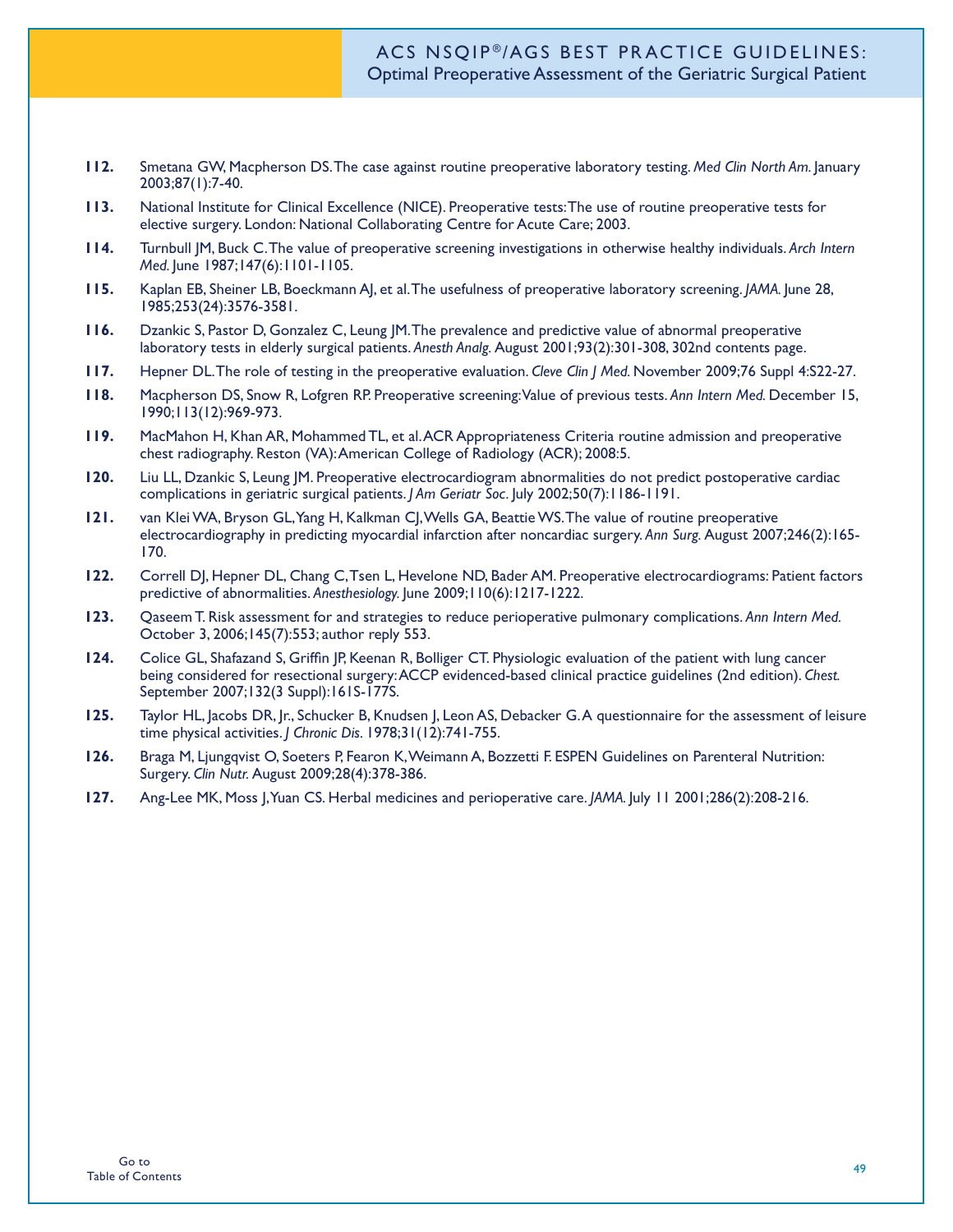112. Smetana GW, Macpherson DS. The case against routine preoperative laboratory testing. *Med Clin North Am.* January 2003;87(1):7-40.

113. National Institute for Clinical Excellence (NICE). Preoperative tests: The use of routine preoperative tests for elective surgery. London: National Collaborating Centre for Acute Care; 2003.

114. Turnbull JM, Buck C. The value of preoperative screening investigations in otherwise healthy individuals. *Arch Intern Med.* June 1987;147(6):1101-1105.

115. Kaplan EB, Sheiner LB, Boeckmann AJ, et al. The usefulness of preoperative laboratory screening. *JAMA.* June 28, 1985;253(24):3576-3581.

116. Dzankic S, Pastor D, Gonzalez C, Leung JM. The prevalence and predictive value of abnormal preoperative laboratory tests in elderly surgical patients. *Anesth Analg.* August 2001;93(2):301-308, 302nd contents page.

117. Hepner DL. The role of testing in the preoperative evaluation. *Cleve Clin J Med.* November 2009;76 Suppl 4:S22-27.

118. Macpherson DS, Snow R, Lofgren RP. Preoperative screening: Value of previous tests. *Ann Intern Med.* December 15, 1990;113(12):969-973.

119. MacMahon H, Khan AR, Mohammed TL, et al. ACR Appropriateness Criteria routine admission and preoperative chest radiography. Reston (VA): American College of Radiology (ACR); 2008:5.

120. Liu LL, Dzankic S, Leung JM. Preoperative electrocardiogram abnormalities do not predict postoperative cardiac complications in geriatric surgical patients. *J Am Geriatr Soc*. July 2002;50(7):1186-1191.

121. van Klei WA, Bryson GL, Yang H, Kalkman CJ, Wells GA, Beattie WS. The value of routine preoperative electrocardiography in predicting myocardial infarction after noncardiac surgery. *Ann Surg.* August 2007;246(2):165-170.

122. Correll DJ, Hepner DL, Chang C, Tsen L, Hevelone ND, Bader AM. Preoperative electrocardiograms: Patient factors predictive of abnormalities. *Anesthesiology.* June 2009;110(6):1217-1222.

123. Qaseem T. Risk assessment for and strategies to reduce perioperative pulmonary complications. *Ann Intern Med.* October 3, 2006;145(7):553; author reply 553.

124. Colice GL, Shafazand S, Griffin JP, Keenan R, Bolliger CT. Physiologic evaluation of the patient with lung cancer being considered for resectional surgery: ACCP evidenced-based clinical practice guidelines (2nd edition). *Chest.* September 2007;132(3 Suppl):161S-177S.

125. Taylor HL, Jacobs DR, Jr., Schucker B, Knudsen J, Leon AS, Debacker G. A questionnaire for the assessment of leisure time physical activities. *J Chronic Dis.* 1978;31(12):741-755.

126. Braga M, Ljungqvist O, Soeters P, Fearon K, Weimann A, Bozzetti F. ESPEN Guidelines on Parenteral Nutrition: Surgery. *Clin Nutr.* August 2009;28(4):378-386.

127. Ang-Lee MK, Moss J, Yuan CS. Herbal medicines and perioperative care. *JAMA.* July 11 2001;286(2):208-216.